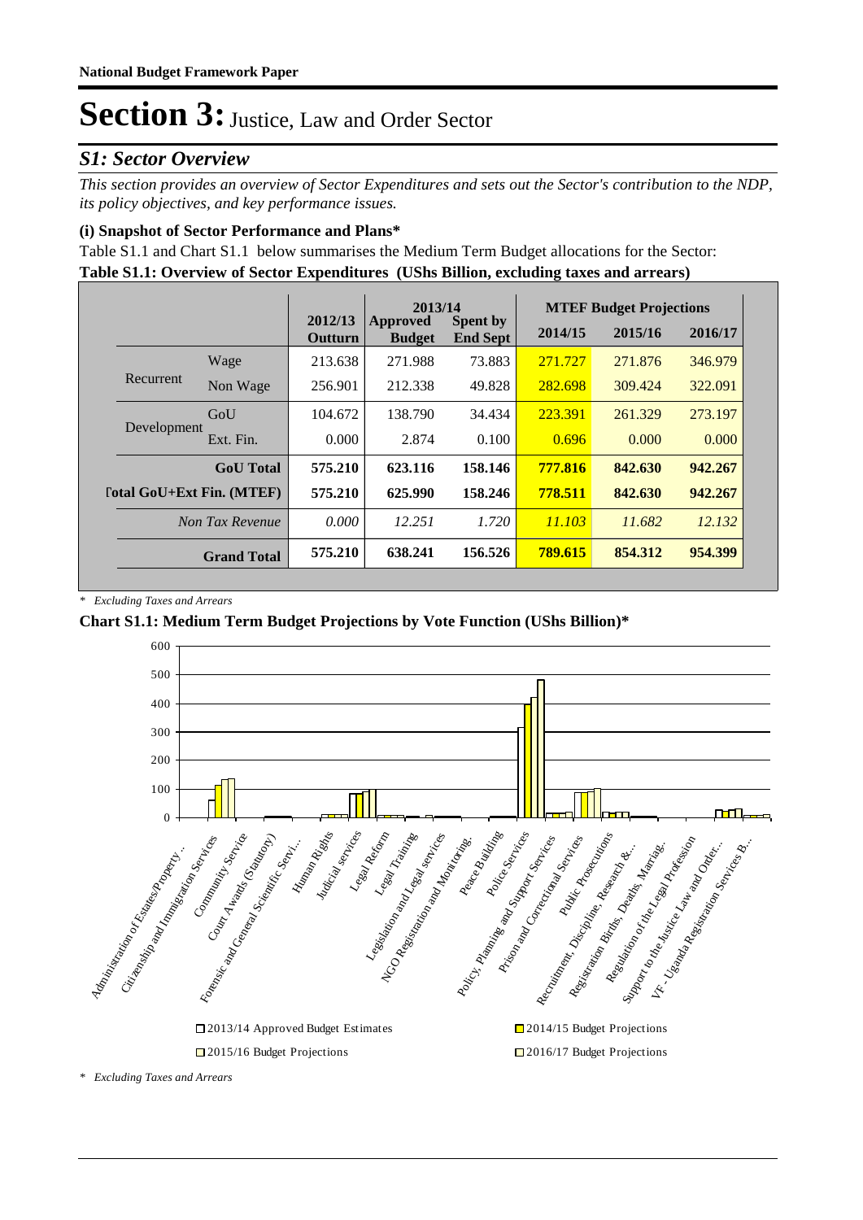National Budget Framework Paper

# Section 3: Justice, Law and Order Sector

## *S1: Sector Overview*

*This section provides an overview of Sector Expenditures and sets out the Sector's contribution to the NDP, its policy objectives, and key performance issues.*

### (i) Snapshot of Sector Performance and Plans*

Table S1.1 and Chart S1.1 below summarises the Medium Term Budget allocations for the Sector:

**Table S1.1: Overview of Sector Expenditures (UShs Billion, excluding taxes and arrears)**

| | | 2012/13 Outturn | 2013/14 Approved Budget | 2013/14 Spent by End Sept | MTEF Budget Projections 2014/15 | 2015/16 | 2016/17 |
|---|---|---|---|---|---|---|---|
| Recurrent | Wage | 213.638 | 271.988 | 73.883 | 271.727 | 271.876 | 346.979 |
| | Non Wage | 256.901 | 212.338 | 49.828 | 282.698 | 309.424 | 322.091 |
| Development | GoU | 104.672 | 138.790 | 34.434 | 223.391 | 261.329 | 273.197 |
| | Ext. Fin. | 0.000 | 2.874 | 0.100 | 0.696 | 0.000 | 0.000 |
| | **GoU Total** | **575.210** | **623.116** | **158.146** | **777.816** | **842.630** | **942.267** |
| **Total GoU+Ext Fin. (MTEF)** | | **575.210** | **625.990** | **158.246** | **778.511** | **842.630** | **942.267** |
| | *Non Tax Revenue* | *0.000* | *12.251* | *1.720* | *11.103* | *11.682* | *12.132* |
| | **Grand Total** | **575.210** | **638.241** | **156.526** | **789.615** | **854.312** | **954.399** |

\* *Excluding Taxes and Arrears*

**Chart S1.1: Medium Term Budget Projections by Vote Function (UShs Billion)***

600
500
400
300
200
100
0

Administration of Estates/Property ..
Citizenship and Immigration Services
Community Service
Court Awards (Statutory)
Forensic and General Scientific Servi...
Human Rights
Judicial services
Legal Reform
Legal Training
Legislation and Legal services
NGO Registration and Monitoring.
Peace Building
Police Services
Policy, Planning and Support Services
Prison and Correctional Services
Public Prosecutions
Recruitment, Discipline, Research &...
Registration Births, Deaths, Marriag..
Regulation of the Legal Profession
Support to the Justice Law and Order...
VF - Uganda Registration Services B...

2013/14 Approved Budget Estimates
2014/15 Budget Projections
2015/16 Budget Projections
2016/17 Budget Projections

\* *Excluding Taxes and Arrears*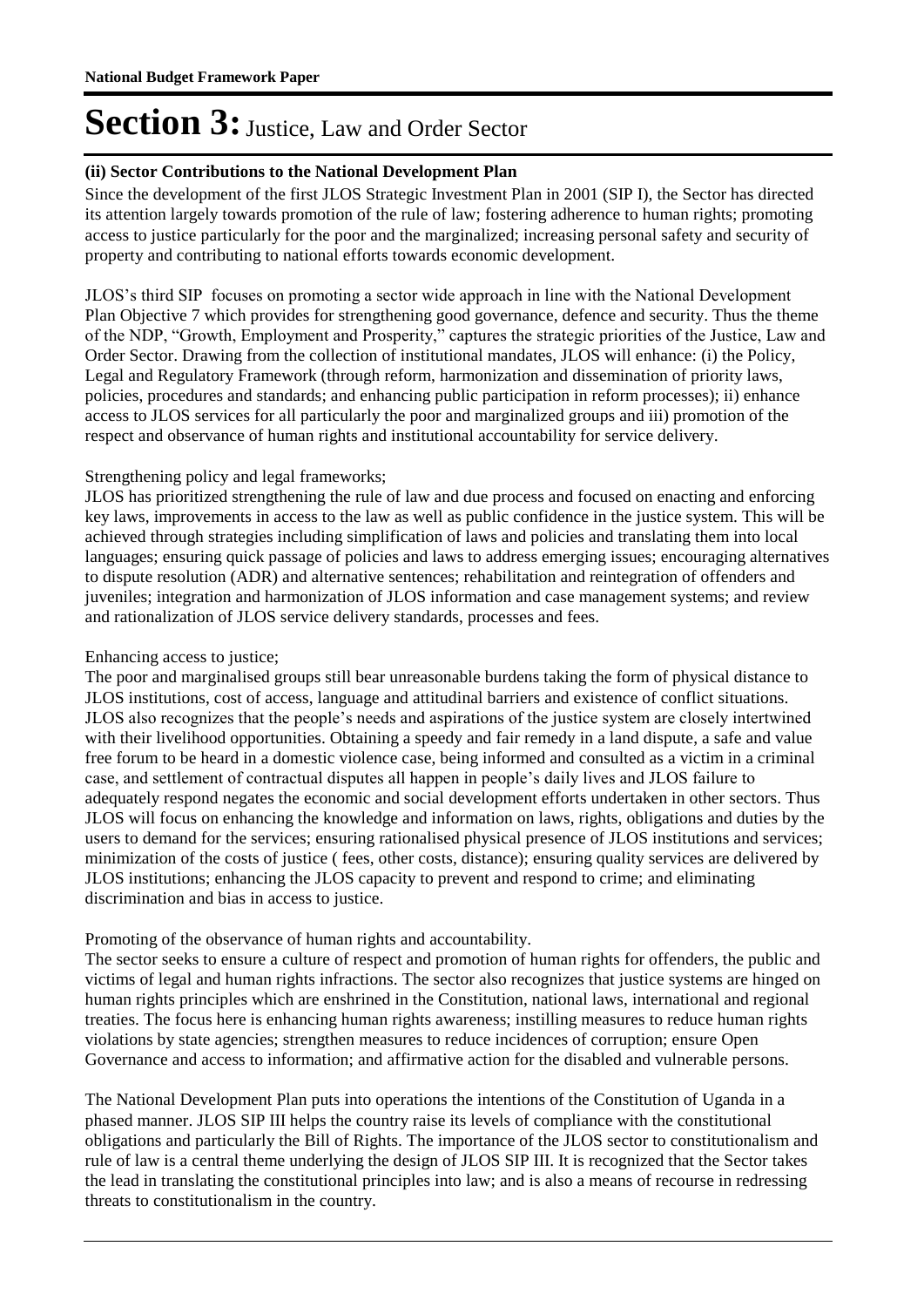# Section 3: Justice, Law and Order Sector

**(ii) Sector Contributions to the National Development Plan**

Since the development of the first JLOS Strategic Investment Plan in 2001 (SIP I), the Sector has directed its attention largely towards promotion of the rule of law; fostering adherence to human rights; promoting access to justice particularly for the poor and the marginalized; increasing personal safety and security of property and contributing to national efforts towards economic development.

JLOS's third SIP focuses on promoting a sector wide approach in line with the National Development Plan Objective 7 which provides for strengthening good governance, defence and security. Thus the theme of the NDP, "Growth, Employment and Prosperity," captures the strategic priorities of the Justice, Law and Order Sector. Drawing from the collection of institutional mandates, JLOS will enhance: (i) the Policy, Legal and Regulatory Framework (through reform, harmonization and dissemination of priority laws, policies, procedures and standards; and enhancing public participation in reform processes); ii) enhance access to JLOS services for all particularly the poor and marginalized groups and iii) promotion of the respect and observance of human rights and institutional accountability for service delivery.

Strengthening policy and legal frameworks;

JLOS has prioritized strengthening the rule of law and due process and focused on enacting and enforcing key laws, improvements in access to the law as well as public confidence in the justice system. This will be achieved through strategies including simplification of laws and policies and translating them into local languages; ensuring quick passage of policies and laws to address emerging issues; encouraging alternatives to dispute resolution (ADR) and alternative sentences; rehabilitation and reintegration of offenders and juveniles; integration and harmonization of JLOS information and case management systems; and review and rationalization of JLOS service delivery standards, processes and fees.

Enhancing access to justice;

The poor and marginalised groups still bear unreasonable burdens taking the form of physical distance to JLOS institutions, cost of access, language and attitudinal barriers and existence of conflict situations. JLOS also recognizes that the people's needs and aspirations of the justice system are closely intertwined with their livelihood opportunities. Obtaining a speedy and fair remedy in a land dispute, a safe and value free forum to be heard in a domestic violence case, being informed and consulted as a victim in a criminal case, and settlement of contractual disputes all happen in people's daily lives and JLOS failure to adequately respond negates the economic and social development efforts undertaken in other sectors. Thus JLOS will focus on enhancing the knowledge and information on laws, rights, obligations and duties by the users to demand for the services; ensuring rationalised physical presence of JLOS institutions and services; minimization of the costs of justice ( fees, other costs, distance); ensuring quality services are delivered by JLOS institutions; enhancing the JLOS capacity to prevent and respond to crime; and eliminating discrimination and bias in access to justice.

Promoting of the observance of human rights and accountability.

The sector seeks to ensure a culture of respect and promotion of human rights for offenders, the public and victims of legal and human rights infractions. The sector also recognizes that justice systems are hinged on human rights principles which are enshrined in the Constitution, national laws, international and regional treaties. The focus here is enhancing human rights awareness; instilling measures to reduce human rights violations by state agencies; strengthen measures to reduce incidences of corruption; ensure Open Governance and access to information; and affirmative action for the disabled and vulnerable persons.

The National Development Plan puts into operations the intentions of the Constitution of Uganda in a phased manner. JLOS SIP III helps the country raise its levels of compliance with the constitutional obligations and particularly the Bill of Rights. The importance of the JLOS sector to constitutionalism and rule of law is a central theme underlying the design of JLOS SIP III. It is recognized that the Sector takes the lead in translating the constitutional principles into law; and is also a means of recourse in redressing threats to constitutionalism in the country.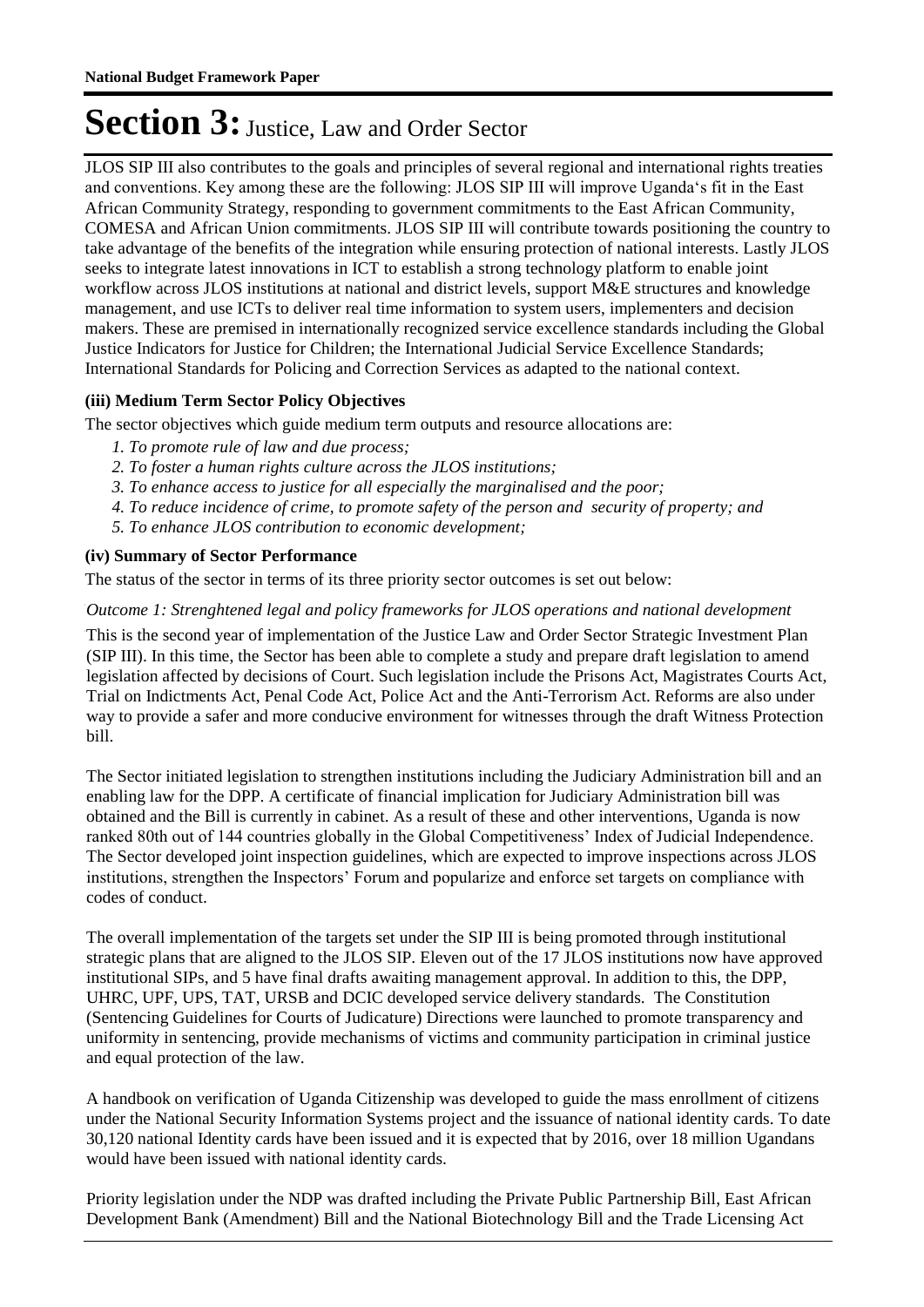# Section 3: Justice, Law and Order Sector

JLOS SIP III also contributes to the goals and principles of several regional and international rights treaties and conventions. Key among these are the following: JLOS SIP III will improve Uganda's fit in the East African Community Strategy, responding to government commitments to the East African Community, COMESA and African Union commitments. JLOS SIP III will contribute towards positioning the country to take advantage of the benefits of the integration while ensuring protection of national interests. Lastly JLOS seeks to integrate latest innovations in ICT to establish a strong technology platform to enable joint workflow across JLOS institutions at national and district levels, support M&E structures and knowledge management, and use ICTs to deliver real time information to system users, implementers and decision makers. These are premised in internationally recognized service excellence standards including the Global Justice Indicators for Justice for Children; the International Judicial Service Excellence Standards; International Standards for Policing and Correction Services as adapted to the national context.

### (iii) Medium Term Sector Policy Objectives

The sector objectives which guide medium term outputs and resource allocations are:

1. *To promote rule of law and due process;*
2. *To foster a human rights culture across the JLOS institutions;*
3. *To enhance access to justice for all especially the marginalised and the poor;*
4. *To reduce incidence of crime, to promote safety of the person and security of property; and*
5. *To enhance JLOS contribution to economic development;*

### (iv) Summary of Sector Performance

The status of the sector in terms of its three priority sector outcomes is set out below:

*Outcome 1: Strenghtened legal and policy frameworks for JLOS operations and national development*

This is the second year of implementation of the Justice Law and Order Sector Strategic Investment Plan (SIP III). In this time, the Sector has been able to complete a study and prepare draft legislation to amend legislation affected by decisions of Court. Such legislation include the Prisons Act, Magistrates Courts Act, Trial on Indictments Act, Penal Code Act, Police Act and the Anti-Terrorism Act. Reforms are also under way to provide a safer and more conducive environment for witnesses through the draft Witness Protection bill.

The Sector initiated legislation to strengthen institutions including the Judiciary Administration bill and an enabling law for the DPP. A certificate of financial implication for Judiciary Administration bill was obtained and the Bill is currently in cabinet. As a result of these and other interventions, Uganda is now ranked 80th out of 144 countries globally in the Global Competitiveness' Index of Judicial Independence. The Sector developed joint inspection guidelines, which are expected to improve inspections across JLOS institutions, strengthen the Inspectors' Forum and popularize and enforce set targets on compliance with codes of conduct.

The overall implementation of the targets set under the SIP III is being promoted through institutional strategic plans that are aligned to the JLOS SIP. Eleven out of the 17 JLOS institutions now have approved institutional SIPs, and 5 have final drafts awaiting management approval. In addition to this, the DPP, UHRC, UPF, UPS, TAT, URSB and DCIC developed service delivery standards. The Constitution (Sentencing Guidelines for Courts of Judicature) Directions were launched to promote transparency and uniformity in sentencing, provide mechanisms of victims and community participation in criminal justice and equal protection of the law.

A handbook on verification of Uganda Citizenship was developed to guide the mass enrollment of citizens under the National Security Information Systems project and the issuance of national identity cards. To date 30,120 national Identity cards have been issued and it is expected that by 2016, over 18 million Ugandans would have been issued with national identity cards.

Priority legislation under the NDP was drafted including the Private Public Partnership Bill, East African Development Bank (Amendment) Bill and the National Biotechnology Bill and the Trade Licensing Act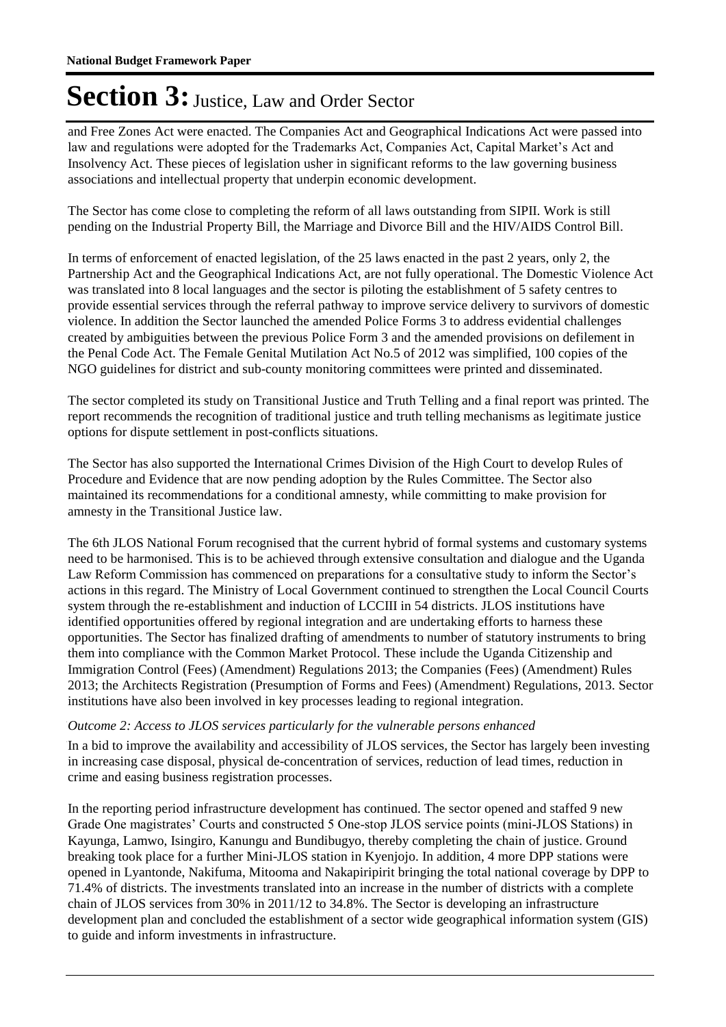and Free Zones Act were enacted. The Companies Act and Geographical Indications Act were passed into law and regulations were adopted for the Trademarks Act, Companies Act, Capital Market's Act and Insolvency Act. These pieces of legislation usher in significant reforms to the law governing business associations and intellectual property that underpin economic development.

The Sector has come close to completing the reform of all laws outstanding from SIPII. Work is still pending on the Industrial Property Bill, the Marriage and Divorce Bill and the HIV/AIDS Control Bill.

In terms of enforcement of enacted legislation, of the 25 laws enacted in the past 2 years, only 2, the Partnership Act and the Geographical Indications Act, are not fully operational. The Domestic Violence Act was translated into 8 local languages and the sector is piloting the establishment of 5 safety centres to provide essential services through the referral pathway to improve service delivery to survivors of domestic violence. In addition the Sector launched the amended Police Forms 3 to address evidential challenges created by ambiguities between the previous Police Form 3 and the amended provisions on defilement in the Penal Code Act. The Female Genital Mutilation Act No.5 of 2012 was simplified, 100 copies of the NGO guidelines for district and sub-county monitoring committees were printed and disseminated.

The sector completed its study on Transitional Justice and Truth Telling and a final report was printed. The report recommends the recognition of traditional justice and truth telling mechanisms as legitimate justice options for dispute settlement in post-conflicts situations.

The Sector has also supported the International Crimes Division of the High Court to develop Rules of Procedure and Evidence that are now pending adoption by the Rules Committee. The Sector also maintained its recommendations for a conditional amnesty, while committing to make provision for amnesty in the Transitional Justice law.

The 6th JLOS National Forum recognised that the current hybrid of formal systems and customary systems need to be harmonised. This is to be achieved through extensive consultation and dialogue and the Uganda Law Reform Commission has commenced on preparations for a consultative study to inform the Sector's actions in this regard. The Ministry of Local Government continued to strengthen the Local Council Courts system through the re-establishment and induction of LCCIII in 54 districts. JLOS institutions have identified opportunities offered by regional integration and are undertaking efforts to harness these opportunities. The Sector has finalized drafting of amendments to number of statutory instruments to bring them into compliance with the Common Market Protocol. These include the Uganda Citizenship and Immigration Control (Fees) (Amendment) Regulations 2013; the Companies (Fees) (Amendment) Rules 2013; the Architects Registration (Presumption of Forms and Fees) (Amendment) Regulations, 2013. Sector institutions have also been involved in key processes leading to regional integration.

*Outcome 2: Access to JLOS services particularly for the vulnerable persons enhanced*

In a bid to improve the availability and accessibility of JLOS services, the Sector has largely been investing in increasing case disposal, physical de-concentration of services, reduction of lead times, reduction in crime and easing business registration processes.

In the reporting period infrastructure development has continued. The sector opened and staffed 9 new Grade One magistrates' Courts and constructed 5 One-stop JLOS service points (mini-JLOS Stations) in Kayunga, Lamwo, Isingiro, Kanungu and Bundibugyo, thereby completing the chain of justice. Ground breaking took place for a further Mini-JLOS station in Kyenjojo. In addition, 4 more DPP stations were opened in Lyantonde, Nakifuma, Mitooma and Nakapiripirit bringing the total national coverage by DPP to 71.4% of districts. The investments translated into an increase in the number of districts with a complete chain of JLOS services from 30% in 2011/12 to 34.8%. The Sector is developing an infrastructure development plan and concluded the establishment of a sector wide geographical information system (GIS) to guide and inform investments in infrastructure.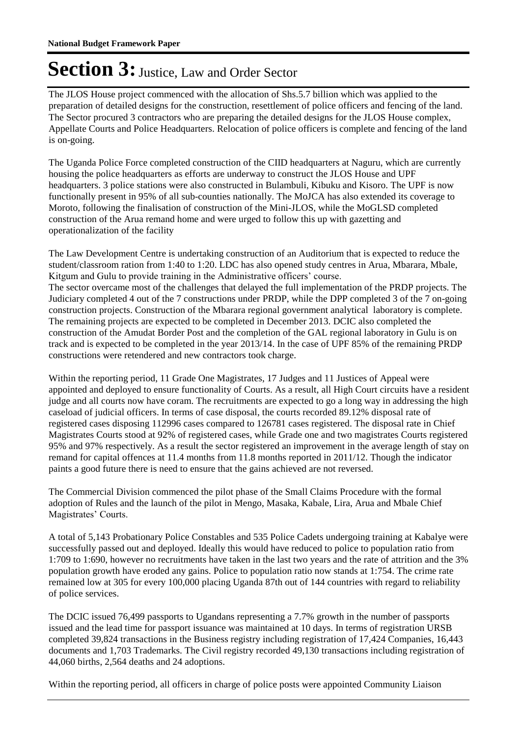# Section 3: Justice, Law and Order Sector

The JLOS House project commenced with the allocation of Shs.5.7 billion which was applied to the preparation of detailed designs for the construction, resettlement of police officers and fencing of the land. The Sector procured 3 contractors who are preparing the detailed designs for the JLOS House complex, Appellate Courts and Police Headquarters. Relocation of police officers is complete and fencing of the land is on-going.

The Uganda Police Force completed construction of the CIID headquarters at Naguru, which are currently housing the police headquarters as efforts are underway to construct the JLOS House and UPF headquarters. 3 police stations were also constructed in Bulambuli, Kibuku and Kisoro. The UPF is now functionally present in 95% of all sub-counties nationally. The MoJCA has also extended its coverage to Moroto, following the finalisation of construction of the Mini-JLOS, while the MoGLSD completed construction of the Arua remand home and were urged to follow this up with gazetting and operationalization of the facility

The Law Development Centre is undertaking construction of an Auditorium that is expected to reduce the student/classroom ration from 1:40 to 1:20. LDC has also opened study centres in Arua, Mbarara, Mbale, Kitgum and Gulu to provide training in the Administrative officers' course.
The sector overcame most of the challenges that delayed the full implementation of the PRDP projects. The Judiciary completed 4 out of the 7 constructions under PRDP, while the DPP completed 3 of the 7 on-going construction projects. Construction of the Mbarara regional government analytical laboratory is complete. The remaining projects are expected to be completed in December 2013. DCIC also completed the construction of the Amudat Border Post and the completion of the GAL regional laboratory in Gulu is on track and is expected to be completed in the year 2013/14. In the case of UPF 85% of the remaining PRDP constructions were retendered and new contractors took charge.

Within the reporting period, 11 Grade One Magistrates, 17 Judges and 11 Justices of Appeal were appointed and deployed to ensure functionality of Courts. As a result, all High Court circuits have a resident judge and all courts now have coram. The recruitments are expected to go a long way in addressing the high caseload of judicial officers. In terms of case disposal, the courts recorded 89.12% disposal rate of registered cases disposing 112996 cases compared to 126781 cases registered. The disposal rate in Chief Magistrates Courts stood at 92% of registered cases, while Grade one and two magistrates Courts registered 95% and 97% respectively. As a result the sector registered an improvement in the average length of stay on remand for capital offences at 11.4 months from 11.8 months reported in 2011/12. Though the indicator paints a good future there is need to ensure that the gains achieved are not reversed.

The Commercial Division commenced the pilot phase of the Small Claims Procedure with the formal adoption of Rules and the launch of the pilot in Mengo, Masaka, Kabale, Lira, Arua and Mbale Chief Magistrates' Courts.

A total of 5,143 Probationary Police Constables and 535 Police Cadets undergoing training at Kabalye were successfully passed out and deployed. Ideally this would have reduced to police to population ratio from 1:709 to 1:690, however no recruitments have taken in the last two years and the rate of attrition and the 3% population growth have eroded any gains. Police to population ratio now stands at 1:754. The crime rate remained low at 305 for every 100,000 placing Uganda 87th out of 144 countries with regard to reliability of police services.

The DCIC issued 76,499 passports to Ugandans representing a 7.7% growth in the number of passports issued and the lead time for passport issuance was maintained at 10 days. In terms of registration URSB completed 39,824 transactions in the Business registry including registration of 17,424 Companies, 16,443 documents and 1,703 Trademarks. The Civil registry recorded 49,130 transactions including registration of 44,060 births, 2,564 deaths and 24 adoptions.

Within the reporting period, all officers in charge of police posts were appointed Community Liaison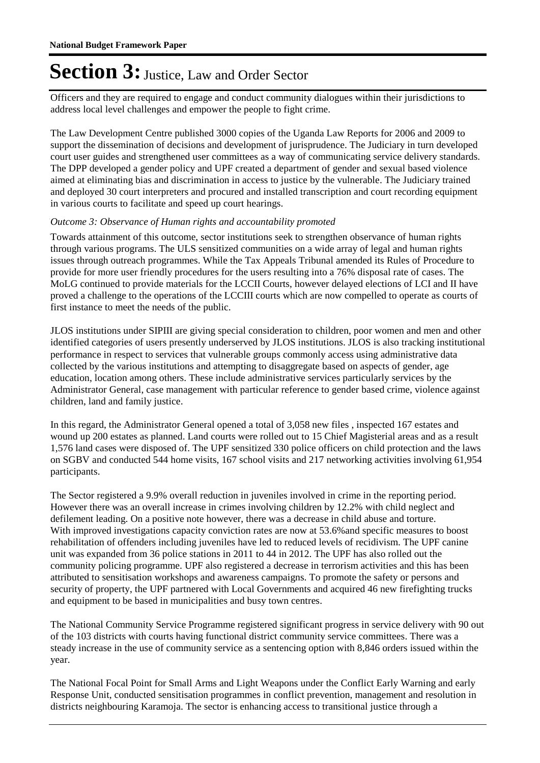Officers and they are required to engage and conduct community dialogues within their jurisdictions to address local level challenges and empower the people to fight crime.

The Law Development Centre published 3000 copies of the Uganda Law Reports for 2006 and 2009 to support the dissemination of decisions and development of jurisprudence. The Judiciary in turn developed court user guides and strengthened user committees as a way of communicating service delivery standards. The DPP developed a gender policy and UPF created a department of gender and sexual based violence aimed at eliminating bias and discrimination in access to justice by the vulnerable. The Judiciary trained and deployed 30 court interpreters and procured and installed transcription and court recording equipment in various courts to facilitate and speed up court hearings.

*Outcome 3: Observance of Human rights and accountability promoted*

Towards attainment of this outcome, sector institutions seek to strengthen observance of human rights through various programs. The ULS sensitized communities on a wide array of legal and human rights issues through outreach programmes. While the Tax Appeals Tribunal amended its Rules of Procedure to provide for more user friendly procedures for the users resulting into a 76% disposal rate of cases. The MoLG continued to provide materials for the LCCII Courts, however delayed elections of LCI and II have proved a challenge to the operations of the LCCIII courts which are now compelled to operate as courts of first instance to meet the needs of the public.

JLOS institutions under SIPIII are giving special consideration to children, poor women and men and other identified categories of users presently underserved by JLOS institutions. JLOS is also tracking institutional performance in respect to services that vulnerable groups commonly access using administrative data collected by the various institutions and attempting to disaggregate based on aspects of gender, age education, location among others. These include administrative services particularly services by the Administrator General, case management with particular reference to gender based crime, violence against children, land and family justice.

In this regard, the Administrator General opened a total of 3,058 new files , inspected 167 estates and wound up 200 estates as planned. Land courts were rolled out to 15 Chief Magisterial areas and as a result 1,576 land cases were disposed of. The UPF sensitized 330 police officers on child protection and the laws on SGBV and conducted 544 home visits, 167 school visits and 217 networking activities involving 61,954 participants.

The Sector registered a 9.9% overall reduction in juveniles involved in crime in the reporting period. However there was an overall increase in crimes involving children by 12.2% with child neglect and defilement leading. On a positive note however, there was a decrease in child abuse and torture. With improved investigations capacity conviction rates are now at 53.6%and specific measures to boost rehabilitation of offenders including juveniles have led to reduced levels of recidivism. The UPF canine unit was expanded from 36 police stations in 2011 to 44 in 2012. The UPF has also rolled out the community policing programme. UPF also registered a decrease in terrorism activities and this has been attributed to sensitisation workshops and awareness campaigns. To promote the safety or persons and security of property, the UPF partnered with Local Governments and acquired 46 new firefighting trucks and equipment to be based in municipalities and busy town centres.

The National Community Service Programme registered significant progress in service delivery with 90 out of the 103 districts with courts having functional district community service committees. There was a steady increase in the use of community service as a sentencing option with 8,846 orders issued within the year.

The National Focal Point for Small Arms and Light Weapons under the Conflict Early Warning and early Response Unit, conducted sensitisation programmes in conflict prevention, management and resolution in districts neighbouring Karamoja. The sector is enhancing access to transitional justice through a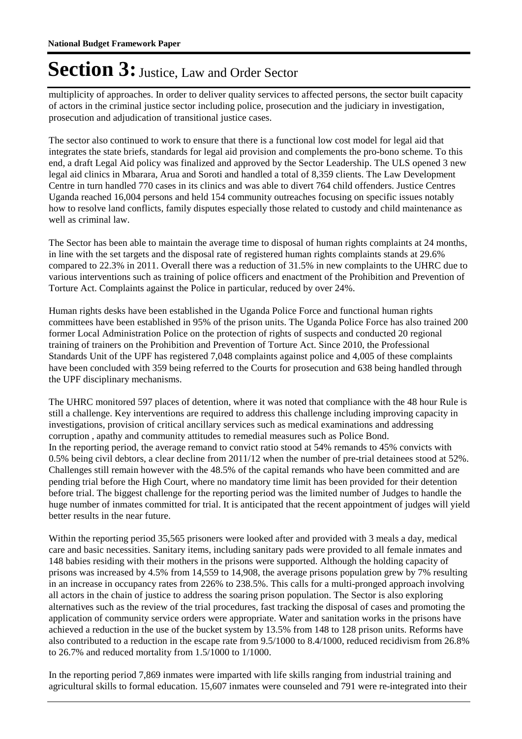# Section 3: Justice, Law and Order Sector

multiplicity of approaches. In order to deliver quality services to affected persons, the sector built capacity of actors in the criminal justice sector including police, prosecution and the judiciary in investigation, prosecution and adjudication of transitional justice cases.

The sector also continued to work to ensure that there is a functional low cost model for legal aid that integrates the state briefs, standards for legal aid provision and complements the pro-bono scheme. To this end, a draft Legal Aid policy was finalized and approved by the Sector Leadership. The ULS opened 3 new legal aid clinics in Mbarara, Arua and Soroti and handled a total of 8,359 clients. The Law Development Centre in turn handled 770 cases in its clinics and was able to divert 764 child offenders. Justice Centres Uganda reached 16,004 persons and held 154 community outreaches focusing on specific issues notably how to resolve land conflicts, family disputes especially those related to custody and child maintenance as well as criminal law.

The Sector has been able to maintain the average time to disposal of human rights complaints at 24 months, in line with the set targets and the disposal rate of registered human rights complaints stands at 29.6% compared to 22.3% in 2011. Overall there was a reduction of 31.5% in new complaints to the UHRC due to various interventions such as training of police officers and enactment of the Prohibition and Prevention of Torture Act. Complaints against the Police in particular, reduced by over 24%.

Human rights desks have been established in the Uganda Police Force and functional human rights committees have been established in 95% of the prison units. The Uganda Police Force has also trained 200 former Local Administration Police on the protection of rights of suspects and conducted 20 regional training of trainers on the Prohibition and Prevention of Torture Act. Since 2010, the Professional Standards Unit of the UPF has registered 7,048 complaints against police and 4,005 of these complaints have been concluded with 359 being referred to the Courts for prosecution and 638 being handled through the UPF disciplinary mechanisms.

The UHRC monitored 597 places of detention, where it was noted that compliance with the 48 hour Rule is still a challenge. Key interventions are required to address this challenge including improving capacity in investigations, provision of critical ancillary services such as medical examinations and addressing corruption , apathy and community attitudes to remedial measures such as Police Bond.
In the reporting period, the average remand to convict ratio stood at 54% remands to 45% convicts with 0.5% being civil debtors, a clear decline from 2011/12 when the number of pre-trial detainees stood at 52%. Challenges still remain however with the 48.5% of the capital remands who have been committed and are pending trial before the High Court, where no mandatory time limit has been provided for their detention before trial. The biggest challenge for the reporting period was the limited number of Judges to handle the huge number of inmates committed for trial. It is anticipated that the recent appointment of judges will yield better results in the near future.

Within the reporting period 35,565 prisoners were looked after and provided with 3 meals a day, medical care and basic necessities. Sanitary items, including sanitary pads were provided to all female inmates and 148 babies residing with their mothers in the prisons were supported. Although the holding capacity of prisons was increased by 4.5% from 14,559 to 14,908, the average prisons population grew by 7% resulting in an increase in occupancy rates from 226% to 238.5%. This calls for a multi-pronged approach involving all actors in the chain of justice to address the soaring prison population. The Sector is also exploring alternatives such as the review of the trial procedures, fast tracking the disposal of cases and promoting the application of community service orders were appropriate. Water and sanitation works in the prisons have achieved a reduction in the use of the bucket system by 13.5% from 148 to 128 prison units. Reforms have also contributed to a reduction in the escape rate from 9.5/1000 to 8.4/1000, reduced recidivism from 26.8% to 26.7% and reduced mortality from 1.5/1000 to 1/1000.

In the reporting period 7,869 inmates were imparted with life skills ranging from industrial training and agricultural skills to formal education. 15,607 inmates were counseled and 791 were re-integrated into their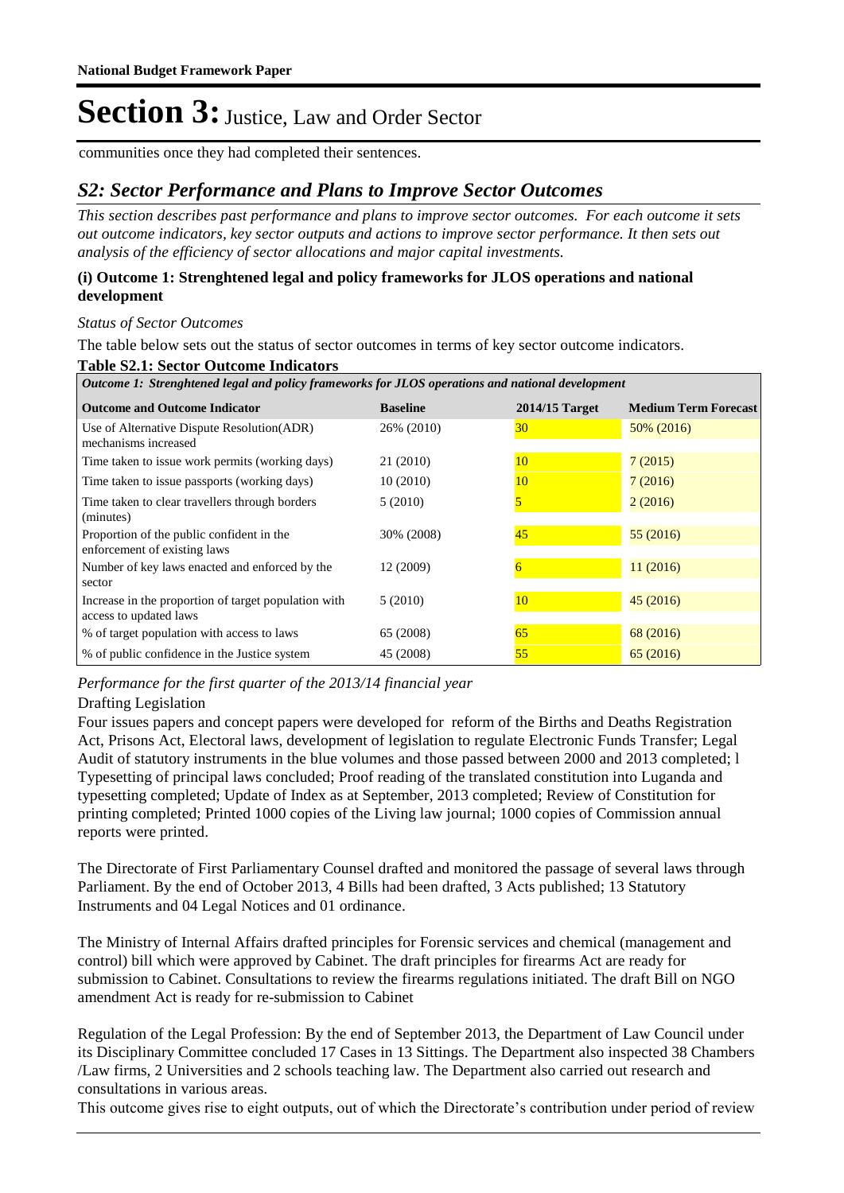communities once they had completed their sentences.

## *S2: Sector Performance and Plans to Improve Sector Outcomes*

*This section describes past performance and plans to improve sector outcomes. For each outcome it sets out outcome indicators, key sector outputs and actions to improve sector performance. It then sets out analysis of the efficiency of sector allocations and major capital investments.*

### (i) Outcome 1: Strenghtened legal and policy frameworks for JLOS operations and national development

*Status of Sector Outcomes*

The table below sets out the status of sector outcomes in terms of key sector outcome indicators.

**Table S2.1: Sector Outcome Indicators**

| *Outcome 1: Strenghtened legal and policy frameworks for JLOS operations and national development* | | | |
|---|---|---|---|
| **Outcome and Outcome Indicator** | **Baseline** | **2014/15 Target** | **Medium Term Forecast** |
| Use of Alternative Dispute Resolution(ADR) mechanisms increased | 26% (2010) | 30 | 50% (2016) |
| Time taken to issue work permits (working days) | 21 (2010) | 10 | 7 (2015) |
| Time taken to issue passports (working days) | 10 (2010) | 10 | 7 (2016) |
| Time taken to clear travellers through borders (minutes) | 5 (2010) | 5 | 2 (2016) |
| Proportion of the public confident in the enforcement of existing laws | 30% (2008) | 45 | 55 (2016) |
| Number of key laws enacted and enforced by the sector | 12 (2009) | 6 | 11 (2016) |
| Increase in the proportion of target population with access to updated laws | 5 (2010) | 10 | 45 (2016) |
| % of target population with access to laws | 65 (2008) | 65 | 68 (2016) |
| % of public confidence in the Justice system | 45 (2008) | 55 | 65 (2016) |

*Performance for the first quarter of the 2013/14 financial year*

Drafting Legislation

Four issues papers and concept papers were developed for reform of the Births and Deaths Registration Act, Prisons Act, Electoral laws, development of legislation to regulate Electronic Funds Transfer; Legal Audit of statutory instruments in the blue volumes and those passed between 2000 and 2013 completed; l Typesetting of principal laws concluded; Proof reading of the translated constitution into Luganda and typesetting completed; Update of Index as at September, 2013 completed; Review of Constitution for printing completed; Printed 1000 copies of the Living law journal; 1000 copies of Commission annual reports were printed.

The Directorate of First Parliamentary Counsel drafted and monitored the passage of several laws through Parliament. By the end of October 2013, 4 Bills had been drafted, 3 Acts published; 13 Statutory Instruments and 04 Legal Notices and 01 ordinance.

The Ministry of Internal Affairs drafted principles for Forensic services and chemical (management and control) bill which were approved by Cabinet. The draft principles for firearms Act are ready for submission to Cabinet. Consultations to review the firearms regulations initiated. The draft Bill on NGO amendment Act is ready for re-submission to Cabinet

Regulation of the Legal Profession: By the end of September 2013, the Department of Law Council under its Disciplinary Committee concluded 17 Cases in 13 Sittings. The Department also inspected 38 Chambers /Law firms, 2 Universities and 2 schools teaching law. The Department also carried out research and consultations in various areas.

This outcome gives rise to eight outputs, out of which the Directorate's contribution under period of review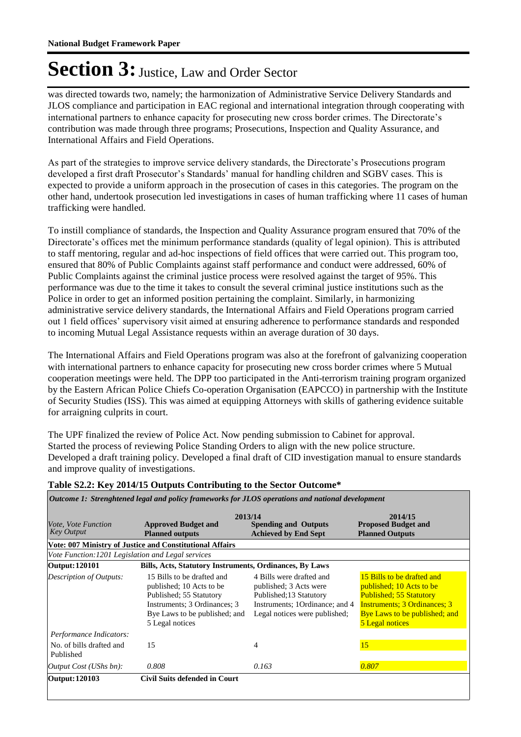# Section 3: Justice, Law and Order Sector

was directed towards two, namely; the harmonization of Administrative Service Delivery Standards and JLOS compliance and participation in EAC regional and international integration through cooperating with international partners to enhance capacity for prosecuting new cross border crimes. The Directorate's contribution was made through three programs; Prosecutions, Inspection and Quality Assurance, and International Affairs and Field Operations.

As part of the strategies to improve service delivery standards, the Directorate's Prosecutions program developed a first draft Prosecutor's Standards' manual for handling children and SGBV cases. This is expected to provide a uniform approach in the prosecution of cases in this categories. The program on the other hand, undertook prosecution led investigations in cases of human trafficking where 11 cases of human trafficking were handled.

To instill compliance of standards, the Inspection and Quality Assurance program ensured that 70% of the Directorate's offices met the minimum performance standards (quality of legal opinion). This is attributed to staff mentoring, regular and ad-hoc inspections of field offices that were carried out. This program too, ensured that 80% of Public Complaints against staff performance and conduct were addressed, 60% of Public Complaints against the criminal justice process were resolved against the target of 95%. This performance was due to the time it takes to consult the several criminal justice institutions such as the Police in order to get an informed position pertaining the complaint. Similarly, in harmonizing administrative service delivery standards, the International Affairs and Field Operations program carried out 1 field offices' supervisory visit aimed at ensuring adherence to performance standards and responded to incoming Mutual Legal Assistance requests within an average duration of 30 days.

The International Affairs and Field Operations program was also at the forefront of galvanizing cooperation with international partners to enhance capacity for prosecuting new cross border crimes where 5 Mutual cooperation meetings were held. The DPP too participated in the Anti-terrorism training program organized by the Eastern African Police Chiefs Co-operation Organisation (EAPCCO) in partnership with the Institute of Security Studies (ISS). This was aimed at equipping Attorneys with skills of gathering evidence suitable for arraigning culprits in court.

The UPF finalized the review of Police Act. Now pending submission to Cabinet for approval.
Started the process of reviewing Police Standing Orders to align with the new police structure.
Developed a draft training policy. Developed a final draft of CID investigation manual to ensure standards and improve quality of investigations.

**Table S2.2: Key 2014/15 Outputs Contributing to the Sector Outcome***

*Outcome 1: Strenghtened legal and policy frameworks for JLOS operations and national development*

| *Vote, Vote Function Key Output* | 2013/14 **Approved Budget and Planned outputs** | 2013/14 **Spending and Outputs Achieved by End Sept** | 2014/15 **Proposed Budget and Planned Outputs** |
|---|---|---|---|
| **Vote: 007 Ministry of Justice and Constitutional Affairs** | | | |
| *Vote Function:1201 Legislation and Legal services* | | | |
| **Output: 120101** | **Bills, Acts, Statutory Instruments, Ordinances, By Laws** | | |
| *Description of Outputs:* | 15 Bills to be drafted and published; 10 Acts to be Published; 55 Statutory Instruments; 3 Ordinances; 3 Bye Laws to be published; and 5 Legal notices | 4 Bills were drafted and published; 3 Acts were Published;13 Statutory Instruments; 1Ordinance; and 4 Legal notices were published; | 15 Bills to be drafted and published; 10 Acts to be Published; 55 Statutory Instruments; 3 Ordinances; 3 Bye Laws to be published; and 5 Legal notices |
| *Performance Indicators:* | | | |
| No. of bills drafted and Published | 15 | 4 | 15 |
| *Output Cost (UShs bn):* | *0.808* | *0.163* | *0.807* |
| **Output: 120103** | **Civil Suits defended in Court** | | |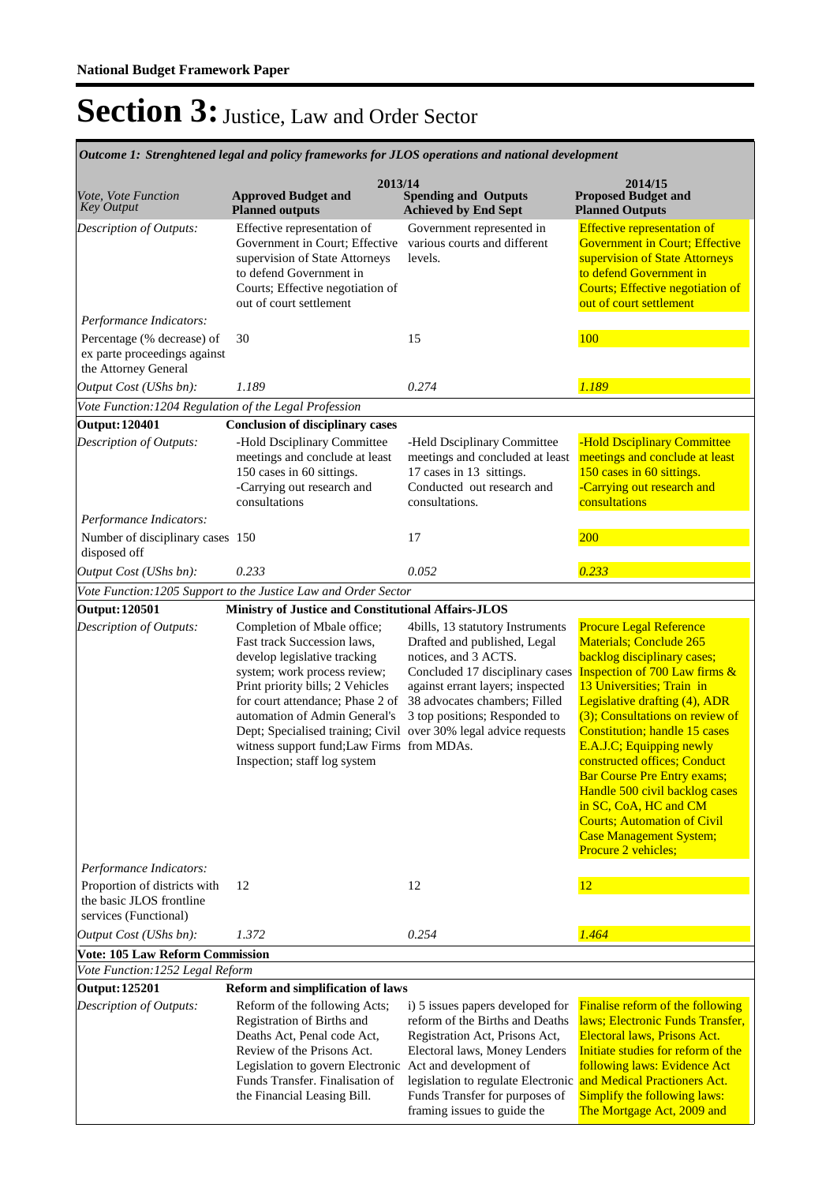**National Budget Framework Paper**

# Section 3: Justice, Law and Order Sector

*Outcome 1: Strenghtened legal and policy frameworks for JLOS operations and national development*

| *Vote, Vote Function Key Output* | 2013/14 Approved Budget and Planned outputs | 2013/14 Spending and Outputs Achieved by End Sept | 2014/15 Proposed Budget and Planned Outputs |
|---|---|---|---|
| *Description of Outputs:* | Effective representation of Government in Court; Effective supervision of State Attorneys to defend Government in Courts; Effective negotiation of out of court settlement | Government represented in various courts and different levels. | Effective representation of Government in Court; Effective supervision of State Attorneys to defend Government in Courts; Effective negotiation of out of court settlement |
| *Performance Indicators:* | | | |
| Percentage (% decrease) of ex parte proceedings against the Attorney General | 30 | 15 | 100 |
| *Output Cost (UShs bn):* | *1.189* | *0.274* | *1.189* |
| *Vote Function:1204 Regulation of the Legal Profession* | | | |
| **Output: 120401** | **Conclusion of disciplinary cases** | | |
| *Description of Outputs:* | -Hold Dsciplinary Committee meetings and conclude at least 150 cases in 60 sittings. -Carrying out research and consultations | -Held Dsciplinary Committee meetings and concluded at least 17 cases in 13 sittings. Conducted out research and consultations. | -Hold Dsciplinary Committee meetings and conclude at least 150 cases in 60 sittings. -Carrying out research and consultations |
| *Performance Indicators:* | | | |
| Number of disciplinary cases disposed off | 150 | 17 | 200 |
| *Output Cost (UShs bn):* | *0.233* | *0.052* | *0.233* |
| *Vote Function:1205 Support to the Justice Law and Order Sector* | | | |
| **Output: 120501** | **Ministry of Justice and Constitutional Affairs-JLOS** | | |
| *Description of Outputs:* | Completion of Mbale office; Fast track Succession laws, develop legislative tracking system; work process review; Print priority bills; 2 Vehicles for court attendance; Phase 2 of automation of Admin General's Dept; Specialised training; Civil witness support fund;Law Firms Inspection; staff log system | 4bills, 13 statutory Instruments Drafted and published, Legal notices, and 3 ACTS. Concluded 17 disciplinary cases against errant layers; inspected 38 advocates chambers; Filled 3 top positions; Responded to over 30% legal advice requests from MDAs. | Procure Legal Reference Materials; Conclude 265 backlog disciplinary cases; Inspection of 700 Law firms & 13 Universities; Train in Legislative drafting (4), ADR (3); Consultations on review of Constitution; handle 15 cases E.A.J.C; Equipping newly constructed offices; Conduct Bar Course Pre Entry exams; Handle 500 civil backlog cases in SC, CoA, HC and CM Courts; Automation of Civil Case Management System; Procure 2 vehicles; |
| *Performance Indicators:* | | | |
| Proportion of districts with the basic JLOS frontline services (Functional) | 12 | 12 | 12 |
| *Output Cost (UShs bn):* | *1.372* | *0.254* | *1.464* |
| **Vote: 105 Law Reform Commission** | | | |
| *Vote Function:1252 Legal Reform* | | | |
| **Output: 125201** | **Reform and simplification of laws** | | |
| *Description of Outputs:* | Reform of the following Acts; Registration of Births and Deaths Act, Penal code Act, Review of the Prisons Act. Legislation to govern Electronic Funds Transfer. Finalisation of the Financial Leasing Bill. | i) 5 issues papers developed for reform of the Births and Deaths Registration Act, Prisons Act, Electoral laws, Money Lenders Act and development of legislation to regulate Electronic Funds Transfer for purposes of framing issues to guide the | Finalise reform of the following laws; Electronic Funds Transfer, Electoral laws, Prisons Act. Initiate studies for reform of the following laws: Evidence Act and Medical Practioners Act. Simplify the following laws: The Mortgage Act, 2009 and |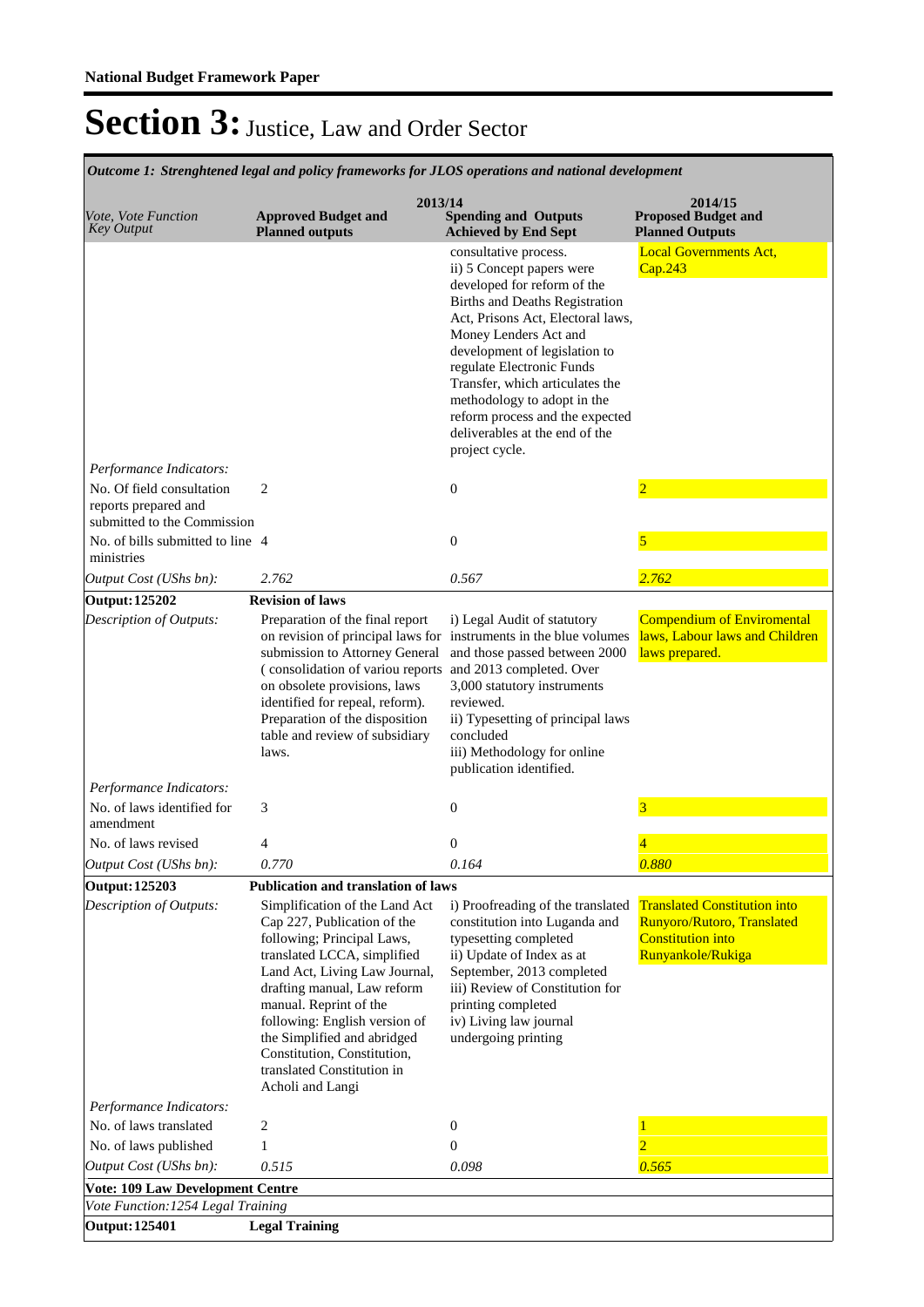# Section 3: Justice, Law and Order Sector

*Outcome 1: Strenghtened legal and policy frameworks for JLOS operations and national development*

| *Vote, Vote Function Key Output* | 2013/14 Approved Budget and Planned outputs | 2013/14 Spending and Outputs Achieved by End Sept | 2014/15 Proposed Budget and Planned Outputs |
|---|---|---|---|
| | | consultative process.<br>ii) 5 Concept papers were developed for reform of the Births and Deaths Registration Act, Prisons Act, Electoral laws, Money Lenders Act and development of legislation to regulate Electronic Funds Transfer, which articulates the methodology to adopt in the reform process and the expected deliverables at the end of the project cycle. | Local Governments Act, Cap.243 |
| *Performance Indicators:* | | | |
| No. Of field consultation reports prepared and submitted to the Commission | 2 | 0 | 2 |
| No. of bills submitted to line ministries | 4 | 0 | 5 |
| *Output Cost (UShs bn):* | *2.762* | *0.567* | *2.762* |
| **Output: 125202** | **Revision of laws** | | |
| *Description of Outputs:* | Preparation of the final report on revision of principal laws for submission to Attorney General ( consolidation of variou reports on obsolete provisions, laws identified for repeal, reform). Preparation of the disposition table and review of subsidiary laws. | i) Legal Audit of statutory instruments in the blue volumes and those passed between 2000 and 2013 completed. Over 3,000 statutory instruments reviewed.<br>ii) Typesetting of principal laws concluded<br>iii) Methodology for online publication identified. | Compendium of Enviromental laws, Labour laws and Children laws prepared. |
| *Performance Indicators:* | | | |
| No. of laws identified for amendment | 3 | 0 | 3 |
| No. of laws revised | 4 | 0 | 4 |
| *Output Cost (UShs bn):* | *0.770* | *0.164* | *0.880* |
| **Output: 125203** | **Publication and translation of laws** | | |
| *Description of Outputs:* | Simplification of the Land Act Cap 227, Publication of the following; Principal Laws, translated LCCA, simplified Land Act, Living Law Journal, drafting manual, Law reform manual. Reprint of the following: English version of the Simplified and abridged Constitution, Constitution, translated Constitution in Acholi and Langi | i) Proofreading of the translated constitution into Luganda and typesetting completed<br>ii) Update of Index as at September, 2013 completed<br>iii) Review of Constitution for printing completed<br>iv) Living law journal undergoing printing | Translated Constitution into Runyoro/Rutoro, Translated Constitution into Runyankole/Rukiga |
| *Performance Indicators:* | | | |
| No. of laws translated | 2 | 0 | 1 |
| No. of laws published | 1 | 0 | 2 |
| *Output Cost (UShs bn):* | *0.515* | *0.098* | *0.565* |
| **Vote: 109 Law Development Centre** | | | |
| *Vote Function:1254 Legal Training* | | | |
| **Output: 125401** | **Legal Training** | | |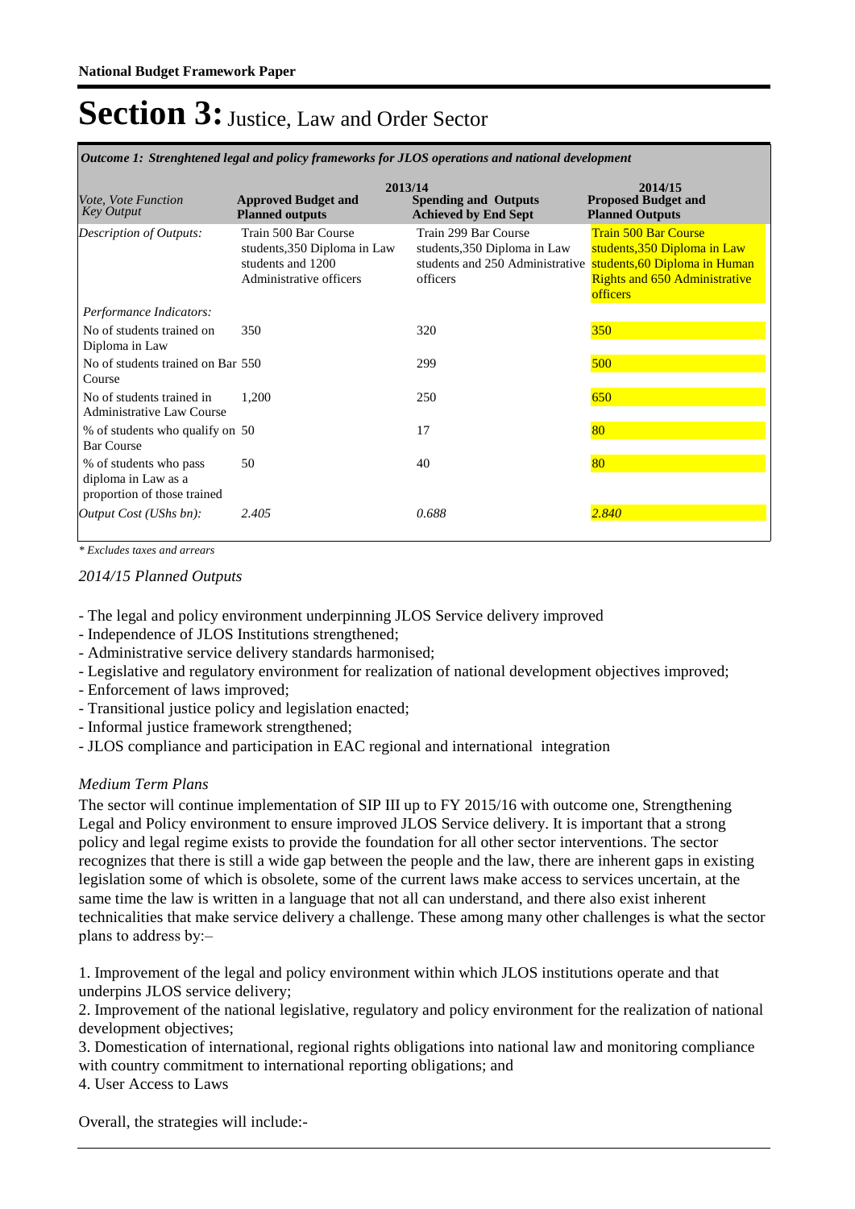# Section 3: Justice, Law and Order Sector

*Outcome 1: Strenghtened legal and policy frameworks for JLOS operations and national development*

| *Vote, Vote Function Key Output* | 2013/14 Approved Budget and Planned outputs | 2013/14 Spending and Outputs Achieved by End Sept | 2014/15 Proposed Budget and Planned Outputs |
|---|---|---|---|
| *Description of Outputs:* | Train 500 Bar Course students,350 Diploma in Law students and 1200 Administrative officers | Train 299 Bar Course students,350 Diploma in Law students and 250 Administrative officers | Train 500 Bar Course students,350 Diploma in Law students,60 Diploma in Human Rights and 650 Administrative officers |
| *Performance Indicators:* | | | |
| No of students trained on Diploma in Law | 350 | 320 | 350 |
| No of students trained on Bar Course | 550 | 299 | 500 |
| No of students trained in Administrative Law Course | 1,200 | 250 | 650 |
| % of students who qualify on Bar Course | 50 | 17 | 80 |
| % of students who pass diploma in Law as a proportion of those trained | 50 | 40 | 80 |
| *Output Cost (UShs bn):* | *2.405* | *0.688* | *2.840* |

*\* Excludes taxes and arrears*

*2014/15 Planned Outputs*

- The legal and policy environment underpinning JLOS Service delivery improved
- Independence of JLOS Institutions strengthened;
- Administrative service delivery standards harmonised;
- Legislative and regulatory environment for realization of national development objectives improved;
- Enforcement of laws improved;
- Transitional justice policy and legislation enacted;
- Informal justice framework strengthened;
- JLOS compliance and participation in EAC regional and international integration

*Medium Term Plans*

The sector will continue implementation of SIP III up to FY 2015/16 with outcome one, Strengthening Legal and Policy environment to ensure improved JLOS Service delivery. It is important that a strong policy and legal regime exists to provide the foundation for all other sector interventions. The sector recognizes that there is still a wide gap between the people and the law, there are inherent gaps in existing legislation some of which is obsolete, some of the current laws make access to services uncertain, at the same time the law is written in a language that not all can understand, and there also exist inherent technicalities that make service delivery a challenge. These among many other challenges is what the sector plans to address by:–

1. Improvement of the legal and policy environment within which JLOS institutions operate and that underpins JLOS service delivery;
2. Improvement of the national legislative, regulatory and policy environment for the realization of national development objectives;
3. Domestication of international, regional rights obligations into national law and monitoring compliance with country commitment to international reporting obligations; and
4. User Access to Laws

Overall, the strategies will include:-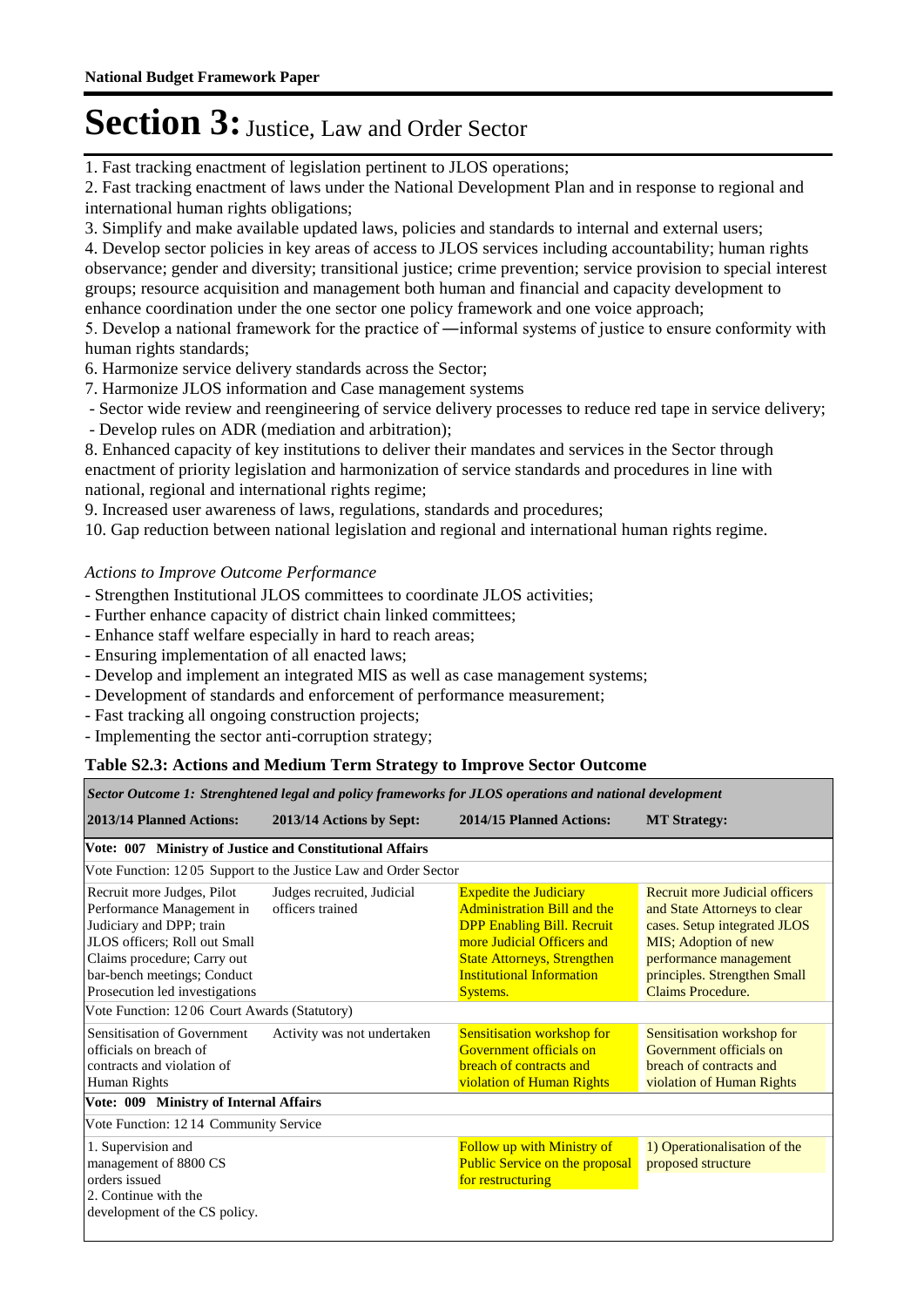# Section 3: Justice, Law and Order Sector

1. Fast tracking enactment of legislation pertinent to JLOS operations;
2. Fast tracking enactment of laws under the National Development Plan and in response to regional and international human rights obligations;
3. Simplify and make available updated laws, policies and standards to internal and external users;
4. Develop sector policies in key areas of access to JLOS services including accountability; human rights observance; gender and diversity; transitional justice; crime prevention; service provision to special interest groups; resource acquisition and management both human and financial and capacity development to enhance coordination under the one sector one policy framework and one voice approach;
5. Develop a national framework for the practice of ―informal systems of justice to ensure conformity with human rights standards;
6. Harmonize service delivery standards across the Sector;
7. Harmonize JLOS information and Case management systems
 - Sector wide review and reengineering of service delivery processes to reduce red tape in service delivery;
 - Develop rules on ADR (mediation and arbitration);
8. Enhanced capacity of key institutions to deliver their mandates and services in the Sector through enactment of priority legislation and harmonization of service standards and procedures in line with national, regional and international rights regime;
9. Increased user awareness of laws, regulations, standards and procedures;
10. Gap reduction between national legislation and regional and international human rights regime.

*Actions to Improve Outcome Performance*

- Strengthen Institutional JLOS committees to coordinate JLOS activities;
- Further enhance capacity of district chain linked committees;
- Enhance staff welfare especially in hard to reach areas;
- Ensuring implementation of all enacted laws;
- Develop and implement an integrated MIS as well as case management systems;
- Development of standards and enforcement of performance measurement;
- Fast tracking all ongoing construction projects;
- Implementing the sector anti-corruption strategy;

**Table S2.3: Actions and Medium Term Strategy to Improve Sector Outcome**

| *Sector Outcome 1: Strenghtened legal and policy frameworks for JLOS operations and national development* | | | |
|---|---|---|---|
| **2013/14 Planned Actions:** | **2013/14 Actions by Sept:** | **2014/15 Planned Actions:** | **MT Strategy:** |
| **Vote: 007 Ministry of Justice and Constitutional Affairs** | | | |
| Vote Function: 12 05 Support to the Justice Law and Order Sector | | | |
| Recruit more Judges, Pilot Performance Management in Judiciary and DPP; train JLOS officers; Roll out Small Claims procedure; Carry out bar-bench meetings; Conduct Prosecution led investigations | Judges recruited, Judicial officers trained | Expedite the Judiciary Administration Bill and the DPP Enabling Bill. Recruit more Judicial Officers and State Attorneys, Strengthen Institutional Information Systems. | Recruit more Judicial officers and State Attorneys to clear cases. Setup integrated JLOS MIS; Adoption of new performance management principles. Strengthen Small Claims Procedure. |
| Vote Function: 12 06 Court Awards (Statutory) | | | |
| Sensitisation of Government officials on breach of contracts and violation of Human Rights | Activity was not undertaken | Sensitisation workshop for Government officials on breach of contracts and violation of Human Rights | Sensitisation workshop for Government officials on breach of contracts and violation of Human Rights |
| **Vote: 009 Ministry of Internal Affairs** | | | |
| Vote Function: 12 14 Community Service | | | |
| 1. Supervision and management of 8800 CS orders issued<br>2. Continue with the development of the CS policy. | | Follow up with Ministry of Public Service on the proposal for restructuring | 1) Operationalisation of the proposed structure |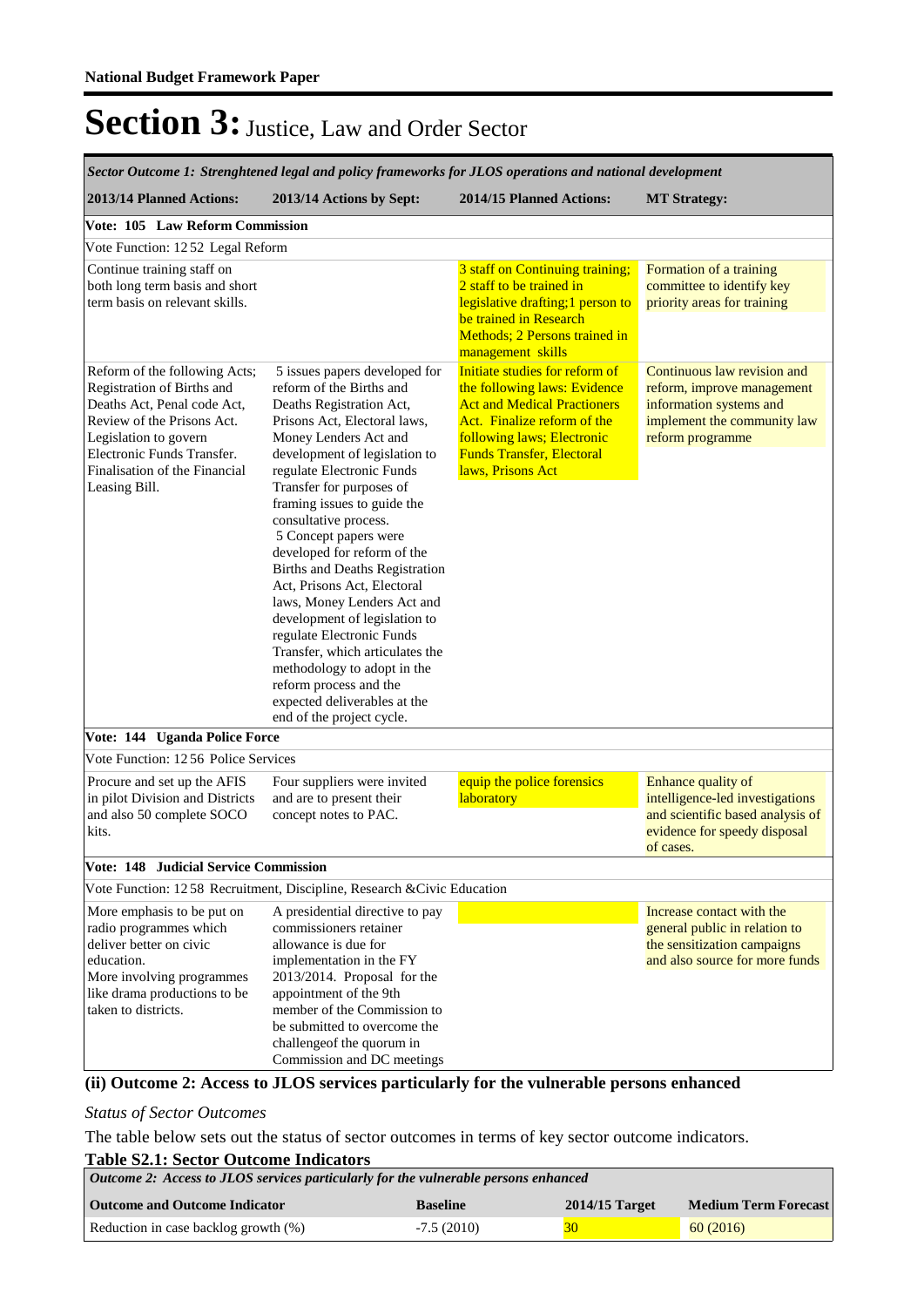**National Budget Framework Paper**

# Section 3: Justice, Law and Order Sector

| *Sector Outcome 1: Strenghtened legal and policy frameworks for JLOS operations and national development* | | | |
|---|---|---|---|
| **2013/14 Planned Actions:** | **2013/14 Actions by Sept:** | **2014/15 Planned Actions:** | **MT Strategy:** |
| **Vote: 105 Law Reform Commission** | | | |
| Vote Function: 12 52 Legal Reform | | | |
| Continue training staff on both long term basis and short term basis on relevant skills. | | 3 staff on Continuing training; 2 staff to be trained in legislative drafting;1 person to be trained in Research Methods; 2 Persons trained in management skills | Formation of a training committee to identify key priority areas for training |
| Reform of the following Acts; Registration of Births and Deaths Act, Penal code Act, Review of the Prisons Act. Legislation to govern Electronic Funds Transfer. Finalisation of the Financial Leasing Bill. | 5 issues papers developed for reform of the Births and Deaths Registration Act, Prisons Act, Electoral laws, Money Lenders Act and development of legislation to regulate Electronic Funds Transfer for purposes of framing issues to guide the consultative process. 5 Concept papers were developed for reform of the Births and Deaths Registration Act, Prisons Act, Electoral laws, Money Lenders Act and development of legislation to regulate Electronic Funds Transfer, which articulates the methodology to adopt in the reform process and the expected deliverables at the end of the project cycle. | Initiate studies for reform of the following laws: Evidence Act and Medical Practitioners Act. Finalize reform of the following laws; Electronic Funds Transfer, Electoral laws, Prisons Act | Continuous law revision and reform, improve management information systems and implement the community law reform programme |
| **Vote: 144 Uganda Police Force** | | | |
| Vote Function: 12 56 Police Services | | | |
| Procure and set up the AFIS in pilot Division and Districts and also 50 complete SOCO kits. | Four suppliers were invited and are to present their concept notes to PAC. | equip the police forensics laboratory | Enhance quality of intelligence-led investigations and scientific based analysis of evidence for speedy disposal of cases. |
| **Vote: 148 Judicial Service Commission** | | | |
| Vote Function: 12 58 Recruitment, Discipline, Research &Civic Education | | | |
| More emphasis to be put on radio programmes which deliver better on civic education. More involving programmes like drama productions to be taken to districts. | A presidential directive to pay commissioners retainer allowance is due for implementation in the FY 2013/2014. Proposal for the appointment of the 9th member of the Commission to be submitted to overcome the challengeof the quorum in Commission and DC meetings | | Increase contact with the general public in relation to the sensitization campaigns and also source for more funds |

### (ii) Outcome 2: Access to JLOS services particularly for the vulnerable persons enhanced

*Status of Sector Outcomes*

The table below sets out the status of sector outcomes in terms of key sector outcome indicators.

**Table S2.1: Sector Outcome Indicators**

| *Outcome 2: Access to JLOS services particularly for the vulnerable persons enhanced* | | | |
|---|---|---|---|
| **Outcome and Outcome Indicator** | **Baseline** | **2014/15 Target** | **Medium Term Forecast** |
| Reduction in case backlog growth (%) | -7.5 (2010) | 30 | 60 (2016) |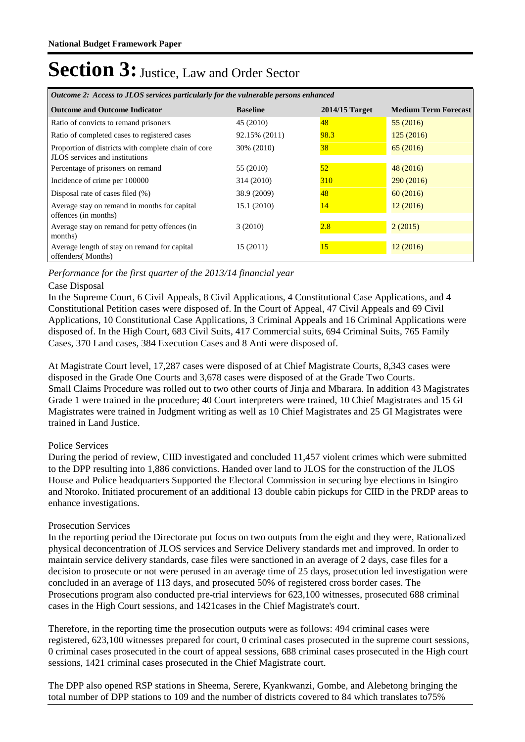# Section 3: Justice, Law and Order Sector

| *Outcome 2: Access to JLOS services particularly for the vulnerable persons enhanced* | | | |
|---|---|---|---|
| **Outcome and Outcome Indicator** | **Baseline** | **2014/15 Target** | **Medium Term Forecast** |
| Ratio of convicts to remand prisoners | 45 (2010) | 48 | 55 (2016) |
| Ratio of completed cases to registered cases | 92.15% (2011) | 98.3 | 125 (2016) |
| Proportion of districts with complete chain of core JLOS services and institutions | 30% (2010) | 38 | 65 (2016) |
| Percentage of prisoners on remand | 55 (2010) | 52 | 48 (2016) |
| Incidence of crime per 100000 | 314 (2010) | 310 | 290 (2016) |
| Disposal rate of cases filed (%) | 38.9 (2009) | 48 | 60 (2016) |
| Average stay on remand in months for capital offences (in months) | 15.1 (2010) | 14 | 12 (2016) |
| Average stay on remand for petty offences (in months) | 3 (2010) | 2.8 | 2 (2015) |
| Average length of stay on remand for capital offenders( Months) | 15 (2011) | 15 | 12 (2016) |

*Performance for the first quarter of the 2013/14 financial year*

Case Disposal

In the Supreme Court, 6 Civil Appeals, 8 Civil Applications, 4 Constitutional Case Applications, and 4 Constitutional Petition cases were disposed of. In the Court of Appeal, 47 Civil Appeals and 69 Civil Applications, 10 Constitutional Case Applications, 3 Criminal Appeals and 16 Criminal Applications were disposed of. In the High Court, 683 Civil Suits, 417 Commercial suits, 694 Criminal Suits, 765 Family Cases, 370 Land cases, 384 Execution Cases and 8 Anti were disposed of.

At Magistrate Court level, 17,287 cases were disposed of at Chief Magistrate Courts, 8,343 cases were disposed in the Grade One Courts and 3,678 cases were disposed of at the Grade Two Courts.
Small Claims Procedure was rolled out to two other courts of Jinja and Mbarara. In addition 43 Magistrates Grade 1 were trained in the procedure; 40 Court interpreters were trained, 10 Chief Magistrates and 15 GI Magistrates were trained in Judgment writing as well as 10 Chief Magistrates and 25 GI Magistrates were trained in Land Justice.

Police Services

During the period of review, CIID investigated and concluded 11,457 violent crimes which were submitted to the DPP resulting into 1,886 convictions. Handed over land to JLOS for the construction of the JLOS House and Police headquarters Supported the Electoral Commission in securing bye elections in Isingiro and Ntoroko. Initiated procurement of an additional 13 double cabin pickups for CIID in the PRDP areas to enhance investigations.

Prosecution Services

In the reporting period the Directorate put focus on two outputs from the eight and they were, Rationalized physical deconcentration of JLOS services and Service Delivery standards met and improved. In order to maintain service delivery standards, case files were sanctioned in an average of 2 days, case files for a decision to prosecute or not were perused in an average time of 25 days, prosecution led investigation were concluded in an average of 113 days, and prosecuted 50% of registered cross border cases. The Prosecutions program also conducted pre-trial interviews for 623,100 witnesses, prosecuted 688 criminal cases in the High Court sessions, and 1421cases in the Chief Magistrate's court.

Therefore, in the reporting time the prosecution outputs were as follows: 494 criminal cases were registered, 623,100 witnesses prepared for court, 0 criminal cases prosecuted in the supreme court sessions, 0 criminal cases prosecuted in the court of appeal sessions, 688 criminal cases prosecuted in the High court sessions, 1421 criminal cases prosecuted in the Chief Magistrate court.

The DPP also opened RSP stations in Sheema, Serere, Kyankwanzi, Gombe, and Alebetong bringing the total number of DPP stations to 109 and the number of districts covered to 84 which translates to75%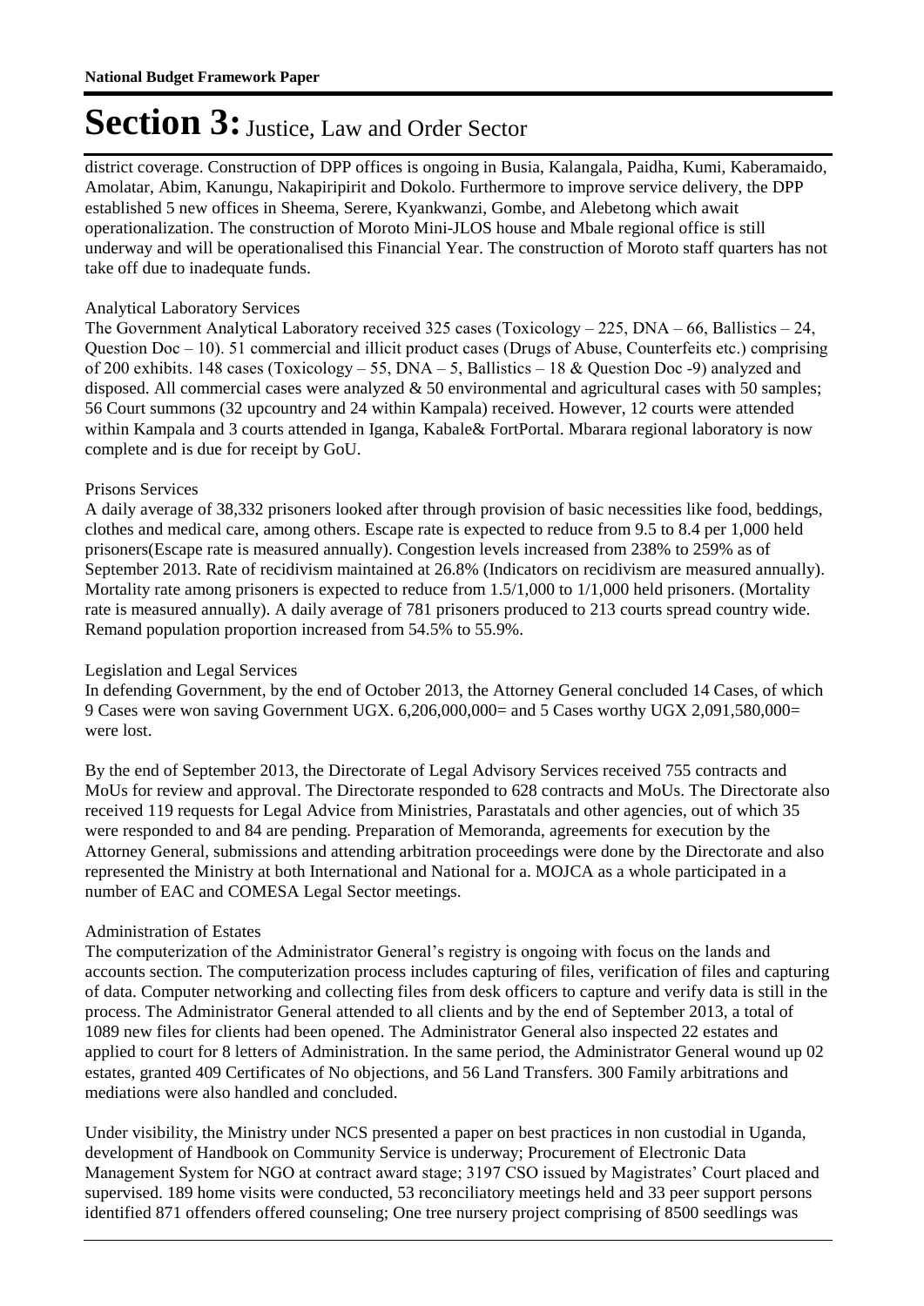# Section 3: Justice, Law and Order Sector

district coverage. Construction of DPP offices is ongoing in Busia, Kalangala, Paidha, Kumi, Kaberamaido, Amolatar, Abim, Kanungu, Nakapiripirit and Dokolo. Furthermore to improve service delivery, the DPP established 5 new offices in Sheema, Serere, Kyankwanzi, Gombe, and Alebetong which await operationalization. The construction of Moroto Mini-JLOS house and Mbale regional office is still underway and will be operationalised this Financial Year. The construction of Moroto staff quarters has not take off due to inadequate funds.

Analytical Laboratory Services

The Government Analytical Laboratory received 325 cases (Toxicology – 225, DNA – 66, Ballistics – 24, Question Doc – 10). 51 commercial and illicit product cases (Drugs of Abuse, Counterfeits etc.) comprising of 200 exhibits. 148 cases (Toxicology – 55, DNA – 5, Ballistics – 18 & Question Doc -9) analyzed and disposed. All commercial cases were analyzed & 50 environmental and agricultural cases with 50 samples; 56 Court summons (32 upcountry and 24 within Kampala) received. However, 12 courts were attended within Kampala and 3 courts attended in Iganga, Kabale& FortPortal. Mbarara regional laboratory is now complete and is due for receipt by GoU.

Prisons Services

A daily average of 38,332 prisoners looked after through provision of basic necessities like food, beddings, clothes and medical care, among others. Escape rate is expected to reduce from 9.5 to 8.4 per 1,000 held prisoners(Escape rate is measured annually). Congestion levels increased from 238% to 259% as of September 2013. Rate of recidivism maintained at 26.8% (Indicators on recidivism are measured annually). Mortality rate among prisoners is expected to reduce from 1.5/1,000 to 1/1,000 held prisoners. (Mortality rate is measured annually). A daily average of 781 prisoners produced to 213 courts spread country wide. Remand population proportion increased from 54.5% to 55.9%.

Legislation and Legal Services

In defending Government, by the end of October 2013, the Attorney General concluded 14 Cases, of which 9 Cases were won saving Government UGX. 6,206,000,000= and 5 Cases worthy UGX 2,091,580,000= were lost.

By the end of September 2013, the Directorate of Legal Advisory Services received 755 contracts and MoUs for review and approval. The Directorate responded to 628 contracts and MoUs. The Directorate also received 119 requests for Legal Advice from Ministries, Parastatals and other agencies, out of which 35 were responded to and 84 are pending. Preparation of Memoranda, agreements for execution by the Attorney General, submissions and attending arbitration proceedings were done by the Directorate and also represented the Ministry at both International and National for a. MOJCA as a whole participated in a number of EAC and COMESA Legal Sector meetings.

Administration of Estates

The computerization of the Administrator General's registry is ongoing with focus on the lands and accounts section. The computerization process includes capturing of files, verification of files and capturing of data. Computer networking and collecting files from desk officers to capture and verify data is still in the process. The Administrator General attended to all clients and by the end of September 2013, a total of 1089 new files for clients had been opened. The Administrator General also inspected 22 estates and applied to court for 8 letters of Administration. In the same period, the Administrator General wound up 02 estates, granted 409 Certificates of No objections, and 56 Land Transfers. 300 Family arbitrations and mediations were also handled and concluded.

Under visibility, the Ministry under NCS presented a paper on best practices in non custodial in Uganda, development of Handbook on Community Service is underway; Procurement of Electronic Data Management System for NGO at contract award stage; 3197 CSO issued by Magistrates' Court placed and supervised. 189 home visits were conducted, 53 reconciliatory meetings held and 33 peer support persons identified 871 offenders offered counseling; One tree nursery project comprising of 8500 seedlings was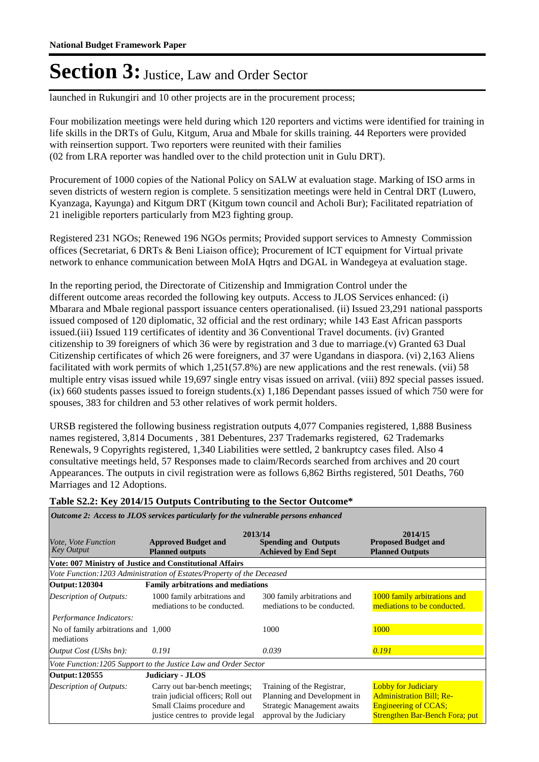# Section 3: Justice, Law and Order Sector

launched in Rukungiri and 10 other projects are in the procurement process;

Four mobilization meetings were held during which 120 reporters and victims were identified for training in life skills in the DRTs of Gulu, Kitgum, Arua and Mbale for skills training. 44 Reporters were provided with reinsertion support. Two reporters were reunited with their families (02 from LRA reporter was handled over to the child protection unit in Gulu DRT).

Procurement of 1000 copies of the National Policy on SALW at evaluation stage. Marking of ISO arms in seven districts of western region is complete. 5 sensitization meetings were held in Central DRT (Luwero, Kyanzaga, Kayunga) and Kitgum DRT (Kitgum town council and Acholi Bur); Facilitated repatriation of 21 ineligible reporters particularly from M23 fighting group.

Registered 231 NGOs; Renewed 196 NGOs permits; Provided support services to Amnesty Commission offices (Secretariat, 6 DRTs & Beni Liaison office); Procurement of ICT equipment for Virtual private network to enhance communication between MoIA Hqtrs and DGAL in Wandegeya at evaluation stage.

In the reporting period, the Directorate of Citizenship and Immigration Control under the different outcome areas recorded the following key outputs. Access to JLOS Services enhanced: (i) Mbarara and Mbale regional passport issuance centers operationalised. (ii) Issued 23,291 national passports issued composed of 120 diplomatic, 32 official and the rest ordinary; while 143 East African passports issued.(iii) Issued 119 certificates of identity and 36 Conventional Travel documents. (iv) Granted citizenship to 39 foreigners of which 36 were by registration and 3 due to marriage.(v) Granted 63 Dual Citizenship certificates of which 26 were foreigners, and 37 were Ugandans in diaspora. (vi) 2,163 Aliens facilitated with work permits of which 1,251(57.8%) are new applications and the rest renewals. (vii) 58 multiple entry visas issued while 19,697 single entry visas issued on arrival. (viii) 892 special passes issued. (ix) 660 students passes issued to foreign students.(x) 1,186 Dependant passes issued of which 750 were for spouses, 383 for children and 53 other relatives of work permit holders.

URSB registered the following business registration outputs 4,077 Companies registered, 1,888 Business names registered, 3,814 Documents , 381 Debentures, 237 Trademarks registered, 62 Trademarks Renewals, 9 Copyrights registered, 1,340 Liabilities were settled, 2 bankruptcy cases filed. Also 4 consultative meetings held, 57 Responses made to claim/Records searched from archives and 20 court Appearances. The outputs in civil registration were as follows 6,862 Births registered, 501 Deaths, 760 Marriages and 12 Adoptions.

**Table S2.2: Key 2014/15 Outputs Contributing to the Sector Outcome***

*Outcome 2: Access to JLOS services particularly for the vulnerable persons enhanced*

| *Vote, Vote Function Key Output* | 2013/14 **Approved Budget and Planned outputs** | **Spending and Outputs Achieved by End Sept** | 2014/15 **Proposed Budget and Planned Outputs** |
|---|---|---|---|
| **Vote: 007 Ministry of Justice and Constitutional Affairs** | | | |
| *Vote Function:1203 Administration of Estates/Property of the Deceased* | | | |
| **Output: 120304** | **Family arbitrations and mediations** | | |
| *Description of Outputs:* | 1000 family arbitrations and mediations to be conducted. | 300 family arbitrations and mediations to be conducted. | 1000 family arbitrations and mediations to be conducted. |
| *Performance Indicators:* | | | |
| No of family arbitrations and mediations | 1,000 | 1000 | 1000 |
| *Output Cost (UShs bn):* | *0.191* | *0.039* | *0.191* |
| *Vote Function:1205 Support to the Justice Law and Order Sector* | | | |
| **Output: 120555** | **Judiciary - JLOS** | | |
| *Description of Outputs:* | Carry out bar-bench meetings; train judicial officers; Roll out Small Claims procedure and justice centres to provide legal | Training of the Registrar, Planning and Development in Strategic Management awaits approval by the Judiciary | Lobby for Judiciary Administration Bill; Re-Engineering of CCAS; Strengthen Bar-Bench Fora; put |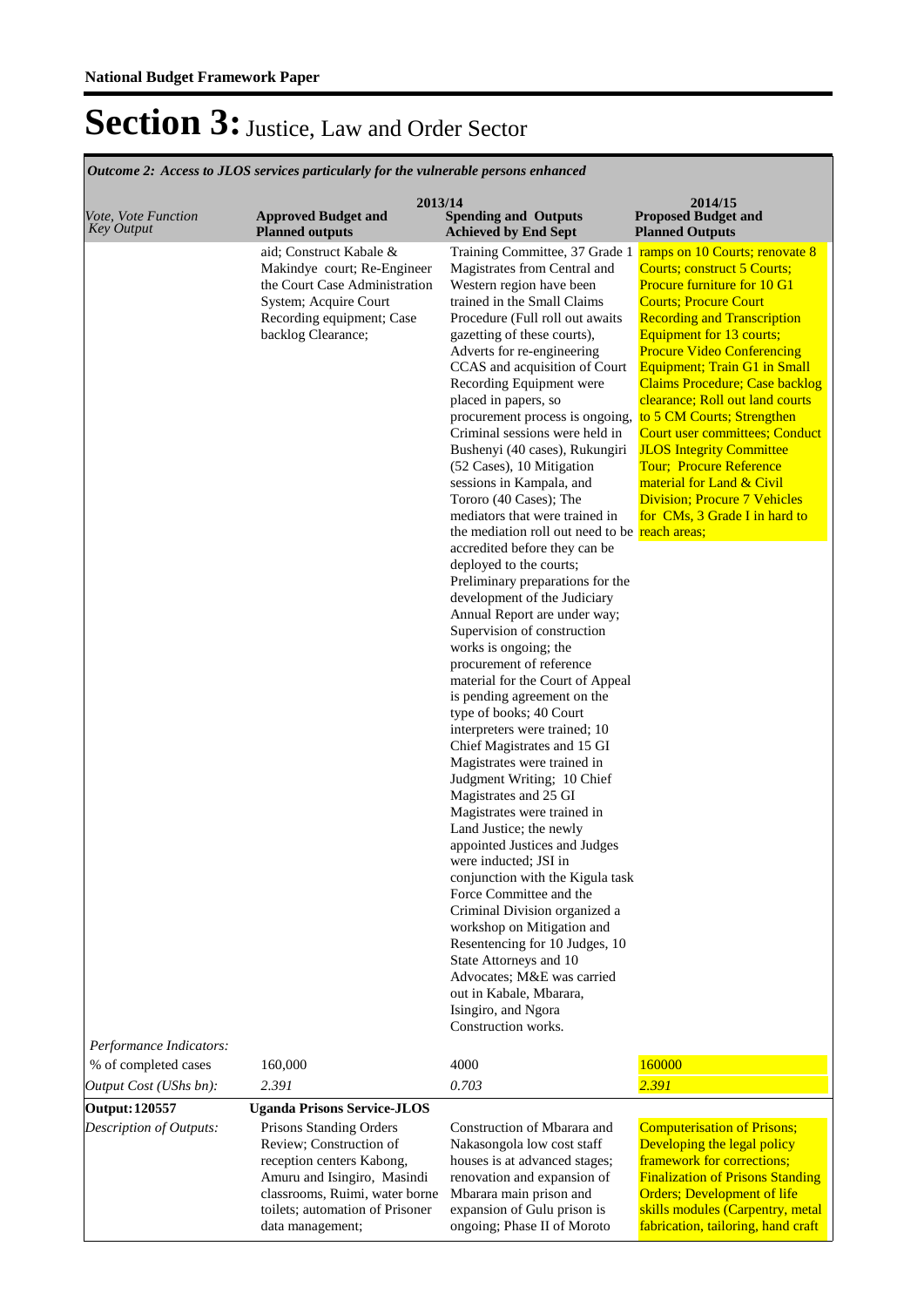**National Budget Framework Paper**

# Section 3: Justice, Law and Order Sector

*Outcome 2: Access to JLOS services particularly for the vulnerable persons enhanced*

| *Vote, Vote Function Key Output* | 2013/14 **Approved Budget and Planned outputs** | **Spending and Outputs Achieved by End Sept** | 2014/15 **Proposed Budget and Planned Outputs** |
|---|---|---|---|
| | aid; Construct Kabale & Makindye court; Re-Engineer the Court Case Administration System; Acquire Court Recording equipment; Case backlog Clearance; | Training Committee, 37 Grade 1 Magistrates from Central and Western region have been trained in the Small Claims Procedure (Full roll out awaits gazetting of these courts), Adverts for re-engineering CCAS and acquisition of Court Recording Equipment were placed in papers, so procurement process is ongoing, Criminal sessions were held in Bushenyi (40 cases), Rukungiri (52 Cases), 10 Mitigation sessions in Kampala, and Tororo (40 Cases); The mediators that were trained in the mediation roll out need to be accredited before they can be deployed to the courts; Preliminary preparations for the development of the Judiciary Annual Report are under way; Supervision of construction works is ongoing; the procurement of reference material for the Court of Appeal is pending agreement on the type of books; 40 Court interpreters were trained; 10 Chief Magistrates and 15 GI Magistrates were trained in Judgment Writing; 10 Chief Magistrates and 25 GI Magistrates were trained in Land Justice; the newly appointed Justices and Judges were inducted; JSI in conjunction with the Kigula task Force Committee and the Criminal Division organized a workshop on Mitigation and Resentencing for 10 Judges, 10 State Attorneys and 10 Advocates; M&E was carried out in Kabale, Mbarara, Isingiro, and Ngora Construction works. | ramps on 10 Courts; renovate 8 Courts; construct 5 Courts; Procure furniture for 10 G1 Courts; Procure Court Recording and Transcription Equipment for 13 courts; Procure Video Conferencing Equipment; Train G1 in Small Claims Procedure; Case backlog clearance; Roll out land courts to 5 CM Courts; Strengthen Court user committees; Conduct JLOS Integrity Committee Tour; Procure Reference material for Land & Civil Division; Procure 7 Vehicles for CMs, 3 Grade I in hard to reach areas; |
| *Performance Indicators:* | | | |
| % of completed cases | 160,000 | 4000 | 160000 |
| *Output Cost (UShs bn):* | *2.391* | *0.703* | *2.391* |
| **Output: 120557** | **Uganda Prisons Service-JLOS** | | |
| *Description of Outputs:* | Prisons Standing Orders Review; Construction of reception centers Kabong, Amuru and Isingiro, Masindi classrooms, Ruimi, water borne toilets; automation of Prisoner data management; | Construction of Mbarara and Nakasongola low cost staff houses is at advanced stages; renovation and expansion of Mbarara main prison and expansion of Gulu prison is ongoing; Phase II of Moroto | Computerisation of Prisons; Developing the legal policy framework for corrections; Finalization of Prisons Standing Orders; Development of life skills modules (Carpentry, metal fabrication, tailoring, hand craft |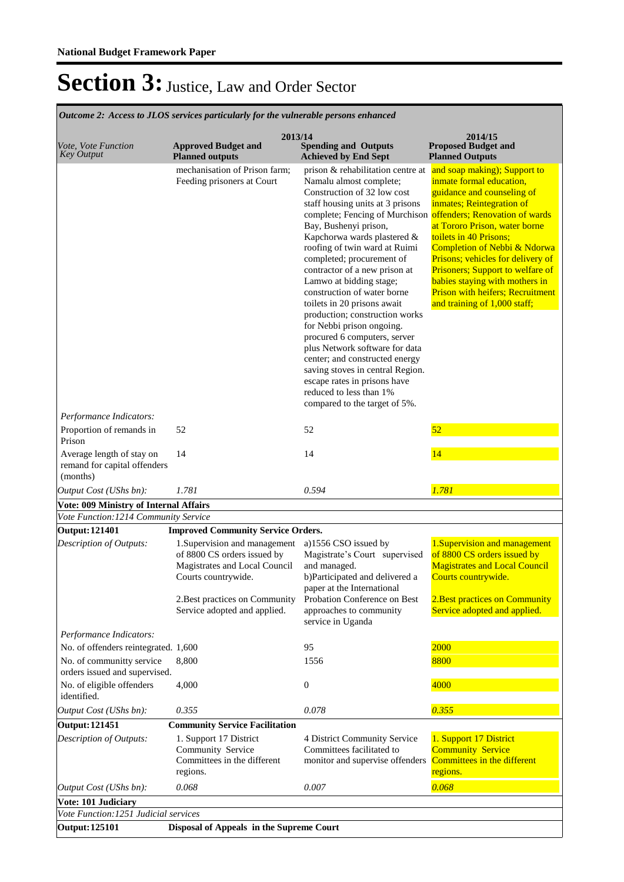# Section 3: Justice, Law and Order Sector

*Outcome 2: Access to JLOS services particularly for the vulnerable persons enhanced*

| *Vote, Vote Function Key Output* | 2013/14 **Approved Budget and Planned outputs** | **Spending and Outputs Achieved by End Sept** | 2014/15 **Proposed Budget and Planned Outputs** |
|---|---|---|---|
| | mechanisation of Prison farm; Feeding prisoners at Court | prison & rehabilitation centre at Namalu almost complete; Construction of 32 low cost staff housing units at 3 prisons complete; Fencing of Murchison Bay, Bushenyi prison, Kapchorwa wards plastered & roofing of twin ward at Ruimi completed; procurement of contractor of a new prison at Lamwo at bidding stage; construction of water borne toilets in 20 prisons await production; construction works for Nebbi prison ongoing. procured 6 computers, server plus Network software for data center; and constructed energy saving stoves in central Region. escape rates in prisons have reduced to less than 1% compared to the target of 5%. | and soap making); Support to inmate formal education, guidance and counseling of inmates; Reintegration of offenders; Renovation of wards at Tororo Prison, water borne toilets in 40 Prisons; Completion of Nebbi & Ndorwa Prisons; vehicles for delivery of Prisoners; Support to welfare of babies staying with mothers in Prison with heifers; Recruitment and training of 1,000 staff; |
| *Performance Indicators:* | | | |
| Proportion of remands in Prison | 52 | 52 | 52 |
| Average length of stay on remand for capital offenders (months) | 14 | 14 | 14 |
| *Output Cost (UShs bn):* | *1.781* | *0.594* | *1.781* |
| **Vote: 009 Ministry of Internal Affairs** | | | |
| *Vote Function:1214 Community Service* | | | |
| **Output: 121401** | **Improved Community Service Orders.** | | |
| *Description of Outputs:* | 1.Supervision and management of 8800 CS orders issued by Magistrates and Local Council Courts countrywide.<br><br>2.Best practices on Community Service adopted and applied. | a)1556 CSO issued by Magistrate's Court supervised and managed.<br>b)Participated and delivered a paper at the International Probation Conference on Best approaches to community service in Uganda | 1.Supervision and management of 8800 CS orders issued by Magistrates and Local Council Courts countrywide.<br><br>2.Best practices on Community Service adopted and applied. |
| *Performance Indicators:* | | | |
| No. of offenders reintegrated. | 1,600 | 95 | 2000 |
| No. of communitty service orders issued and supervised. | 8,800 | 1556 | 8800 |
| No. of eligible offenders identified. | 4,000 | 0 | 4000 |
| *Output Cost (UShs bn):* | *0.355* | *0.078* | *0.355* |
| **Output: 121451** | **Community Service Facilitation** | | |
| *Description of Outputs:* | 1. Support 17 District Community Service Committees in the different regions. | 4 District Community Service Committees facilitated to monitor and supervise offenders | 1. Support 17 District Community Service Committees in the different regions. |
| *Output Cost (UShs bn):* | *0.068* | *0.007* | *0.068* |
| **Vote: 101 Judiciary** | | | |
| *Vote Function:1251 Judicial services* | | | |
| **Output: 125101** | **Disposal of Appeals in the Supreme Court** | | |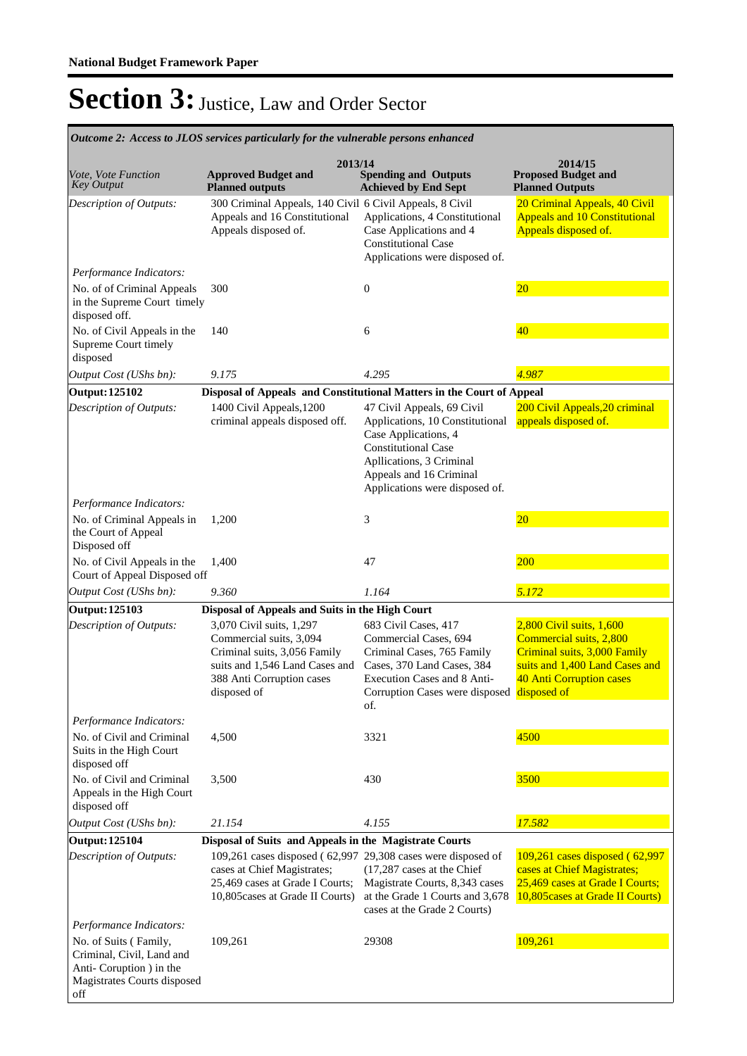# Section 3: Justice, Law and Order Sector

| *Outcome 2: Access to JLOS services particularly for the vulnerable persons enhanced* | | | |
|---|---|---|---|
| | 2013/14 | | 2014/15 |
| *Vote, Vote Function Key Output* | **Approved Budget and Planned outputs** | **Spending and Outputs Achieved by End Sept** | **Proposed Budget and Planned Outputs** |
| *Description of Outputs:* | 300 Criminal Appeals, 140 Civil Appeals and 16 Constitutional Appeals disposed of. | 6 Civil Appeals, 8 Civil Applications, 4 Constitutional Case Applications and 4 Constitutional Case Applications were disposed of. | 20 Criminal Appeals, 40 Civil Appeals and 10 Constitutional Appeals disposed of. |
| *Performance Indicators:* | | | |
| No. of of Criminal Appeals in the Supreme Court timely disposed off. | 300 | 0 | 20 |
| No. of Civil Appeals in the Supreme Court timely disposed | 140 | 6 | 40 |
| *Output Cost (UShs bn):* | *9.175* | *4.295* | *4.987* |
| **Output: 125102** | **Disposal of Appeals and Constitutional Matters in the Court of Appeal** | | |
| *Description of Outputs:* | 1400 Civil Appeals,1200 criminal appeals disposed off. | 47 Civil Appeals, 69 Civil Applications, 10 Constitutional Case Applications, 4 Constitutional Case Apllications, 3 Criminal Appeals and 16 Criminal Applications were disposed of. | 200 Civil Appeals,20 criminal appeals disposed of. |
| *Performance Indicators:* | | | |
| No. of Criminal Appeals in the Court of Appeal Disposed off | 1,200 | 3 | 20 |
| No. of Civil Appeals in the Court of Appeal Disposed off | 1,400 | 47 | 200 |
| *Output Cost (UShs bn):* | *9.360* | *1.164* | *5.172* |
| **Output: 125103** | **Disposal of Appeals and Suits in the High Court** | | |
| *Description of Outputs:* | 3,070 Civil suits, 1,297 Commercial suits, 3,094 Criminal suits, 3,056 Family suits and 1,546 Land Cases and 388 Anti Corruption cases disposed of | 683 Civil Cases, 417 Commercial Cases, 694 Criminal Cases, 765 Family Cases, 370 Land Cases, 384 Execution Cases and 8 Anti-Corruption Cases were disposed of. | 2,800 Civil suits, 1,600 Commercial suits, 2,800 Criminal suits, 3,000 Family suits and 1,400 Land Cases and 40 Anti Corruption cases disposed of |
| *Performance Indicators:* | | | |
| No. of Civil and Criminal Suits in the High Court disposed off | 4,500 | 3321 | 4500 |
| No. of Civil and Criminal Appeals in the High Court disposed off | 3,500 | 430 | 3500 |
| *Output Cost (UShs bn):* | *21.154* | *4.155* | *17.582* |
| **Output: 125104** | **Disposal of Suits and Appeals in the Magistrate Courts** | | |
| *Description of Outputs:* | 109,261 cases disposed ( 62,997 cases at Chief Magistrates; 25,469 cases at Grade I Courts; 10,805cases at Grade II Courts) | 29,308 cases were disposed of (17,287 cases at the Chief Magistrate Courts, 8,343 cases at the Grade 1 Courts and 3,678 cases at the Grade 2 Courts) | 109,261 cases disposed ( 62,997 cases at Chief Magistrates; 25,469 cases at Grade I Courts; 10,805cases at Grade II Courts) |
| *Performance Indicators:* | | | |
| No. of Suits ( Family, Criminal, Civil, Land and Anti- Coruption ) in the Magistrates Courts disposed off | 109,261 | 29308 | 109,261 |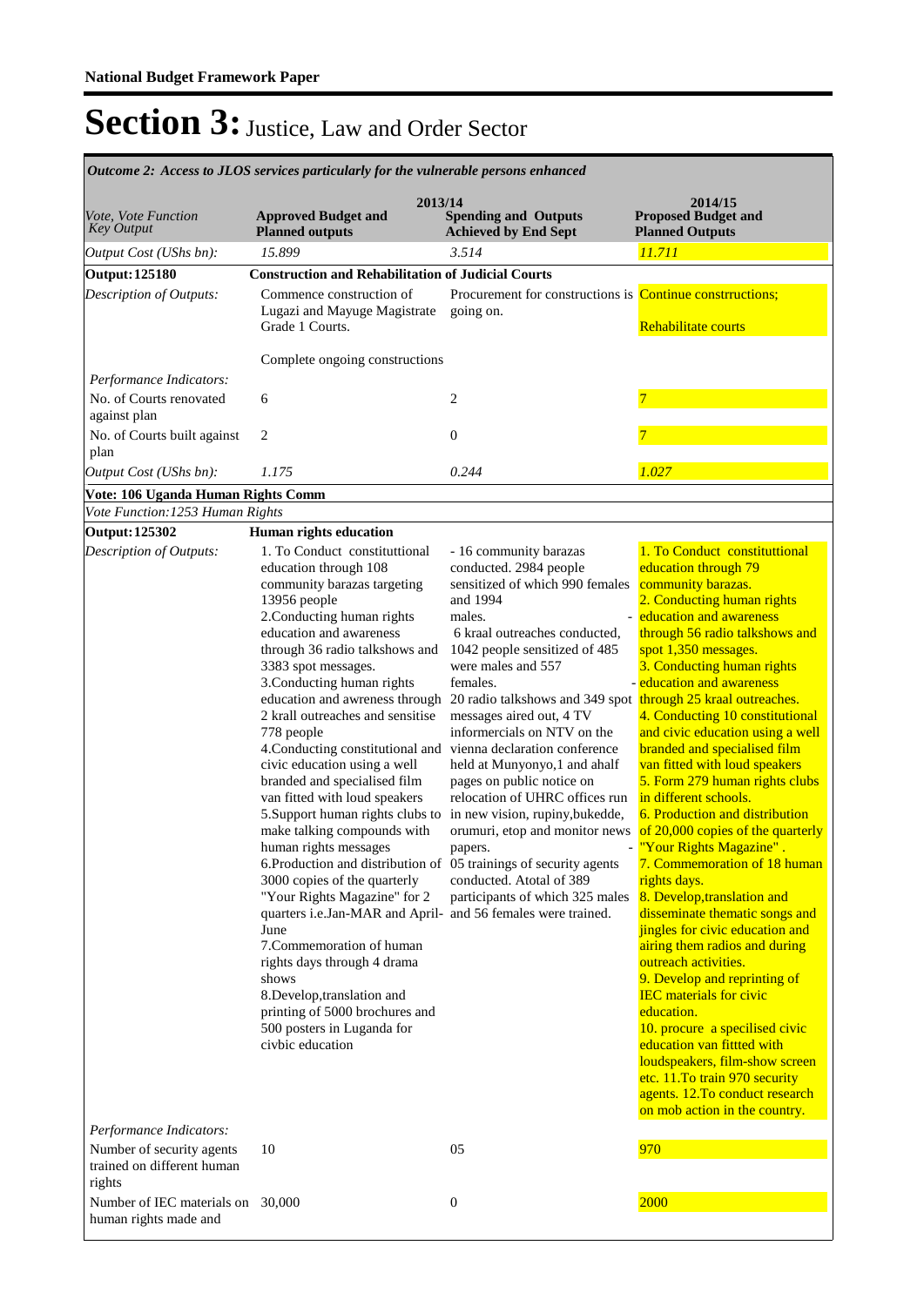**National Budget Framework Paper**

# Section 3: Justice, Law and Order Sector

| *Outcome 2: Access to JLOS services particularly for the vulnerable persons enhanced* | | | |
|---|---|---|---|
| *Vote, Vote Function Key Output* | **2013/14 Approved Budget and Planned outputs** | **2013/14 Spending and Outputs Achieved by End Sept** | **2014/15 Proposed Budget and Planned Outputs** |
| *Output Cost (UShs bn):* | *15.899* | *3.514* | *11.711* |
| **Output: 125180** | **Construction and Rehabilitation of Judicial Courts** | | |
| *Description of Outputs:* | Commence construction of Lugazi and Mayuge Magistrate Grade 1 Courts.<br><br>Complete ongoing constructions | Procurement for constructions is going on. | Continue constrructions;<br><br>Rehabilitate courts |
| *Performance Indicators:* | | | |
| No. of Courts renovated against plan | 6 | 2 | 7 |
| No. of Courts built against plan | 2 | 0 | 7 |
| *Output Cost (UShs bn):* | *1.175* | *0.244* | *1.027* |
| **Vote: 106 Uganda Human Rights Comm** | | | |
| *Vote Function: 1253 Human Rights* | | | |
| **Output: 125302** | **Human rights education** | | |
| *Description of Outputs:* | 1. To Conduct constituttional education through 108 community barazas targeting 13956 people<br>2.Conducting human rights education and awareness through 36 radio talkshows and 3383 spot messages.<br>3.Conducting human rights education and awreness through 2 krall outreaches and sensitise 778 people<br>4.Conducting constitutional and civic education using a well branded and specialised film van fitted with loud speakers<br>5.Support human rights clubs to make talking compounds with human rights messages<br>6.Production and distribution of 3000 copies of the quarterly "Your Rights Magazine" for 2 quarters i.e.Jan-MAR and April-June<br>7.Commemoration of human rights days through 4 drama shows<br>8.Develop,translation and printing of 5000 brochures and 500 posters in Luganda for civbic education | - 16 community barazas conducted. 2984 people sensitized of which 990 females and 1994 males.<br>- 6 kraal outreaches conducted, 1042 people sensitized of 485 were males and 557 females.<br>- 20 radio talkshows and 349 spot messages aired out, 4 TV informercials on NTV on the vienna declaration conference held at Munyonyo,1 and ahalf pages on public notice on relocation of UHRC offices run in new vision, rupiny,bukedde, orumuri, etop and monitor news papers.<br>- 05 trainings of security agents conducted. Atotal of 389 participants of which 325 males and 56 females were trained. | 1. To Conduct constituttional education through 79 community barazas.<br>2. Conducting human rights education and awareness through 56 radio talkshows and spot 1,350 messages.<br>3. Conducting human rights education and awareness through 25 kraal outreaches.<br>4. Conducting 10 constitutional and civic education using a well branded and specialised film van fitted with loud speakers<br>5. Form 279 human rights clubs in different schools.<br>6. Production and distribution of 20,000 copies of the quarterly "Your Rights Magazine" .<br>7. Commemoration of 18 human rights days.<br>8. Develop,translation and disseminate thematic songs and jingles for civic education and airing them radios and during outreach activities.<br>9. Develop and reprinting of IEC materials for civic education.<br>10. procure a specilised civic education van fitted with loudspeakers, film-show screen etc. 11.To train 970 security agents. 12.To conduct research on mob action in the country. |
| *Performance Indicators:* | | | |
| Number of security agents trained on different human rights | 10 | 05 | 970 |
| Number of IEC materials on human rights made and | 30,000 | 0 | 2000 |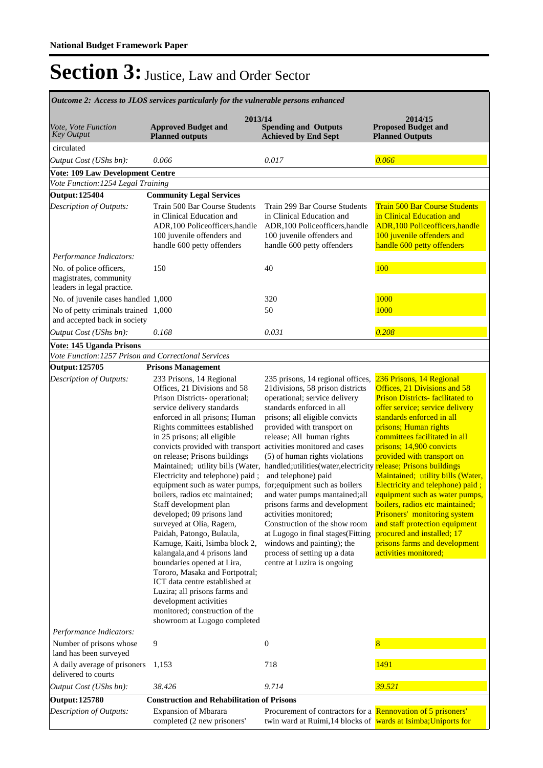**National Budget Framework Paper**

# Section 3: Justice, Law and Order Sector

*Outcome 2: Access to JLOS services particularly for the vulnerable persons enhanced*

| *Vote, Vote Function Key Output* | 2013/14 **Approved Budget and Planned outputs** | **Spending and Outputs Achieved by End Sept** | 2014/15 **Proposed Budget and Planned Outputs** |
|---|---|---|---|
| circulated | | | |
| *Output Cost (UShs bn):* | *0.066* | *0.017* | *0.066* |
| **Vote: 109 Law Development Centre** | | | |
| *Vote Function:1254 Legal Training* | | | |
| **Output: 125404** | **Community Legal Services** | | |
| *Description of Outputs:* | Train 500 Bar Course Students in Clinical Education and ADR,100 Policeofficers,handle 100 juvenile offenders and handle 600 petty offenders | Train 299 Bar Course Students in Clinical Education and ADR,100 Policeofficers,handle 100 juvenile offenders and handle 600 petty offenders | Train 500 Bar Course Students in Clinical Education and ADR,100 Policeofficers,handle 100 juvenile offenders and handle 600 petty offenders |
| *Performance Indicators:* | | | |
| No. of police officers, magistrates, community leaders in legal practice. | 150 | 40 | 100 |
| No. of juvenile cases handled | 1,000 | 320 | 1000 |
| No of petty criminals trained and accepted back in society | 1,000 | 50 | 1000 |
| *Output Cost (UShs bn):* | *0.168* | *0.031* | *0.208* |
| **Vote: 145 Uganda Prisons** | | | |
| *Vote Function:1257 Prison and Correctional Services* | | | |
| **Output: 125705** | **Prisons Management** | | |
| *Description of Outputs:* | 233 Prisons, 14 Regional Offices, 21 Divisions and 58 Prison Districts- operational; service delivery standards enforced in all prisons; Human Rights committees established in 25 prisons; all eligible convicts provided with transport on release; Prisons buildings Maintained; utility bills (Water, Electricity and telephone) paid ; equipment such as water pumps, boilers, radios etc maintained; Staff development plan developed; 09 prisons land surveyed at Olia, Ragem, Paidah, Patongo, Bulaula, Kamuge, Kaiti, Isimba block 2, kalangala,and 4 prisons land boundaries opened at Lira, Tororo, Masaka and Fortpotral; ICT data centre established at Luzira; all prisons farms and development activities monitored; construction of the showroom at Lugogo completed | 235 prisons, 14 regional offices, 21divisions, 58 prison districts operational; service delivery standards enforced in all prisons; all eligible convicts provided with transport on release; All human rights activities monitored and cases (5) of human rights violations handled;utilities(water,electricity and telephone) paid for;equipment such as boilers and water pumps mantained;all prisons farms and development activities monitored; Construction of the show room at Lugogo in final stages(Fitting windows and painting); the process of setting up a data centre at Luzira is ongoing | 236 Prisons, 14 Regional Offices, 21 Divisions and 58 Prison Districts- facilitated to offer service; service delivery standards enforced in all prisons; Human rights committees facilitated in all prisons; 14,900 convicts provided with transport on release; Prisons buildings Maintained; utility bills (Water, Electricity and telephone) paid ; equipment such as water pumps, boilers, radios etc maintained; Prisoners' monitoring system and staff protection equipment procured and installed; 17 prisons farms and development activities monitored; |
| *Performance Indicators:* | | | |
| Number of prisons whose land has been surveyed | 9 | 0 | 8 |
| A daily average of prisoners delivered to courts | 1,153 | 718 | 1491 |
| *Output Cost (UShs bn):* | *38.426* | *9.714* | *39.521* |
| **Output: 125780** | **Construction and Rehabilitation of Prisons** | | |
| *Description of Outputs:* | Expansion of Mbarara completed (2 new prisoners' | Procurement of contractors for a twin ward at Ruimi,14 blocks of | Rennovation of 5 prisoners' wards at Isimba;Uniports for |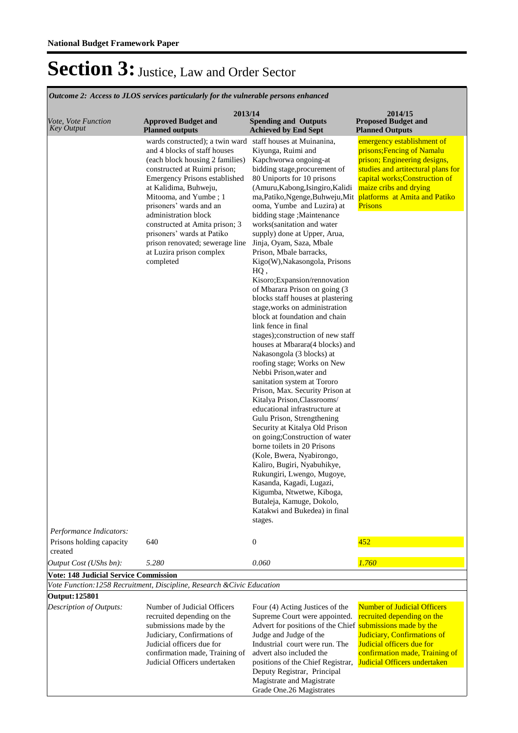**National Budget Framework Paper**

# Section 3: Justice, Law and Order Sector

*Outcome 2: Access to JLOS services particularly for the vulnerable persons enhanced*

| *Vote, Vote Function Key Output* | 2013/14 **Approved Budget and Planned outputs** | 2013/14 **Spending and Outputs Achieved by End Sept** | 2014/15 **Proposed Budget and Planned Outputs** |
|---|---|---|---|
| | wards constructed); a twin ward and 4 blocks of staff houses (each block housing 2 families) constructed at Ruimi prison; Emergency Prisons established at Kalidima, Buhweju, Mitooma, and Yumbe ; 1 prisoners' wards and an administration block constructed at Amita prison; 3 prisoners' wards at Patiko prison renovated; sewerage line at Luzira prison complex completed | staff houses at Muinanina, Kiyunga, Ruimi and Kapchworwa ongoing-at bidding stage,procurement of 80 Uniports for 10 prisons (Amuru,Kabong,Isingiro,Kalidima,Patiko,Ngenge,Buhweju,Mitooma, Yumbe and Luzira) at bidding stage ;Maintenance works(sanitation and water supply) done at Upper, Arua, Jinja, Oyam, Saza, Mbale Prison, Mbale barracks, Kigo(W),Nakasongola, Prisons HQ , Kisoro;Expansion/rennovation of Mbarara Prison on going (3 blocks staff houses at plastering stage,works on administration block at foundation and chain link fence in final stages);construction of new staff houses at Mbarara(4 blocks) and Nakasongola (3 blocks) at roofing stage; Works on New Nebbi Prison,water and sanitation system at Tororo Prison, Max. Security Prison at Kitalya Prison,Classrooms/ educational infrastructure at Gulu Prison, Strengthening Security at Kitalya Old Prison on going;Construction of water borne toilets in 20 Prisons (Kole, Bwera, Nyabirongo, Kaliro, Bugiri, Nyabuhikye, Rukungiri, Lwengo, Mugoye, Kasanda, Kagadi, Lugazi, Kigumba, Ntwetwe, Kiboga, Butaleja, Kamuge, Dokolo, Katakwi and Bukedea) in final stages. | emergency establishment of prisons;Fencing of Namalu prison; Engineering designs, studies and artitectural plans for capital works;Construction of maize cribs and drying platforms at Amita and Patiko Prisons |
| *Performance Indicators:* | | | |
| Prisons holding capacity created | 640 | 0 | 452 |
| *Output Cost (UShs bn):* | *5.280* | *0.060* | *1.760* |
| **Vote: 148 Judicial Service Commission** | | | |
| *Vote Function:1258 Recruitment, Discipline, Research &Civic Education* | | | |
| **Output:125801** | | | |
| *Description of Outputs:* | Number of Judicial Officers recruited depending on the submissions made by the Judiciary, Confirmations of Judicial officers due for confirmation made, Training of Judicial Officers undertaken | Four (4) Acting Justices of the Supreme Court were appointed. Advert for positions of the Chief Judge and Judge of the Industrial court were run. The advert also included the positions of the Chief Registrar, Deputy Registrar, Principal Magistrate and Magistrate Grade One.26 Magistrates | Number of Judicial Officers recruited depending on the submissions made by the Judiciary, Confirmations of Judicial officers due for confirmation made, Training of Judicial Officers undertaken |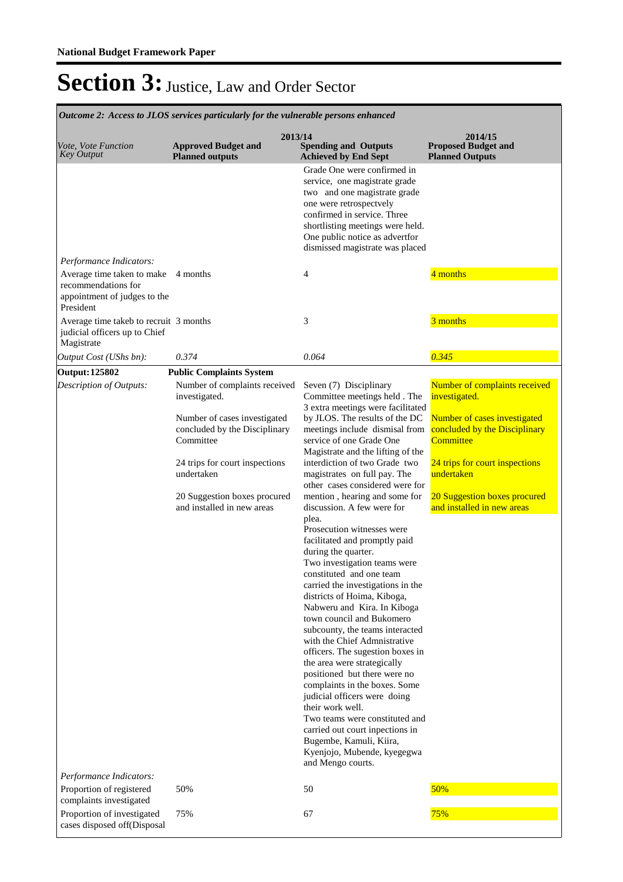**National Budget Framework Paper**

# Section 3: Justice, Law and Order Sector

*Outcome 2: Access to JLOS services particularly for the vulnerable persons enhanced*

| *Vote, Vote Function Key Output* | 2013/14 **Approved Budget and Planned outputs** | **Spending and Outputs Achieved by End Sept** | 2014/15 **Proposed Budget and Planned Outputs** |
|---|---|---|---|
| | | Grade One were confirmed in service, one magistrate grade two and one magistrate grade one were retrospectvely confirmed in service. Three shortlisting meetings were held. One public notice as advertfor dismissed magistrate was placed | |
| *Performance Indicators:* | | | |
| Average time taken to make recommendations for appointment of judges to the President | 4 months | 4 | 4 months |
| Average time takeb to recruit judicial officers up to Chief Magistrate | 3 months | 3 | 3 months |
| *Output Cost (UShs bn):* | *0.374* | *0.064* | *0.345* |
| **Output: 125802** | **Public Complaints System** | | |
| *Description of Outputs:* | Number of complaints received investigated.<br><br>Number of cases investigated concluded by the Disciplinary Committee<br><br>24 trips for court inspections undertaken<br><br>20 Suggestion boxes procured and installed in new areas | Seven (7) Disciplinary Committee meetings held . The 3 extra meetings were facilitated by JLOS. The results of the DC meetings include dismisal from service of one Grade One Magistrate and the lifting of the interdiction of two Grade two magistrates on full pay. The other cases considered were for mention , hearing and some for discussion. A few were for plea.<br>Prosecution witnesses were facilitated and promptly paid during the quarter.<br>Two investigation teams were constituted and one team carried the investigations in the districts of Hoima, Kiboga, Nabweru and Kira. In Kiboga town council and Bukomero subcounty, the teams interacted with the Chief Admnistrative officers. The sugestion boxes in the area were strategically positioned but there were no complaints in the boxes. Some judicial officers were doing their work well.<br>Two teams were constituted and carried out court inpections in Bugembe, Kamuli, Kiira, Kyenjojo, Mubende, kyegegwa and Mengo courts. | Number of complaints received investigated.<br><br>Number of cases investigated concluded by the Disciplinary Committee<br><br>24 trips for court inspections undertaken<br><br>20 Suggestion boxes procured and installed in new areas |
| *Performance Indicators:* | | | |
| Proportion of registered complaints investigated | 50% | 50 | 50% |
| Proportion of investigated cases disposed off(Disposal | 75% | 67 | 75% |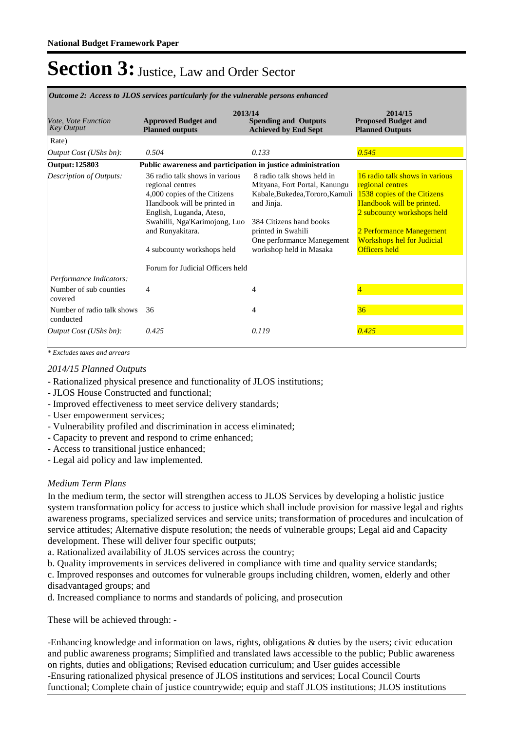# Section 3: Justice, Law and Order Sector

*Outcome 2: Access to JLOS services particularly for the vulnerable persons enhanced*

| *Vote, Vote Function Key Output* | 2013/14 **Approved Budget and Planned outputs** | **Spending and Outputs Achieved by End Sept** | 2014/15 **Proposed Budget and Planned Outputs** |
|---|---|---|---|
| Rate) | | | |
| *Output Cost (UShs bn):* | *0.504* | *0.133* | *0.545* |
| **Output: 125803** | **Public awareness and participation in justice administration** | | |
| *Description of Outputs:* | 36 radio talk shows in various regional centres<br>4,000 copies of the Citizens Handbook will be printed in English, Luganda, Ateso, Swahilli, Nga'Karimojong, Luo and Runyakitara.<br><br>4 subcounty workshops held<br><br>Forum for Judicial Officers held | 8 radio talk shows held in Mityana, Fort Portal, Kanungu Kabale,Bukedea,Tororo,Kamuli and Jinja.<br><br>384 Citizens hand books printed in Swahili<br>One performance Manegement workshop held in Masaka | 16 radio talk shows in various regional centres<br>1538 copies of the Citizens Handbook will be printed.<br>2 subcounty workshops held<br><br>2 Performance Manegement Workshops hel for Judicial Officers held |
| *Performance Indicators:* | | | |
| Number of sub counties covered | 4 | 4 | 4 |
| Number of radio talk shows conducted | 36 | 4 | 36 |
| *Output Cost (UShs bn):* | *0.425* | *0.119* | *0.425* |

*\* Excludes taxes and arrears*

*2014/15 Planned Outputs*

- Rationalized physical presence and functionality of JLOS institutions;
- JLOS House Constructed and functional;
- Improved effectiveness to meet service delivery standards;
- User empowerment services;
- Vulnerability profiled and discrimination in access eliminated;
- Capacity to prevent and respond to crime enhanced;
- Access to transitional justice enhanced;
- Legal aid policy and law implemented.

*Medium Term Plans*

In the medium term, the sector will strengthen access to JLOS Services by developing a holistic justice system transformation policy for access to justice which shall include provision for massive legal and rights awareness programs, specialized services and service units; transformation of procedures and inculcation of service attitudes; Alternative dispute resolution; the needs of vulnerable groups; Legal aid and Capacity development. These will deliver four specific outputs;

a. Rationalized availability of JLOS services across the country;

b. Quality improvements in services delivered in compliance with time and quality service standards;

c. Improved responses and outcomes for vulnerable groups including children, women, elderly and other disadvantaged groups; and

d. Increased compliance to norms and standards of policing, and prosecution

These will be achieved through: -

-Enhancing knowledge and information on laws, rights, obligations & duties by the users; civic education and public awareness programs; Simplified and translated laws accessible to the public; Public awareness on rights, duties and obligations; Revised education curriculum; and User guides accessible
-Ensuring rationalized physical presence of JLOS institutions and services; Local Council Courts functional; Complete chain of justice countrywide; equip and staff JLOS institutions; JLOS institutions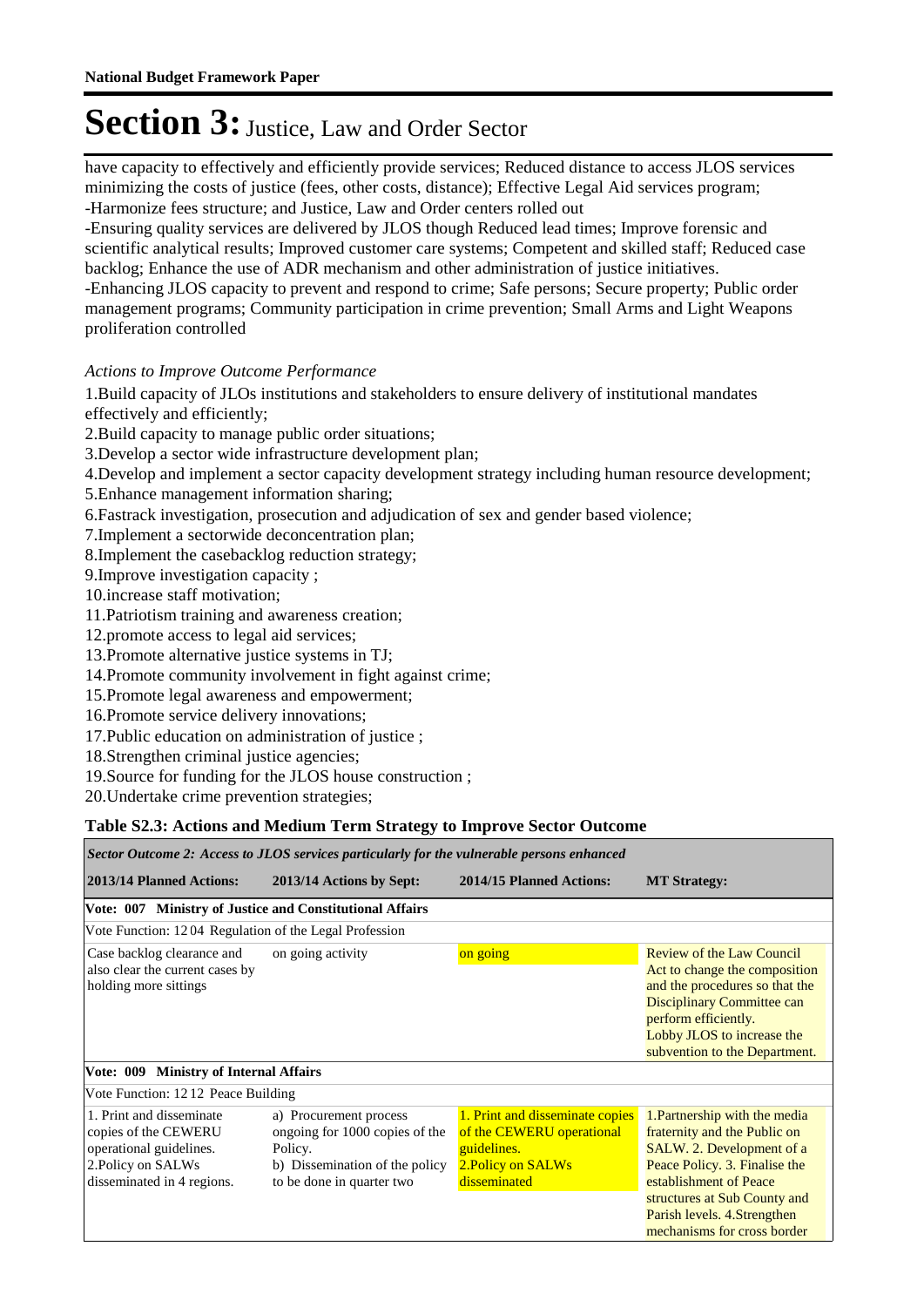# Section 3: Justice, Law and Order Sector

have capacity to effectively and efficiently provide services; Reduced distance to access JLOS services minimizing the costs of justice (fees, other costs, distance); Effective Legal Aid services program;
-Harmonize fees structure; and Justice, Law and Order centers rolled out
-Ensuring quality services are delivered by JLOS though Reduced lead times; Improve forensic and scientific analytical results; Improved customer care systems; Competent and skilled staff; Reduced case backlog; Enhance the use of ADR mechanism and other administration of justice initiatives.
-Enhancing JLOS capacity to prevent and respond to crime; Safe persons; Secure property; Public order management programs; Community participation in crime prevention; Small Arms and Light Weapons proliferation controlled

*Actions to Improve Outcome Performance*

1.Build capacity of JLOs institutions and stakeholders to ensure delivery of institutional mandates effectively and efficiently;
2.Build capacity to manage public order situations;
3.Develop a sector wide infrastructure development plan;
4.Develop and implement a sector capacity development strategy including human resource development;
5.Enhance management information sharing;
6.Fastrack investigation, prosecution and adjudication of sex and gender based violence;
7.Implement a sectorwide deconcentration plan;
8.Implement the casebacklog reduction strategy;
9.Improve investigation capacity ;
10.increase staff motivation;
11.Patriotism training and awareness creation;
12.promote access to legal aid services;
13.Promote alternative justice systems in TJ;
14.Promote community involvement in fight against crime;
15.Promote legal awareness and empowerment;
16.Promote service delivery innovations;
17.Public education on administration of justice ;
18.Strengthen criminal justice agencies;
19.Source for funding for the JLOS house construction ;
20.Undertake crime prevention strategies;

**Table S2.3: Actions and Medium Term Strategy to Improve Sector Outcome**

| *Sector Outcome 2: Access to JLOS services particularly for the vulnerable persons enhanced* | | | |
|---|---|---|---|
| **2013/14 Planned Actions:** | **2013/14 Actions by Sept:** | **2014/15 Planned Actions:** | **MT Strategy:** |
| **Vote: 007 Ministry of Justice and Constitutional Affairs** | | | |
| Vote Function: 12 04 Regulation of the Legal Profession | | | |
| Case backlog clearance and also clear the current cases by holding more sittings | on going activity | on going | Review of the Law Council Act to change the composition and the procedures so that the Disciplinary Committee can perform efficiently.<br>Lobby JLOS to increase the subvention to the Department. |
| **Vote: 009 Ministry of Internal Affairs** | | | |
| Vote Function: 12 12 Peace Building | | | |
| 1. Print and disseminate copies of the CEWERU operational guidelines.<br>2.Policy on SALWs disseminated in 4 regions. | a) Procurement process ongoing for 1000 copies of the Policy.<br>b) Dissemination of the policy to be done in quarter two | 1. Print and disseminate copies of the CEWERU operational guidelines.<br>2.Policy on SALWs disseminated | 1.Partnership with the media fraternity and the Public on SALW. 2. Development of a Peace Policy. 3. Finalise the establishment of Peace structures at Sub County and Parish levels. 4.Strengthen mechanisms for cross border |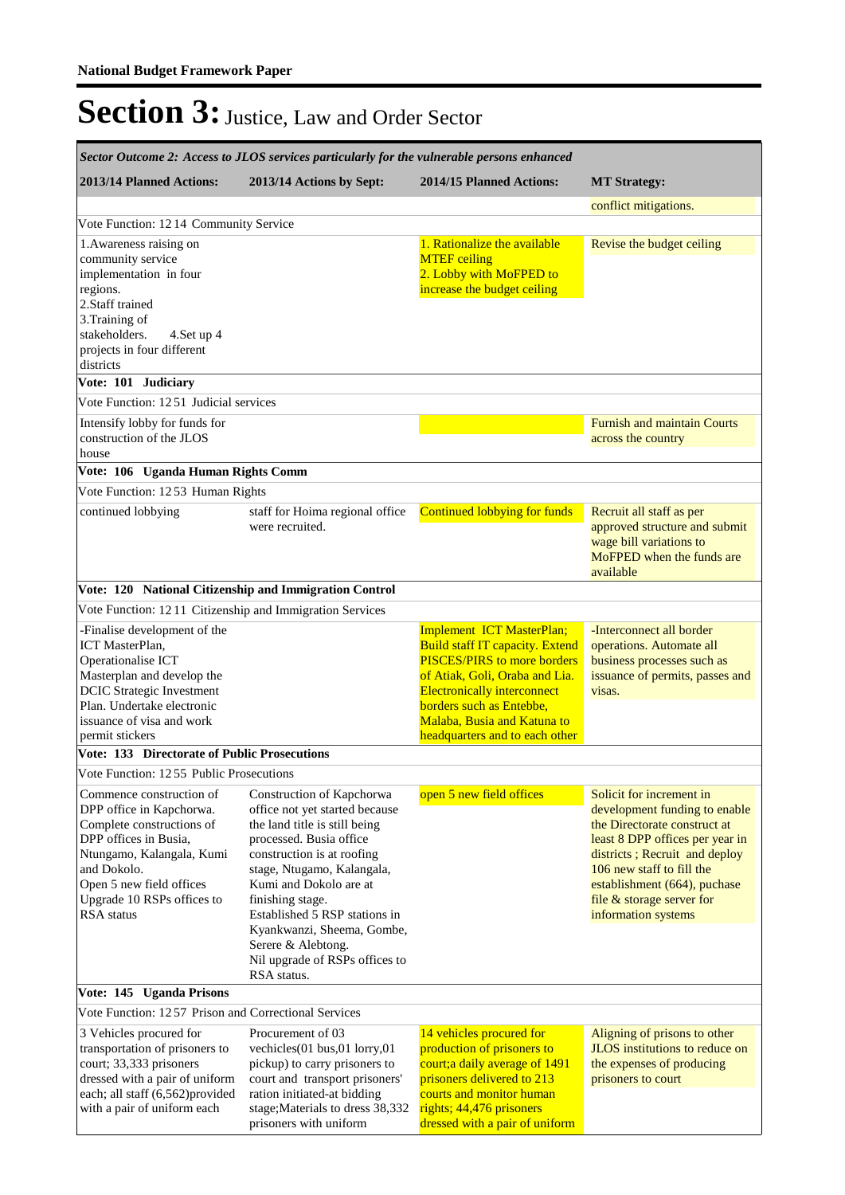**National Budget Framework Paper**

# Section 3: Justice, Law and Order Sector

| *Sector Outcome 2: Access to JLOS services particularly for the vulnerable persons enhanced* | | | |
|---|---|---|---|
| **2013/14 Planned Actions:** | **2013/14 Actions by Sept:** | **2014/15 Planned Actions:** | **MT Strategy:** |
| | | | conflict mitigations. |
| Vote Function: 12 14 Community Service | | | |
| 1.Awareness raising on community service implementation in four regions. 2.Staff trained 3.Training of stakeholders. 4.Set up 4 projects in four different districts | | 1. Rationalize the available MTEF ceiling 2. Lobby with MoFPED to increase the budget ceiling | Revise the budget ceiling |
| **Vote: 101 Judiciary** | | | |
| Vote Function: 12 51 Judicial services | | | |
| Intensify lobby for funds for construction of the JLOS house | | | Furnish and maintain Courts across the country |
| **Vote: 106 Uganda Human Rights Comm** | | | |
| Vote Function: 12 53 Human Rights | | | |
| continued lobbying | staff for Hoima regional office were recruited. | Continued lobbying for funds | Recruit all staff as per approved structure and submit wage bill variations to MoFPED when the funds are available |
| **Vote: 120 National Citizenship and Immigration Control** | | | |
| Vote Function: 12 11 Citizenship and Immigration Services | | | |
| -Finalise development of the ICT MasterPlan, Operationalise ICT Masterplan and develop the DCIC Strategic Investment Plan. Undertake electronic issuance of visa and work permit stickers | | Implement ICT MasterPlan; Build staff IT capacity. Extend PISCES/PIRS to more borders of Atiak, Goli, Oraba and Lia. Electronically interconnect borders such as Entebbe, Malaba, Busia and Katuna to headquarters and to each other | -Interconnect all border operations. Automate all business processes such as issuance of permits, passes and visas. |
| **Vote: 133 Directorate of Public Prosecutions** | | | |
| Vote Function: 12 55 Public Prosecutions | | | |
| Commence construction of DPP office in Kapchorwa. Complete constructions of DPP offices in Busia, Ntugamo, Kalangala, Kumi and Dokolo. Open 5 new field offices Upgrade 10 RSPs offices to RSA status | Construction of Kapchorwa office not yet started because the land title is still being processed. Busia office construction is at roofing stage, Ntugamo, Kalangala, Kumi and Dokolo are at finishing stage. Established 5 RSP stations in Kyankwanzi, Sheema, Gombe, Serere & Alebtong. Nil upgrade of RSPs offices to RSA status. | open 5 new field offices | Solicit for increment in development funding to enable the Directorate construct at least 8 DPP offices per year in districts ; Recruit and deploy 106 new staff to fill the establishment (664), puchase file & storage server for information systems |
| **Vote: 145 Uganda Prisons** | | | |
| Vote Function: 12 57 Prison and Correctional Services | | | |
| 3 Vehicles procured for transportation of prisoners to court; 33,333 prisoners dressed with a pair of uniform each; all staff (6,562)provided with a pair of uniform each | Procurement of 03 vechicles(01 bus,01 lorry,01 pickup) to carry prisoners to court and transport prisoners' ration initiated-at bidding stage;Materials to dress 38,332 prisoners with uniform | 14 vehicles procured for production of prisoners to court;a daily average of 1491 prisoners delivered to 213 courts and monitor human rights; 44,476 prisoners dressed with a pair of uniform | Aligning of prisons to other JLOS institutions to reduce on the expenses of producing prisoners to court |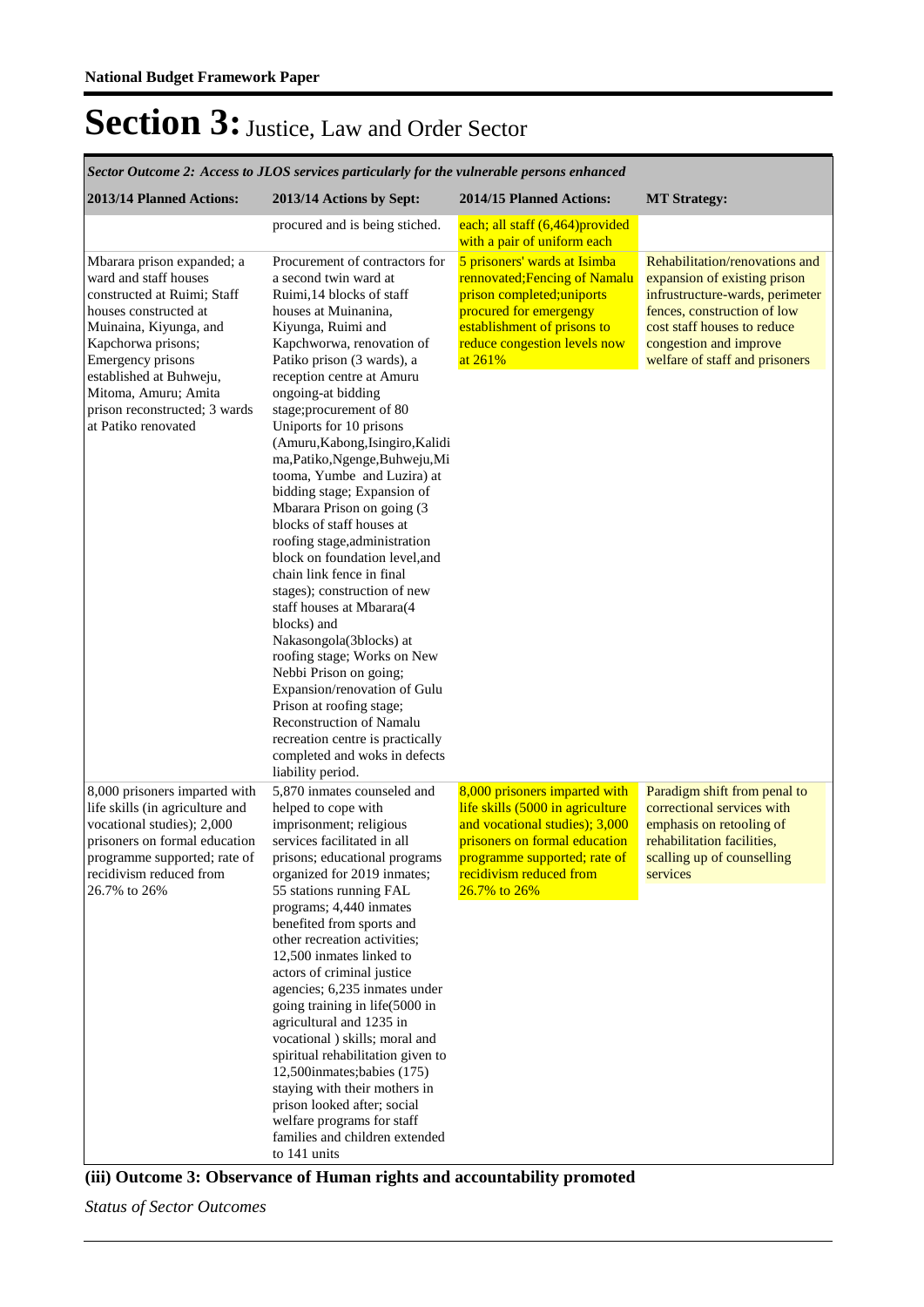**National Budget Framework Paper**

# Section 3: Justice, Law and Order Sector

| *Sector Outcome 2: Access to JLOS services particularly for the vulnerable persons enhanced* | | | |
|---|---|---|---|
| **2013/14 Planned Actions:** | **2013/14 Actions by Sept:** | **2014/15 Planned Actions:** | **MT Strategy:** |
| | procured and is being stiched. | each; all staff (6,464)provided with a pair of uniform each | |
| Mbarara prison expanded; a ward and staff houses constructed at Ruimi; Staff houses constructed at Muinaina, Kiyunga, and Kapchorwa prisons; Emergency prisons established at Buhweju, Mitoma, Amuru; Amita prison reconstructed; 3 wards at Patiko renovated | Procurement of contractors for a second twin ward at Ruimi,14 blocks of staff houses at Muinanina, Kiyunga, Ruimi and Kapchworwa, renovation of Patiko prison (3 wards), a reception centre at Amuru ongoing-at bidding stage;procurement of 80 Uniports for 10 prisons (Amuru,Kabong,Isingiro,Kalidima,Patiko,Ngenge,Buhweju,Mitooma, Yumbe and Luzira) at bidding stage; Expansion of Mbarara Prison on going (3 blocks of staff houses at roofing stage,administration block on foundation level,and chain link fence in final stages); construction of new staff houses at Mbarara(4 blocks) and Nakasongola(3blocks) at roofing stage; Works on New Nebbi Prison on going; Expansion/renovation of Gulu Prison at roofing stage; Reconstruction of Namalu recreation centre is practically completed and woks in defects liability period. | 5 prisoners' wards at Isimba rennovated;Fencing of Namalu prison completed;uniports procured for emergengy establishment of prisons to reduce congestion levels now at 261% | Rehabilitation/renovations and expansion of existing prison infrustructure-wards, perimeter fences, construction of low cost staff houses to reduce congestion and improve welfare of staff and prisoners |
| 8,000 prisoners imparted with life skills (in agriculture and vocational studies); 2,000 prisoners on formal education programme supported; rate of recidivism reduced from 26.7% to 26% | 5,870 inmates counseled and helped to cope with imprisonment; religious services facilitated in all prisons; educational programs organized for 2019 inmates; 55 stations running FAL programs; 4,440 inmates benefited from sports and other recreation activities; 12,500 inmates linked to actors of criminal justice agencies; 6,235 inmates under going training in life(5000 in agricultural and 1235 in vocational ) skills; moral and spiritual rehabilitation given to 12,500inmates;babies (175) staying with their mothers in prison looked after; social welfare programs for staff families and children extended to 141 units | 8,000 prisoners imparted with life skills (5000 in agriculture and vocational studies); 3,000 prisoners on formal education programme supported; rate of recidivism reduced from 26.7% to 26% | Paradigm shift from penal to correctional services with emphasis on retooling of rehabilitation facilities, scalling up of counselling services |

**(iii) Outcome 3: Observance of Human rights and accountability promoted**

*Status of Sector Outcomes*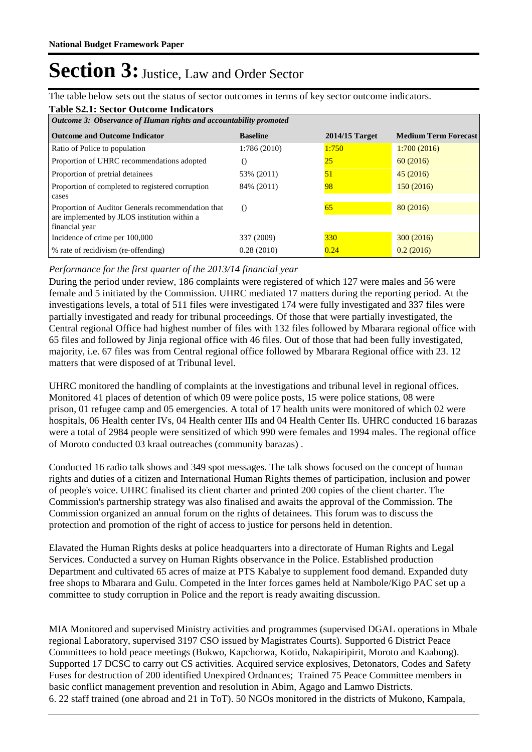**National Budget Framework Paper**

# Section 3: Justice, Law and Order Sector

The table below sets out the status of sector outcomes in terms of key sector outcome indicators.

**Table S2.1: Sector Outcome Indicators**

| *Outcome 3: Observance of Human rights and accountability promoted* | | | |
|---|---|---|---|
| **Outcome and Outcome Indicator** | **Baseline** | **2014/15 Target** | **Medium Term Forecast** |
| Ratio of Police to population | 1:786 (2010) | 1:750 | 1:700 (2016) |
| Proportion of UHRC recommendations adopted | () | 25 | 60 (2016) |
| Proportion of pretrial detainees | 53% (2011) | 51 | 45 (2016) |
| Proportion of completed to registered corruption cases | 84% (2011) | 98 | 150 (2016) |
| Proportion of Auditor Generals recommendation that are implemented by JLOS institution within a financial year | () | 65 | 80 (2016) |
| Incidence of crime per 100,000 | 337 (2009) | 330 | 300 (2016) |
| % rate of recidivism (re-offending) | 0.28 (2010) | 0.24 | 0.2 (2016) |

*Performance for the first quarter of the 2013/14 financial year*

During the period under review, 186 complaints were registered of which 127 were males and 56 were female and 5 initiated by the Commission. UHRC mediated 17 matters during the reporting period. At the investigations levels, a total of 511 files were investigated 174 were fully investigated and 337 files were partially investigated and ready for tribunal proceedings. Of those that were partially investigated, the Central regional Office had highest number of files with 132 files followed by Mbarara regional office with 65 files and followed by Jinja regional office with 46 files. Out of those that had been fully investigated, majority, i.e. 67 files was from Central regional office followed by Mbarara Regional office with 23. 12 matters that were disposed of at Tribunal level.

UHRC monitored the handling of complaints at the investigations and tribunal level in regional offices. Monitored 41 places of detention of which 09 were police posts, 15 were police stations, 08 were prison, 01 refugee camp and 05 emergencies. A total of 17 health units were monitored of which 02 were hospitals, 06 Health center IVs, 04 Health center IIIs and 04 Health Center IIs. UHRC conducted 16 barazas were a total of 2984 people were sensitized of which 990 were females and 1994 males. The regional office of Moroto conducted 03 kraal outreaches (community barazas) .

Conducted 16 radio talk shows and 349 spot messages. The talk shows focused on the concept of human rights and duties of a citizen and International Human Rights themes of participation, inclusion and power of people's voice. UHRC finalised its client charter and printed 200 copies of the client charter. The Commission's partnership strategy was also finalised and awaits the approval of the Commission. The Commission organized an annual forum on the rights of detainees. This forum was to discuss the protection and promotion of the right of access to justice for persons held in detention.

Elavated the Human Rights desks at police headquarters into a directorate of Human Rights and Legal Services. Conducted a survey on Human Rights observance in the Police. Established production Department and cultivated 65 acres of maize at PTS Kabalye to supplement food demand. Expanded duty free shops to Mbarara and Gulu. Competed in the Inter forces games held at Nambole/Kigo PAC set up a committee to study corruption in Police and the report is ready awaiting discussion.

MIA Monitored and supervised Ministry activities and programmes (supervised DGAL operations in Mbale regional Laboratory, supervised 3197 CSO issued by Magistrates Courts). Supported 6 District Peace Committees to hold peace meetings (Bukwo, Kapchorwa, Kotido, Nakapiripirit, Moroto and Kaabong). Supported 17 DCSC to carry out CS activities. Acquired service explosives, Detonators, Codes and Safety Fuses for destruction of 200 identified Unexpired Ordnances; Trained 75 Peace Committee members in basic conflict management prevention and resolution in Abim, Agago and Lamwo Districts.
6. 22 staff trained (one abroad and 21 in ToT). 50 NGOs monitored in the districts of Mukono, Kampala,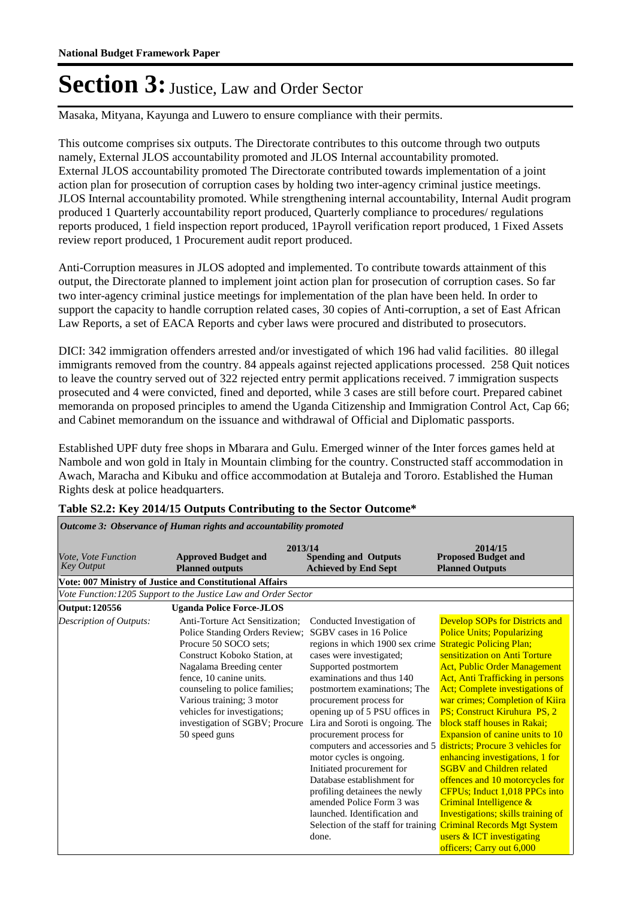# Section 3: Justice, Law and Order Sector

Masaka, Mityana, Kayunga and Luwero to ensure compliance with their permits.

This outcome comprises six outputs. The Directorate contributes to this outcome through two outputs namely, External JLOS accountability promoted and JLOS Internal accountability promoted. External JLOS accountability promoted The Directorate contributed towards implementation of a joint action plan for prosecution of corruption cases by holding two inter-agency criminal justice meetings. JLOS Internal accountability promoted. While strengthening internal accountability, Internal Audit program produced 1 Quarterly accountability report produced, Quarterly compliance to procedures/ regulations reports produced, 1 field inspection report produced, 1Payroll verification report produced, 1 Fixed Assets review report produced, 1 Procurement audit report produced.

Anti-Corruption measures in JLOS adopted and implemented. To contribute towards attainment of this output, the Directorate planned to implement joint action plan for prosecution of corruption cases. So far two inter-agency criminal justice meetings for implementation of the plan have been held. In order to support the capacity to handle corruption related cases, 30 copies of Anti-corruption, a set of East African Law Reports, a set of EACA Reports and cyber laws were procured and distributed to prosecutors.

DICI: 342 immigration offenders arrested and/or investigated of which 196 had valid facilities. 80 illegal immigrants removed from the country. 84 appeals against rejected applications processed. 258 Quit notices to leave the country served out of 322 rejected entry permit applications received. 7 immigration suspects prosecuted and 4 were convicted, fined and deported, while 3 cases are still before court. Prepared cabinet memoranda on proposed principles to amend the Uganda Citizenship and Immigration Control Act, Cap 66; and Cabinet memorandum on the issuance and withdrawal of Official and Diplomatic passports.

Established UPF duty free shops in Mbarara and Gulu. Emerged winner of the Inter forces games held at Nambole and won gold in Italy in Mountain climbing for the country. Constructed staff accommodation in Awach, Maracha and Kibuku and office accommodation at Butaleja and Tororo. Established the Human Rights desk at police headquarters.

**Table S2.2: Key 2014/15 Outputs Contributing to the Sector Outcome\***

| *Outcome 3: Observance of Human rights and accountability promoted* | | | |
|---|---|---|---|
| *Vote, Vote Function Key Output* | 2013/14 **Approved Budget and Planned outputs** | **Spending and Outputs Achieved by End Sept** | 2014/15 **Proposed Budget and Planned Outputs** |
| **Vote: 007 Ministry of Justice and Constitutional Affairs** | | | |
| *Vote Function:1205 Support to the Justice Law and Order Sector* | | | |
| **Output: 120556** | **Uganda Police Force-JLOS** | | |
| *Description of Outputs:* | Anti-Torture Act Sensitization; Police Standing Orders Review; Procure 50 SOCO sets; Construct Koboko Station, at Nagalama Breeding center fence, 10 canine units. counseling to police families; Various training; 3 motor vehicles for investigations; investigation of SGBV; Procure 50 speed guns | Conducted Investigation of SGBV cases in 16 Police regions in which 1900 sex crime cases were investigated; Supported postmortem examinations and thus 140 postmortem examinations; The procurement process for opening up of 5 PSU offices in Lira and Soroti is ongoing. The procurement process for computers and accessories and 5 motor cycles is ongoing. Initiated procurement for Database establishment for profiling detainees the newly amended Police Form 3 was launched. Identification and Selection of the staff for training done. | Develop SOPs for Districts and Police Units; Popularizing Strategic Policing Plan; sensitization on Anti Torture Act, Public Order Management Act, Anti Trafficking in persons Act; Complete investigations of war crimes; Completion of Kiira PS; Construct Kiruhura PS, 2 block staff houses in Rakai; Expansion of canine units to 10 districts; Procure 3 vehicles for enhancing investigations, 1 for SGBV and Children related offences and 10 motorcycles for CFPUs; Induct 1,018 PPCs into Criminal Intelligence & Investigations; skills training of Criminal Records Mgt System users & ICT investigating officers; Carry out 6,000 |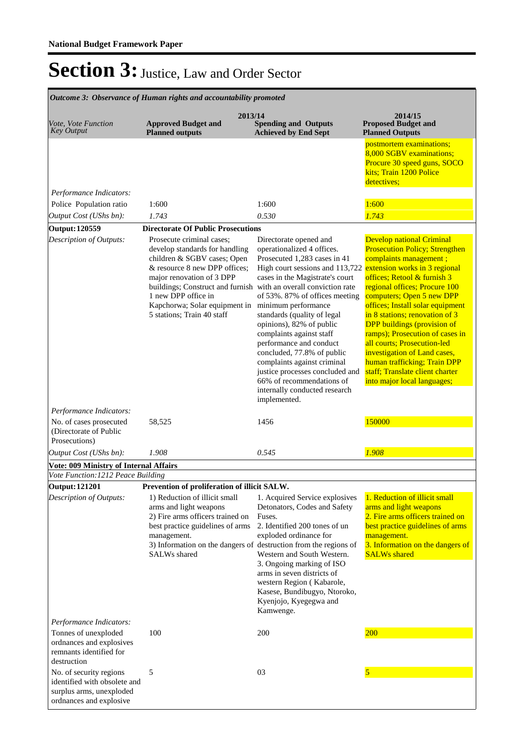# Section 3: Justice, Law and Order Sector

| *Vote, Vote Function Key Output* | **2013/14 Approved Budget and Planned outputs** | **2013/14 Spending and Outputs Achieved by End Sept** | **2014/15 Proposed Budget and Planned Outputs** |
|---|---|---|---|
| ***Outcome 3: Observance of Human rights and accountability promoted*** | | | |
| | | | postmortem examinations; 8,000 SGBV examinations; Procure 30 speed guns, SOCO kits; Train 1200 Police detectives; |
| *Performance Indicators:* | | | |
| Police Population ratio | 1:600 | 1:600 | 1:600 |
| *Output Cost (UShs bn):* | *1.743* | *0.530* | *1.743* |
| **Output: 120559** | **Directorate Of Public Prosecutions** | | |
| *Description of Outputs:* | Prosecute criminal cases; develop standards for handling children & SGBV cases; Open & resource 8 new DPP offices; major renovation of 3 DPP buildings; Construct and furnish 1 new DPP office in Kapchorwa; Solar equipment in 5 stations; Train 40 staff | Directorate opened and operationalized 4 offices. Prosecuted 1,283 cases in 41 High court sessions and 113,722 cases in the Magistrate's court with an overall conviction rate of 53%. 87% of offices meeting minimum performance standards (quality of legal opinions), 82% of public complaints against staff performance and conduct concluded, 77.8% of public complaints against criminal justice processes concluded and 66% of recommendations of internally conducted research implemented. | Develop national Criminal Prosecution Policy; Strengthen complaints management ; extension works in 3 regional offices; Retool & furnish 3 regional offices; Procure 100 computers; Open 5 new DPP offices; Install solar equipment in 8 stations; renovation of 3 DPP buildings (provision of ramps); Prosecution of cases in all courts; Prosecution-led investigation of Land cases, human trafficking; Train DPP staff; Translate client charter into major local languages; |
| *Performance Indicators:* | | | |
| No. of cases prosecuted (Directorate of Public Prosecutions) | 58,525 | 1456 | 150000 |
| *Output Cost (UShs bn):* | *1.908* | *0.545* | *1.908* |
| **Vote: 009 Ministry of Internal Affairs** | | | |
| *Vote Function:1212 Peace Building* | | | |
| **Output: 121201** | **Prevention of proliferation of illicit SALW.** | | |
| *Description of Outputs:* | 1) Reduction of illicit small arms and light weapons<br>2) Fire arms officers trained on best practice guidelines of arms management.<br>3) Information on the dangers of SALWs shared | 1. Acquired Service explosives Detonators, Codes and Safety Fuses.<br>2. Identified 200 tones of un exploded ordinance for destruction from the regions of Western and South Western.<br>3. Ongoing marking of ISO arms in seven districts of western Region ( Kabarole, Kasese, Bundibugyo, Ntoroko, Kyenjojo, Kyegegwa and Kamwenge. | 1. Reduction of illicit small arms and light weapons<br>2. Fire arms officers trained on best practice guidelines of arms management.<br>3. Information on the dangers of SALWs shared |
| *Performance Indicators:* | | | |
| Tonnes of unexploded ordnances and explosives remnants identified for destruction | 100 | 200 | 200 |
| No. of security regions identified with obsolete and surplus arms, unexploded ordnances and explosive | 5 | 03 | 5 |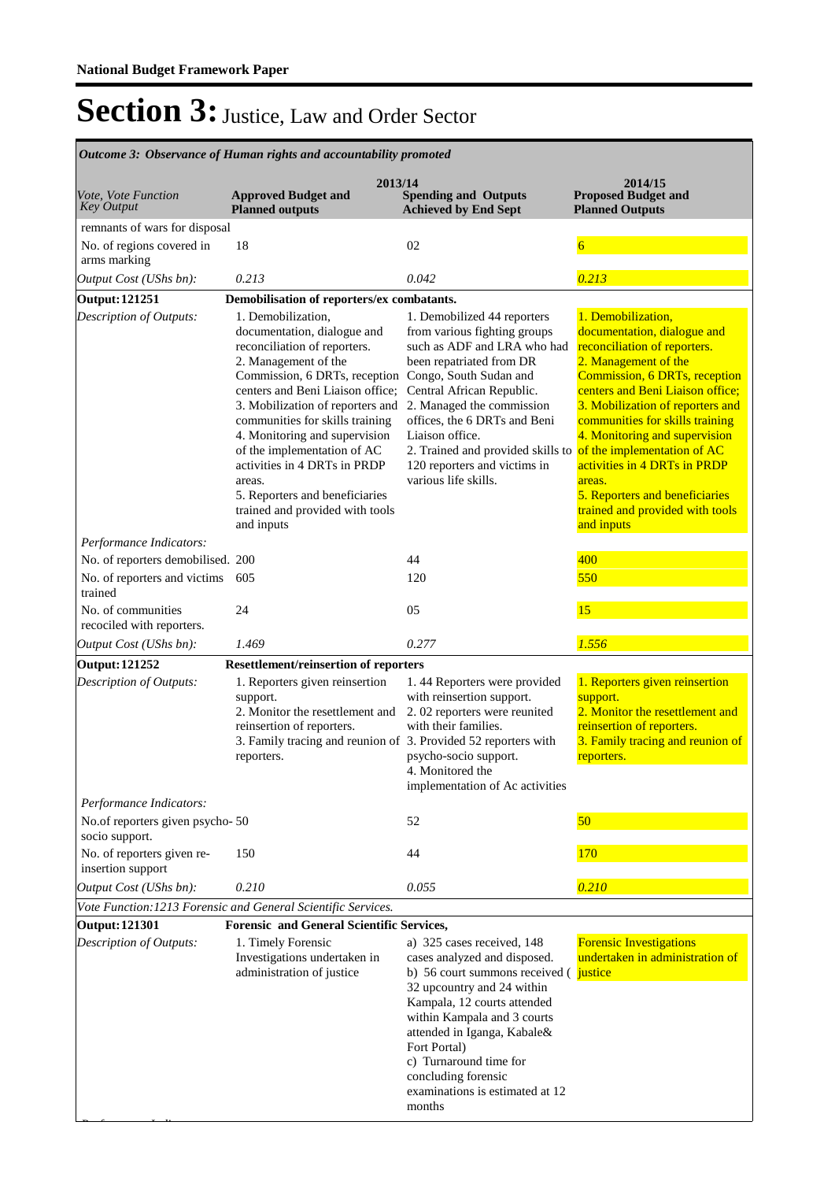**National Budget Framework Paper**

# Section 3: Justice, Law and Order Sector

*Outcome 3: Observance of Human rights and accountability promoted*

| *Vote, Vote Function Key Output* | 2013/14 **Approved Budget and Planned outputs** | **Spending and Outputs Achieved by End Sept** | 2014/15 **Proposed Budget and Planned Outputs** |
|---|---|---|---|
| remnants of wars for disposal | | | |
| No. of regions covered in arms marking | 18 | 02 | 6 |
| *Output Cost (UShs bn):* | *0.213* | *0.042* | *0.213* |
| **Output: 121251** | **Demobilisation of reporters/ex combatants.** | | |
| *Description of Outputs:* | 1. Demobilization, documentation, dialogue and reconciliation of reporters.<br>2. Management of the Commission, 6 DRTs, reception centers and Beni Liaison office;<br>3. Mobilization of reporters and communities for skills training<br>4. Monitoring and supervision of the implementation of AC activities in 4 DRTs in PRDP areas.<br>5. Reporters and beneficiaries trained and provided with tools and inputs | 1. Demobilized 44 reporters from various fighting groups such as ADF and LRA who had been repatriated from DR Congo, South Sudan and Central African Republic.<br>2. Managed the commission offices, the 6 DRTs and Beni Liaison office.<br>2. Trained and provided skills to 120 reporters and victims in various life skills. | 1. Demobilization, documentation, dialogue and reconciliation of reporters.<br>2. Management of the Commission, 6 DRTs, reception centers and Beni Liaison office;<br>3. Mobilization of reporters and communities for skills training<br>4. Monitoring and supervision of the implementation of AC activities in 4 DRTs in PRDP areas.<br>5. Reporters and beneficiaries trained and provided with tools and inputs |
| *Performance Indicators:* | | | |
| No. of reporters demobilised. | 200 | 44 | 400 |
| No. of reporters and victims trained | 605 | 120 | 550 |
| No. of communities recociled with reporters. | 24 | 05 | 15 |
| *Output Cost (UShs bn):* | *1.469* | *0.277* | *1.556* |
| **Output: 121252** | **Resettlement/reinsertion of reporters** | | |
| *Description of Outputs:* | 1. Reporters given reinsertion support.<br>2. Monitor the resettlement and reinsertion of reporters.<br>3. Family tracing and reunion of reporters. | 1. 44 Reporters were provided with reinsertion support.<br>2. 02 reporters were reunited with their families.<br>3. Provided 52 reporters with psycho-socio support.<br>4. Monitored the implementation of Ac activities | 1. Reporters given reinsertion support.<br>2. Monitor the resettlement and reinsertion of reporters.<br>3. Family tracing and reunion of reporters. |
| *Performance Indicators:* | | | |
| No.of reporters given psycho-socio support. | 50 | 52 | 50 |
| No. of reporters given re-insertion support | 150 | 44 | 170 |
| *Output Cost (UShs bn):* | *0.210* | *0.055* | *0.210* |
| *Vote Function:1213 Forensic and General Scientific Services.* | | | |
| **Output: 121301** | **Forensic and General Scientific Services,** | | |
| *Description of Outputs:* | 1. Timely Forensic Investigations undertaken in administration of justice | a) 325 cases received, 148 cases analyzed and disposed.<br>b) 56 court summons received ( 32 upcountry and 24 within Kampala, 12 courts attended within Kampala and 3 courts attended in Iganga, Kabale& Fort Portal)<br>c) Turnaround time for concluding forensic examinations is estimated at 12 months | Forensic Investigations undertaken in administration of justice |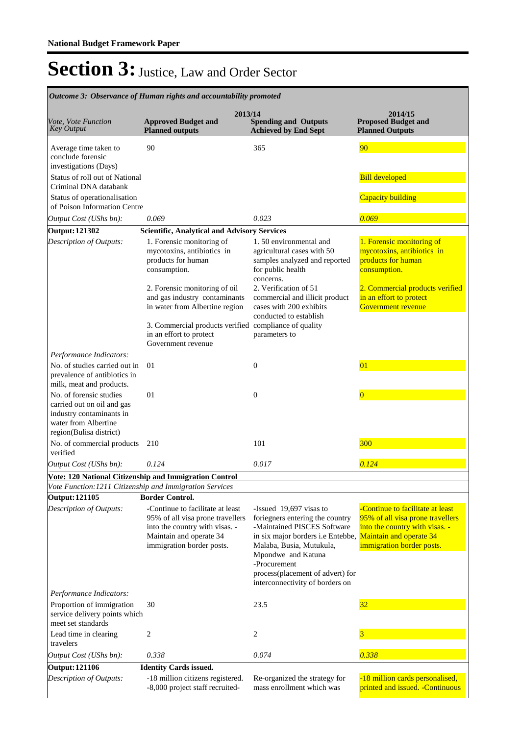**National Budget Framework Paper**

# Section 3: Justice, Law and Order Sector

| *Outcome 3: Observance of Human rights and accountability promoted* | | | |
|---|---|---|---|
| *Vote, Vote Function Key Output* | 2013/14 **Approved Budget and Planned outputs** | **Spending and Outputs Achieved by End Sept** | **2014/15 Proposed Budget and Planned Outputs** |
| Average time taken to conclude forensic investigations (Days) | 90 | 365 | 90 |
| Status of roll out of National Criminal DNA databank | | | Bill developed |
| Status of operationalisation of Poison Information Centre | | | Capacity building |
| *Output Cost (UShs bn):* | *0.069* | *0.023* | *0.069* |
| **Output: 121302** | **Scientific, Analytical and Advisory Services** | | |
| *Description of Outputs:* | 1. Forensic monitoring of mycotoxins, antibiotics in products for human consumption.<br><br>2. Forensic monitoring of oil and gas industry contaminants in water from Albertine region<br><br>3. Commercial products verified in an effort to protect Government revenue | 1. 50 environmental and agricultural cases with 50 samples analyzed and reported for public health concerns.<br>2. Verification of 51 commercial and illicit product cases with 200 exhibits conducted to establish compliance of quality parameters to | 1. Forensic monitoring of mycotoxins, antibiotics in products for human consumption.<br><br>2. Commercial products verified in an effort to protect Government revenue |
| *Performance Indicators:* | | | |
| No. of studies carried out in prevalence of antibiotics in milk, meat and products. | 01 | 0 | 01 |
| No. of forensic studies carried out on oil and gas industry contaminants in water from Albertine region(Bulisa district) | 01 | 0 | 0 |
| No. of commercial products verified | 210 | 101 | 300 |
| *Output Cost (UShs bn):* | *0.124* | *0.017* | *0.124* |
| **Vote: 120 National Citizenship and Immigration Control** | | | |
| *Vote Function:1211 Citizenship and Immigration Services* | | | |
| **Output: 121105** | **Border Control.** | | |
| *Description of Outputs:* | -Continue to facilitate at least 95% of all visa prone travellers into the country with visas. -Maintain and operate 34 immigration border posts. | -Issued 19,697 visas to foriegners entering the country -Maintained PISCES Software in six major borders i.e Entebbe, Malaba, Busia, Mutukula, Mpondwe and Katuna -Procurement process(placement of advert) for interconnectivity of borders on | -Continue to facilitate at least 95% of all visa prone travellers into the country with visas. -Maintain and operate 34 immigration border posts. |
| *Performance Indicators:* | | | |
| Proportion of immigration service delivery points which meet set standards | 30 | 23.5 | 32 |
| Lead time in clearing travelers | 2 | 2 | 3 |
| *Output Cost (UShs bn):* | *0.338* | *0.074* | *0.338* |
| **Output: 121106** | **Identity Cards issued.** | | |
| *Description of Outputs:* | -18 million citizens registered. -8,000 project staff recruited- | Re-organized the strategy for mass enrollment which was | -18 million cards personalised, printed and issued. -Continuous |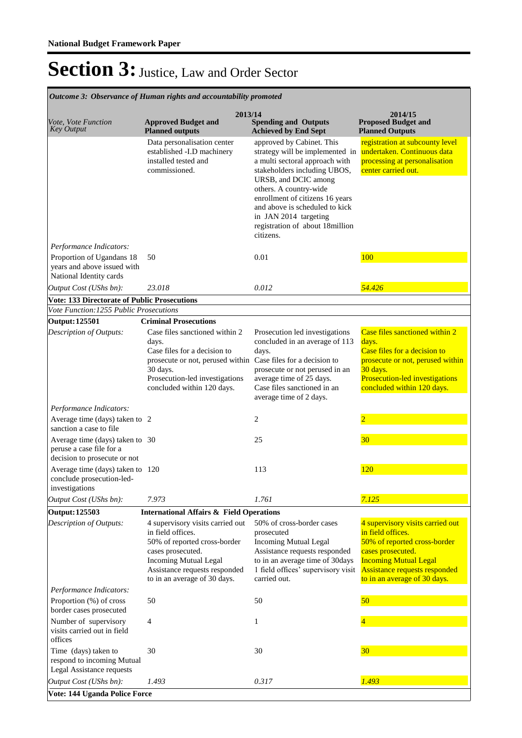**National Budget Framework Paper**

# Section 3: Justice, Law and Order Sector

*Outcome 3: Observance of Human rights and accountability promoted*

| *Vote, Vote Function Key Output* | 2013/14 **Approved Budget and Planned outputs** | 2013/14 **Spending and Outputs Achieved by End Sept** | 2014/15 **Proposed Budget and Planned Outputs** |
|---|---|---|---|
| | Data personalisation center established -I.D machinery installed tested and commissioned. | approved by Cabinet. This strategy will be implemented in a multi sectoral approach with stakeholders including UBOS, URSB, and DCIC among others. A country-wide enrollment of citizens 16 years and above is scheduled to kick in JAN 2014 targeting registration of about 18million citizens. | registration at subcounty level undertaken. Continuous data processing at personalisation center carried out. |
| *Performance Indicators:* | | | |
| Proportion of Ugandans 18 years and above issued with National Identity cards | 50 | 0.01 | 100 |
| *Output Cost (UShs bn):* | *23.018* | *0.012* | *54.426* |
| **Vote: 133 Directorate of Public Prosecutions** | | | |
| *Vote Function:1255 Public Prosecutions* | | | |
| **Output: 125501** | **Criminal Prosecutions** | | |
| *Description of Outputs:* | Case files sanctioned within 2 days.<br>Case files for a decision to prosecute or not, perused within 30 days.<br>Prosecution-led investigations concluded within 120 days. | Prosecution led investigations concluded in an average of 113 days.<br>Case files for a decision to prosecute or not perused in an average time of 25 days.<br>Case files sanctioned in an average time of 2 days. | Case files sanctioned within 2 days.<br>Case files for a decision to prosecute or not, perused within 30 days.<br>Prosecution-led investigations concluded within 120 days. |
| *Performance Indicators:* | | | |
| Average time (days) taken to sanction a case to file | 2 | 2 | 2 |
| Average time (days) taken to peruse a case file for a decision to prosecute or not | 30 | 25 | 30 |
| Average time (days) taken to conclude prosecution-led-investigations | 120 | 113 | 120 |
| *Output Cost (UShs bn):* | *7.973* | *1.761* | *7.125* |
| **Output: 125503** | **International Affairs & Field Operations** | | |
| *Description of Outputs:* | 4 supervisory visits carried out in field offices.<br>50% of reported cross-border cases prosecuted.<br>Incoming Mutual Legal Assistance requests responded to in an average of 30 days. | 50% of cross-border cases prosecuted<br>Incoming Mutual Legal Assistance requests responded to in an average time of 30days<br>1 field offices' supervisory visit carried out. | 4 supervisory visits carried out in field offices.<br>50% of reported cross-border cases prosecuted.<br>Incoming Mutual Legal Assistance requests responded to in an average of 30 days. |
| *Performance Indicators:* | | | |
| Proportion (%) of cross border cases prosecuted | 50 | 50 | 50 |
| Number of supervisory visits carried out in field offices | 4 | 1 | 4 |
| Time (days) taken to respond to incoming Mutual Legal Assistance requests | 30 | 30 | 30 |
| *Output Cost (UShs bn):* | *1.493* | *0.317* | *1.493* |
| **Vote: 144 Uganda Police Force** | | | |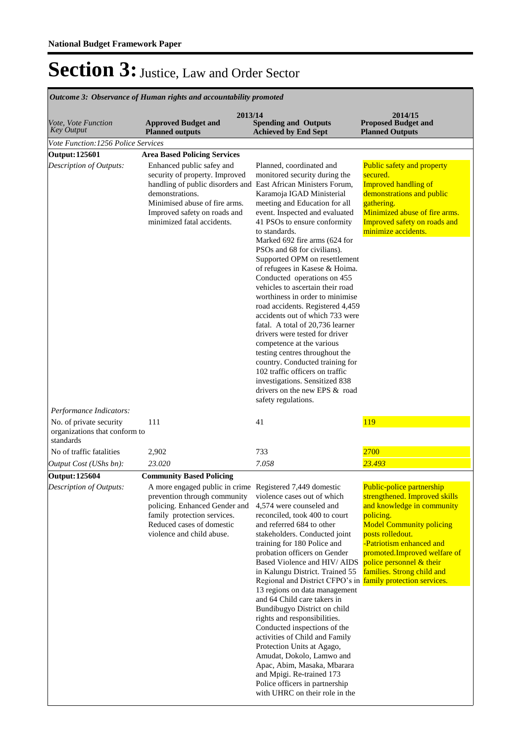# Section 3: Justice, Law and Order Sector

| *Outcome 3: Observance of Human rights and accountability promoted* | | | |
|---|---|---|---|
| *Vote, Vote Function Key Output* | 2013/14 **Approved Budget and Planned outputs** | **Spending and Outputs Achieved by End Sept** | 2014/15 **Proposed Budget and Planned Outputs** |
| *Vote Function:1256 Police Services* | | | |
| **Output: 125601** | **Area Based Policing Services** | | |
| *Description of Outputs:* | Enhanced public safey and security of property. Improved handling of public disorders and demonstrations. Minimised abuse of fire arms. Improved safety on roads and minimized fatal accidents. | Planned, coordinated and monitored security during the East African Ministers Forum, Karamoja IGAD Ministerial meeting and Education for all event. Inspected and evaluated 41 PSOs to ensure conformity to standards. Marked 692 fire arms (624 for PSOs and 68 for civilians). Supported OPM on resettlement of refugees in Kasese & Hoima. Conducted operations on 455 vehicles to ascertain their road worthiness in order to minimise road accidents. Registered 4,459 accidents out of which 733 were fatal. A total of 20,736 learner drivers were tested for driver competence at the various testing centres throughout the country. Conducted training for 102 traffic officers on traffic investigations. Sensitized 838 drivers on the new EPS & road safety regulations. | Public safety and property secured. Improved handling of demonstrations and public gathering. Minimized abuse of fire arms. Improved safety on roads and minimize accidents. |
| *Performance Indicators:* | | | |
| No. of private security organizations that conform to standards | 111 | 41 | 119 |
| No of traffic fatalities | 2,902 | 733 | 2700 |
| *Output Cost (UShs bn):* | *23.020* | *7.058* | *23.493* |
| **Output: 125604** | **Community Based Policing** | | |
| *Description of Outputs:* | A more engaged public in crime prevention through community policing. Enhanced Gender and family protection services. Reduced cases of domestic violence and child abuse. | Registered 7,449 domestic violence cases out of which 4,574 were counseled and reconciled, took 400 to court and referred 684 to other stakeholders. Conducted joint training for 180 Police and probation officers on Gender Based Violence and HIV/ AIDS in Kalungu District. Trained 55 Regional and District CFPO's in 13 regions on data management and 64 Child care takers in Bundibugyo District on child rights and responsibilities. Conducted inspections of the activities of Child and Family Protection Units at Agago, Amudat, Dokolo, Lamwo and Apac, Abim, Masaka, Mbarara and Mpigi. Re-trained 173 Police officers in partnership with UHRC on their role in the | Public-police partnership strengthened. Improved skills and knowledge in community policing. Model Community policing posts rolledout. -Patriotism enhanced and promoted.Improved welfare of police personnel & their families. Strong child and family protection services. |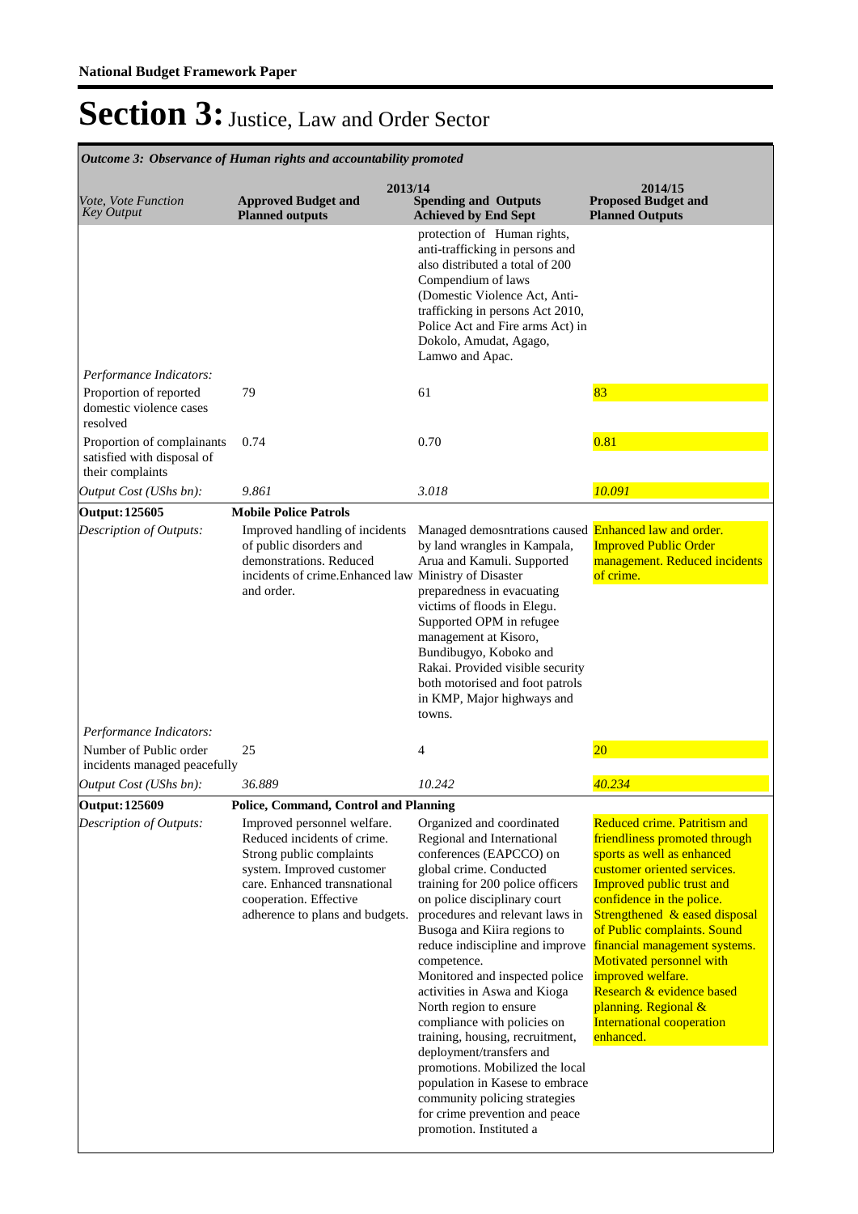# Section 3: Justice, Law and Order Sector

*Outcome 3: Observance of Human rights and accountability promoted*

| *Vote, Vote Function Key Output* | 2013/14 **Approved Budget and Planned outputs** | **Spending and Outputs Achieved by End Sept** | 2014/15 **Proposed Budget and Planned Outputs** |
|---|---|---|---|
| | | protection of Human rights, anti-trafficking in persons and also distributed a total of 200 Compendium of laws (Domestic Violence Act, Anti-trafficking in persons Act 2010, Police Act and Fire arms Act) in Dokolo, Amudat, Agago, Lamwo and Apac. | |
| *Performance Indicators:* | | | |
| Proportion of reported domestic violence cases resolved | 79 | 61 | 83 |
| Proportion of complainants satisfied with disposal of their complaints | 0.74 | 0.70 | 0.81 |
| *Output Cost (UShs bn):* | *9.861* | *3.018* | *10.091* |
| **Output: 125605** | **Mobile Police Patrols** | | |
| *Description of Outputs:* | Improved handling of incidents of public disorders and demonstrations. Reduced incidents of crime.Enhanced law and order. | Managed demosntrations caused by land wrangles in Kampala, Arua and Kamuli. Supported Ministry of Disaster preparedness in evacuating victims of floods in Elegu. Supported OPM in refugee management at Kisoro, Bundibugyo, Koboko and Rakai. Provided visible security both motorised and foot patrols in KMP, Major highways and towns. | Enhanced law and order. Improved Public Order management. Reduced incidents of crime. |
| *Performance Indicators:* | | | |
| Number of Public order incidents managed peacefully | 25 | 4 | 20 |
| *Output Cost (UShs bn):* | *36.889* | *10.242* | *40.234* |
| **Output: 125609** | **Police, Command, Control and Planning** | | |
| *Description of Outputs:* | Improved personnel welfare. Reduced incidents of crime. Strong public complaints system. Improved customer care. Enhanced transnational cooperation. Effective adherence to plans and budgets. | Organized and coordinated Regional and International conferences (EAPCCO) on global crime. Conducted training for 200 police officers on police disciplinary court procedures and relevant laws in Busoga and Kiira regions to reduce indiscipline and improve competence. Monitored and inspected police activities in Aswa and Kioga North region to ensure compliance with policies on training, housing, recruitment, deployment/transfers and promotions. Mobilized the local population in Kasese to embrace community policing strategies for crime prevention and peace promotion. Instituted a | Reduced crime. Patritism and friendliness promoted through sports as well as enhanced customer oriented services. Improved public trust and confidence in the police. Strengthened & eased disposal of Public complaints. Sound financial management systems. Motivated personnel with improved welfare. Research & evidence based planning. Regional & International cooperation enhanced. |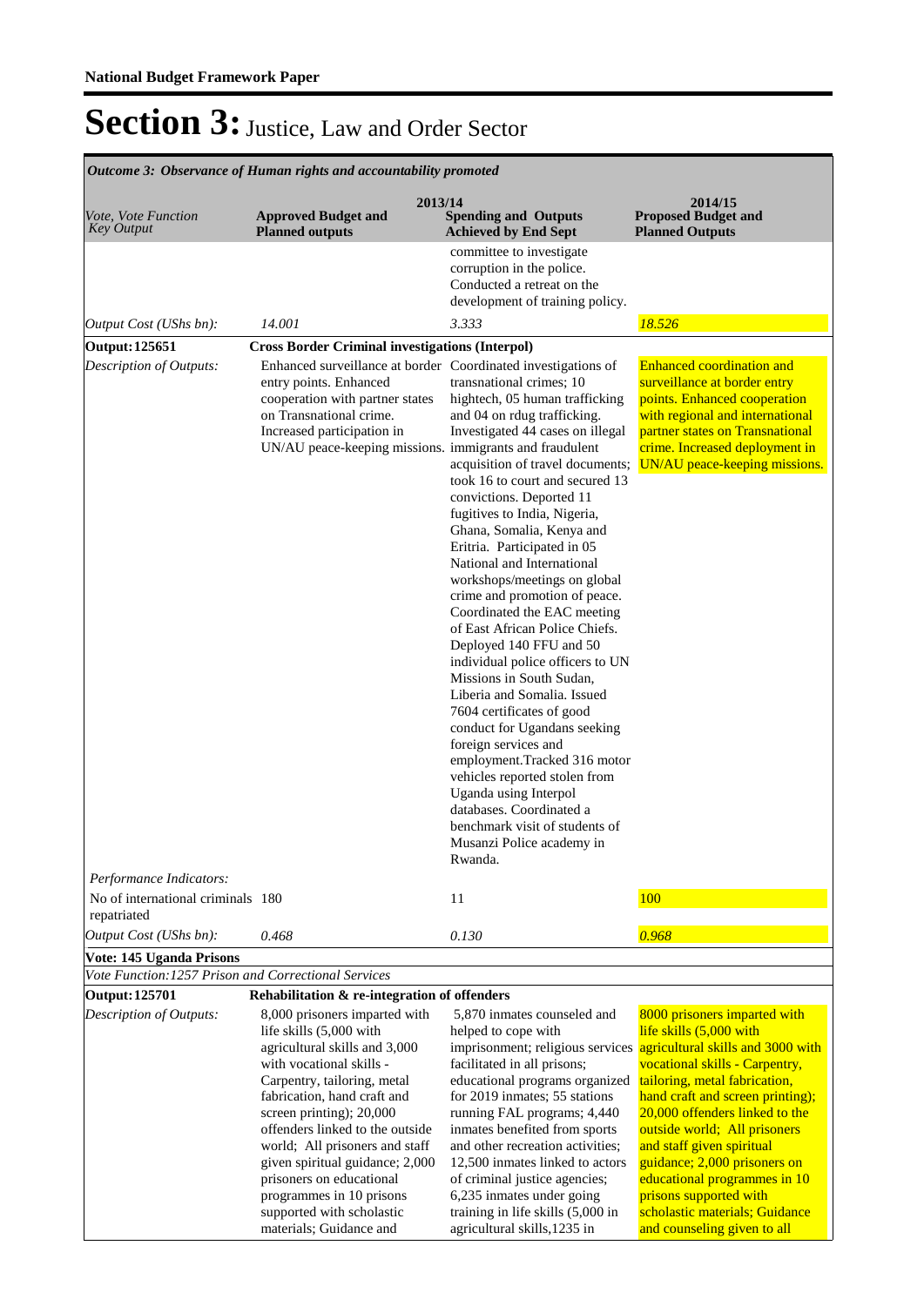# Section 3: Justice, Law and Order Sector

| *Outcome 3: Observance of Human rights and accountability promoted* | | | |
|---|---|---|---|
| *Vote, Vote Function Key Output* | 2013/14 **Approved Budget and Planned outputs** | **Spending and Outputs Achieved by End Sept** | 2014/15 **Proposed Budget and Planned Outputs** |
| | | committee to investigate corruption in the police. Conducted a retreat on the development of training policy. | |
| *Output Cost (UShs bn):* | *14.001* | *3.333* | *18.526* |
| **Output: 125651** | **Cross Border Criminal investigations (Interpol)** | | |
| *Description of Outputs:* | Enhanced surveillance at border entry points. Enhanced cooperation with partner states on Transnational crime. Increased participation in UN/AU peace-keeping missions. | Coordinated investigations of transnational crimes; 10 hightech, 05 human trafficking and 04 on rdug trafficking. Investigated 44 cases on illegal immigrants and fraudulent acquisition of travel documents; took 16 to court and secured 13 convictions. Deported 11 fugitives to India, Nigeria, Ghana, Somalia, Kenya and Eritria. Participated in 05 National and International workshops/meetings on global crime and promotion of peace. Coordinated the EAC meeting of East African Police Chiefs. Deployed 140 FFU and 50 individual police officers to UN Missions in South Sudan, Liberia and Somalia. Issued 7604 certificates of good conduct for Ugandans seeking foreign services and employment.Tracked 316 motor vehicles reported stolen from Uganda using Interpol databases. Coordinated a benchmark visit of students of Musanzi Police academy in Rwanda. | Enhanced coordination and surveillance at border entry points. Enhanced cooperation with regional and international partner states on Transnational crime. Increased deployment in UN/AU peace-keeping missions. |
| *Performance Indicators:* | | | |
| No of international criminals repatriated | 180 | 11 | 100 |
| *Output Cost (UShs bn):* | *0.468* | *0.130* | *0.968* |
| **Vote: 145 Uganda Prisons** | | | |
| *Vote Function:1257 Prison and Correctional Services* | | | |
| **Output: 125701** | **Rehabilitation & re-integration of offenders** | | |
| *Description of Outputs:* | 8,000 prisoners imparted with life skills (5,000 with agricultural skills and 3,000 with vocational skills - Carpentry, tailoring, metal fabrication, hand craft and screen printing); 20,000 offenders linked to the outside world; All prisoners and staff given spiritual guidance; 2,000 prisoners on educational programmes in 10 prisons supported with scholastic materials; Guidance and | 5,870 inmates counseled and helped to cope with imprisonment; religious services facilitated in all prisons; educational programs organized for 2019 inmates; 55 stations running FAL programs; 4,440 inmates benefited from sports and other recreation activities; 12,500 inmates linked to actors of criminal justice agencies; 6,235 inmates under going training in life skills (5,000 in agricultural skills,1235 in | 8000 prisoners imparted with life skills (5,000 with agricultural skills and 3000 with vocational skills - Carpentry, tailoring, metal fabrication, hand craft and screen printing); 20,000 offenders linked to the outside world; All prisoners and staff given spiritual guidance; 2,000 prisoners on educational programmes in 10 prisons supported with scholastic materials; Guidance and counseling given to all |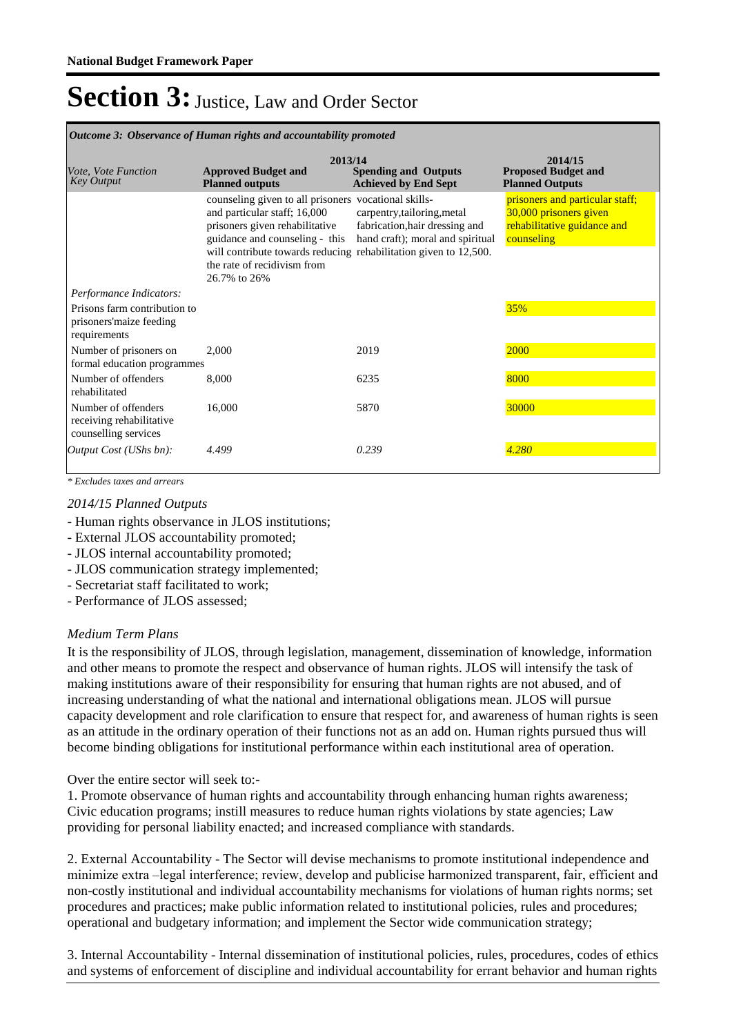**National Budget Framework Paper**

# Section 3: Justice, Law and Order Sector

| *Outcome 3: Observance of Human rights and accountability promoted* | | | |
|---|---|---|---|
| | 2013/14 | | 2014/15 |
| *Vote, Vote Function Key Output* | **Approved Budget and Planned outputs** | **Spending and Outputs Achieved by End Sept** | **Proposed Budget and Planned Outputs** |
| | counseling given to all prisoners and particular staff; 16,000 prisoners given rehabilitative guidance and counseling - this will contribute towards reducing the rate of recidivism from 26.7% to 26% | vocational skills-carpentry,tailoring,metal fabrication,hair dressing and hand craft); moral and spiritual rehabilitation given to 12,500. | prisoners and particular staff; 30,000 prisoners given rehabilitative guidance and counseling |
| *Performance Indicators:* | | | |
| Prisons farm contribution to prisoners'maize feeding requirements | | | 35% |
| Number of prisoners on formal education programmes | 2,000 | 2019 | 2000 |
| Number of offenders rehabilitated | 8,000 | 6235 | 8000 |
| Number of offenders receiving rehabilitative counselling services | 16,000 | 5870 | 30000 |
| *Output Cost (UShs bn):* | *4.499* | *0.239* | *4.280* |

*\* Excludes taxes and arrears*

*2014/15 Planned Outputs*

- Human rights observance in JLOS institutions;
- External JLOS accountability promoted;
- JLOS internal accountability promoted;
- JLOS communication strategy implemented;
- Secretariat staff facilitated to work;
- Performance of JLOS assessed;

*Medium Term Plans*

It is the responsibility of JLOS, through legislation, management, dissemination of knowledge, information and other means to promote the respect and observance of human rights. JLOS will intensify the task of making institutions aware of their responsibility for ensuring that human rights are not abused, and of increasing understanding of what the national and international obligations mean. JLOS will pursue capacity development and role clarification to ensure that respect for, and awareness of human rights is seen as an attitude in the ordinary operation of their functions not as an add on. Human rights pursued thus will become binding obligations for institutional performance within each institutional area of operation.

Over the entire sector will seek to:-

1. Promote observance of human rights and accountability through enhancing human rights awareness; Civic education programs; instill measures to reduce human rights violations by state agencies; Law providing for personal liability enacted; and increased compliance with standards.

2. External Accountability - The Sector will devise mechanisms to promote institutional independence and minimize extra –legal interference; review, develop and publicise harmonized transparent, fair, efficient and non-costly institutional and individual accountability mechanisms for violations of human rights norms; set procedures and practices; make public information related to institutional policies, rules and procedures; operational and budgetary information; and implement the Sector wide communication strategy;

3. Internal Accountability - Internal dissemination of institutional policies, rules, procedures, codes of ethics and systems of enforcement of discipline and individual accountability for errant behavior and human rights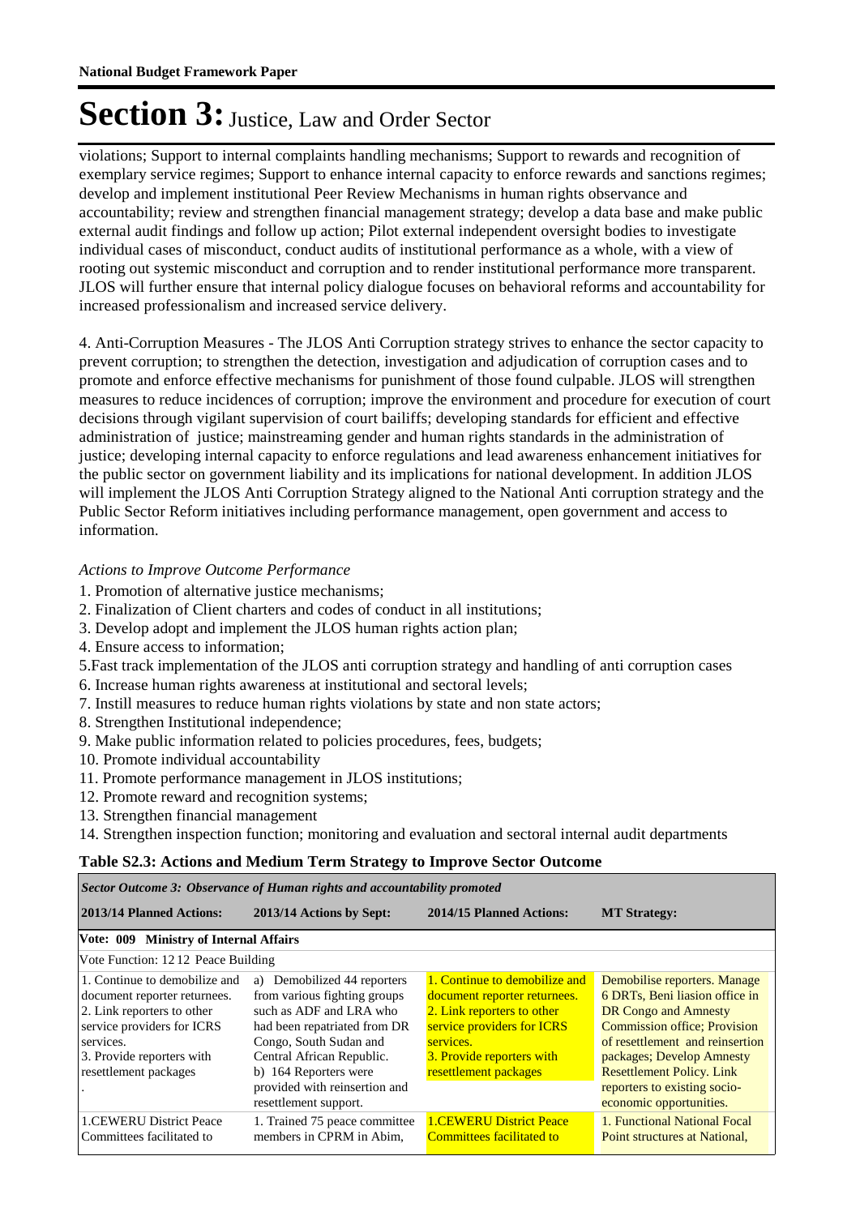violations; Support to internal complaints handling mechanisms; Support to rewards and recognition of exemplary service regimes; Support to enhance internal capacity to enforce rewards and sanctions regimes; develop and implement institutional Peer Review Mechanisms in human rights observance and accountability; review and strengthen financial management strategy; develop a data base and make public external audit findings and follow up action; Pilot external independent oversight bodies to investigate individual cases of misconduct, conduct audits of institutional performance as a whole, with a view of rooting out systemic misconduct and corruption and to render institutional performance more transparent. JLOS will further ensure that internal policy dialogue focuses on behavioral reforms and accountability for increased professionalism and increased service delivery.

4. Anti-Corruption Measures - The JLOS Anti Corruption strategy strives to enhance the sector capacity to prevent corruption; to strengthen the detection, investigation and adjudication of corruption cases and to promote and enforce effective mechanisms for punishment of those found culpable. JLOS will strengthen measures to reduce incidences of corruption; improve the environment and procedure for execution of court decisions through vigilant supervision of court bailiffs; developing standards for efficient and effective administration of justice; mainstreaming gender and human rights standards in the administration of justice; developing internal capacity to enforce regulations and lead awareness enhancement initiatives for the public sector on government liability and its implications for national development. In addition JLOS will implement the JLOS Anti Corruption Strategy aligned to the National Anti corruption strategy and the Public Sector Reform initiatives including performance management, open government and access to information.

*Actions to Improve Outcome Performance*

1. Promotion of alternative justice mechanisms;
2. Finalization of Client charters and codes of conduct in all institutions;
3. Develop adopt and implement the JLOS human rights action plan;
4. Ensure access to information;
5. Fast track implementation of the JLOS anti corruption strategy and handling of anti corruption cases
6. Increase human rights awareness at institutional and sectoral levels;
7. Instill measures to reduce human rights violations by state and non state actors;
8. Strengthen Institutional independence;
9. Make public information related to policies procedures, fees, budgets;
10. Promote individual accountability
11. Promote performance management in JLOS institutions;
12. Promote reward and recognition systems;
13. Strengthen financial management
14. Strengthen inspection function; monitoring and evaluation and sectoral internal audit departments

**Table S2.3: Actions and Medium Term Strategy to Improve Sector Outcome**

| *Sector Outcome 3: Observance of Human rights and accountability promoted* | | | |
|---|---|---|---|
| **2013/14 Planned Actions:** | **2013/14 Actions by Sept:** | **2014/15 Planned Actions:** | **MT Strategy:** |
| **Vote: 009 Ministry of Internal Affairs** | | | |
| Vote Function: 12 12 Peace Building | | | |
| 1. Continue to demobilize and document reporter returnees.<br>2. Link reporters to other service providers for ICRS services.<br>3. Provide reporters with resettlement packages<br>. | a) Demobilized 44 reporters from various fighting groups such as ADF and LRA who had been repatriated from DR Congo, South Sudan and Central African Republic.<br>b) 164 Reporters were provided with reinsertion and resettlement support. | 1. Continue to demobilize and document reporter returnees.<br>2. Link reporters to other service providers for ICRS services.<br>3. Provide reporters with resettlement packages | Demobilise reporters. Manage 6 DRTs, Beni liasion office in DR Congo and Amnesty Commission office; Provision of resettlement and reinsertion packages; Develop Amnesty Resettlement Policy. Link reporters to existing socio-economic opportunities. |
| 1.CEWERU District Peace Committees facilitated to | 1. Trained 75 peace committee members in CPRM in Abim, | 1.CEWERU District Peace Committees facilitated to | 1. Functional National Focal Point structures at National, |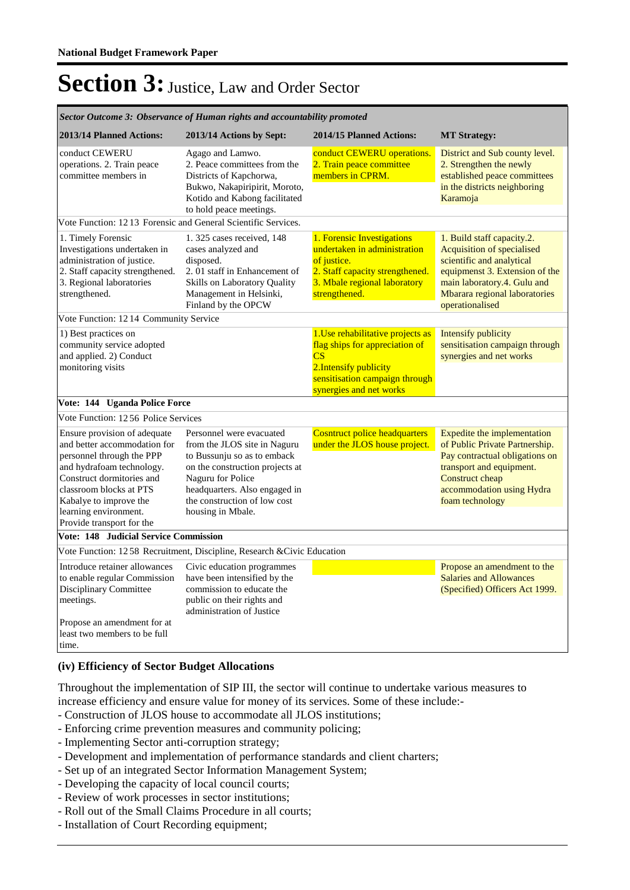**National Budget Framework Paper**

# Section 3: Justice, Law and Order Sector

| *Sector Outcome 3: Observance of Human rights and accountability promoted* | | | |
|---|---|---|---|
| **2013/14 Planned Actions:** | **2013/14 Actions by Sept:** | **2014/15 Planned Actions:** | **MT Strategy:** |
| conduct CEWERU operations. 2. Train peace committee members in | Agago and Lamwo. 2. Peace committees from the Districts of Kapchorwa, Bukwo, Nakapiripirit, Moroto, Kotido and Kabong facilitated to hold peace meetings. | conduct CEWERU operations. 2. Train peace committee members in CPRM. | District and Sub county level. 2. Strengthen the newly established peace committees in the districts neighboring Karamoja |
| Vote Function: 12 13 Forensic and General Scientific Services. | | | |
| 1. Timely Forensic Investigations undertaken in administration of justice. 2. Staff capacity strengthened. 3. Regional laboratories strengthened. | 1. 325 cases received, 148 cases analyzed and disposed. 2. 01 staff in Enhancement of Skills on Laboratory Quality Management in Helsinki, Finland by the OPCW | 1. Forensic Investigations undertaken in administration of justice. 2. Staff capacity strengthened. 3. Mbale regional laboratory strengthened. | 1. Build staff capacity.2. Acquisition of specialised scientific and analytical equipmenst 3. Extension of the main laboratory.4. Gulu and Mbarara regional laboratories operationalised |
| Vote Function: 12 14 Community Service | | | |
| 1) Best practices on community service adopted and applied. 2) Conduct monitoring visits | | 1.Use rehabilitative projects as flag ships for appreciation of CS 2.Intensify publicity sensitisation campaign through synergies and net works | Intensify publicity sensitisation campaign through synergies and net works |
| **Vote: 144 Uganda Police Force** | | | |
| Vote Function: 12 56 Police Services | | | |
| Ensure provision of adequate and better accommodation for personnel through the PPP and hydrafoam technology. Construct dormitories and classroom blocks at PTS Kabalye to improve the learning environment. Provide transport for the | Personnel were evacuated from the JLOS site in Naguru to Bussunju so as to emback on the construction projects at Naguru for Police headquarters. Also engaged in the construction of low cost housing in Mbale. | Cosntruct police headquarters under the JLOS house project. | Expedite the implementation of Public Private Partnership. Pay contractual obligations on transport and equipment. Construct cheap accommodation using Hydra foam technology |
| **Vote: 148 Judicial Service Commission** | | | |
| Vote Function: 12 58 Recruitment, Discipline, Research &Civic Education | | | |
| Introduce retainer allowances to enable regular Commission Disciplinary Committee meetings. Propose an amendment for at least two members to be full time. | Civic education programmes have been intensified by the commission to educate the public on their rights and administration of Justice | | Propose an amendment to the Salaries and Allowances (Specified) Officers Act 1999. |

### (iv) Efficiency of Sector Budget Allocations

Throughout the implementation of SIP III, the sector will continue to undertake various measures to increase efficiency and ensure value for money of its services. Some of these include:-
- Construction of JLOS house to accommodate all JLOS institutions;
- Enforcing crime prevention measures and community policing;
- Implementing Sector anti-corruption strategy;
- Development and implementation of performance standards and client charters;
- Set up of an integrated Sector Information Management System;
- Developing the capacity of local council courts;
- Review of work processes in sector institutions;
- Roll out of the Small Claims Procedure in all courts;
- Installation of Court Recording equipment;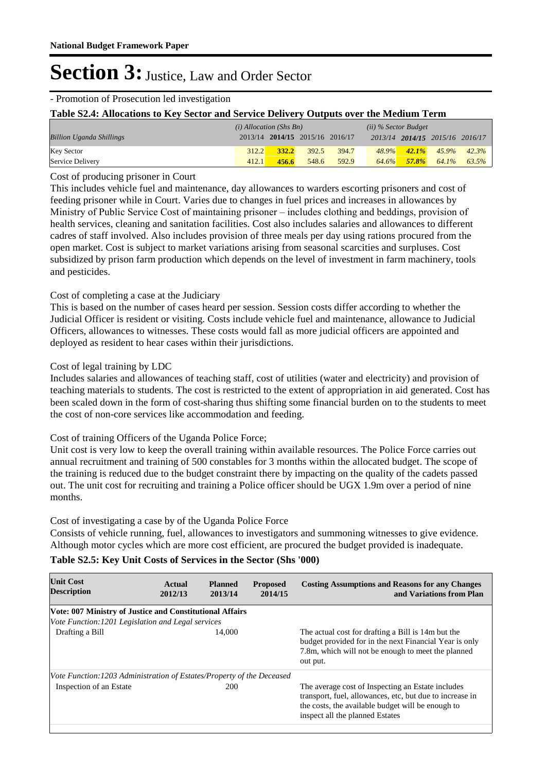# Section 3: Justice, Law and Order Sector

- Promotion of Prosecution led investigation

**Table S2.4: Allocations to Key Sector and Service Delivery Outputs over the Medium Term**

| *Billion Uganda Shillings* | *(i) Allocation (Shs Bn)* | | | | *(ii) % Sector Budget* | | | |
|---|---|---|---|---|---|---|---|---|
| | 2013/14 | **2014/15** | 2015/16 | 2016/17 | *2013/14* | ***2014/15*** | *2015/16* | *2016/17* |
| Key Sector | 312.2 | **332.2** | 392.5 | 394.7 | *48.9%* | ***42.1%*** | *45.9%* | *42.3%* |
| Service Delivery | 412.1 | **456.6** | 548.6 | 592.9 | *64.6%* | ***57.8%*** | *64.1%* | *63.5%* |

Cost of producing prisoner in Court

This includes vehicle fuel and maintenance, day allowances to warders escorting prisoners and cost of feeding prisoner while in Court. Varies due to changes in fuel prices and increases in allowances by Ministry of Public Service Cost of maintaining prisoner – includes clothing and beddings, provision of health services, cleaning and sanitation facilities. Cost also includes salaries and allowances to different cadres of staff involved. Also includes provision of three meals per day using rations procured from the open market. Cost is subject to market variations arising from seasonal scarcities and surpluses. Cost subsidized by prison farm production which depends on the level of investment in farm machinery, tools and pesticides.

Cost of completing a case at the Judiciary

This is based on the number of cases heard per session. Session costs differ according to whether the Judicial Officer is resident or visiting. Costs include vehicle fuel and maintenance, allowance to Judicial Officers, allowances to witnesses. These costs would fall as more judicial officers are appointed and deployed as resident to hear cases within their jurisdictions.

Cost of legal training by LDC

Includes salaries and allowances of teaching staff, cost of utilities (water and electricity) and provision of teaching materials to students. The cost is restricted to the extent of appropriation in aid generated. Cost has been scaled down in the form of cost-sharing thus shifting some financial burden on to the students to meet the cost of non-core services like accommodation and feeding.

Cost of training Officers of the Uganda Police Force;

Unit cost is very low to keep the overall training within available resources. The Police Force carries out annual recruitment and training of 500 constables for 3 months within the allocated budget. The scope of the training is reduced due to the budget constraint there by impacting on the quality of the cadets passed out. The unit cost for recruiting and training a Police officer should be UGX 1.9m over a period of nine months.

Cost of investigating a case by of the Uganda Police Force

Consists of vehicle running, fuel, allowances to investigators and summoning witnesses to give evidence. Although motor cycles which are more cost efficient, are procured the budget provided is inadequate.

**Table S2.5: Key Unit Costs of Services in the Sector (Shs '000)**

| **Unit Cost Description** | **Actual 2012/13** | **Planned 2013/14** | **Proposed 2014/15** | **Costing Assumptions and Reasons for any Changes and Variations from Plan** |
|---|---|---|---|---|
| **Vote: 007 Ministry of Justice and Constitutional Affairs** | | | | |
| *Vote Function:1201 Legislation and Legal services* | | | | |
| Drafting a Bill | | 14,000 | | The actual cost for drafting a Bill is 14m but the budget provided for in the next Financial Year is only 7.8m, which will not be enough to meet the planned out put. |
| *Vote Function:1203 Administration of Estates/Property of the Deceased* | | | | |
| Inspection of an Estate | | 200 | | The average cost of Inspecting an Estate includes transport, fuel, allowances, etc, but due to increase in the costs, the available budget will be enough to inspect all the planned Estates |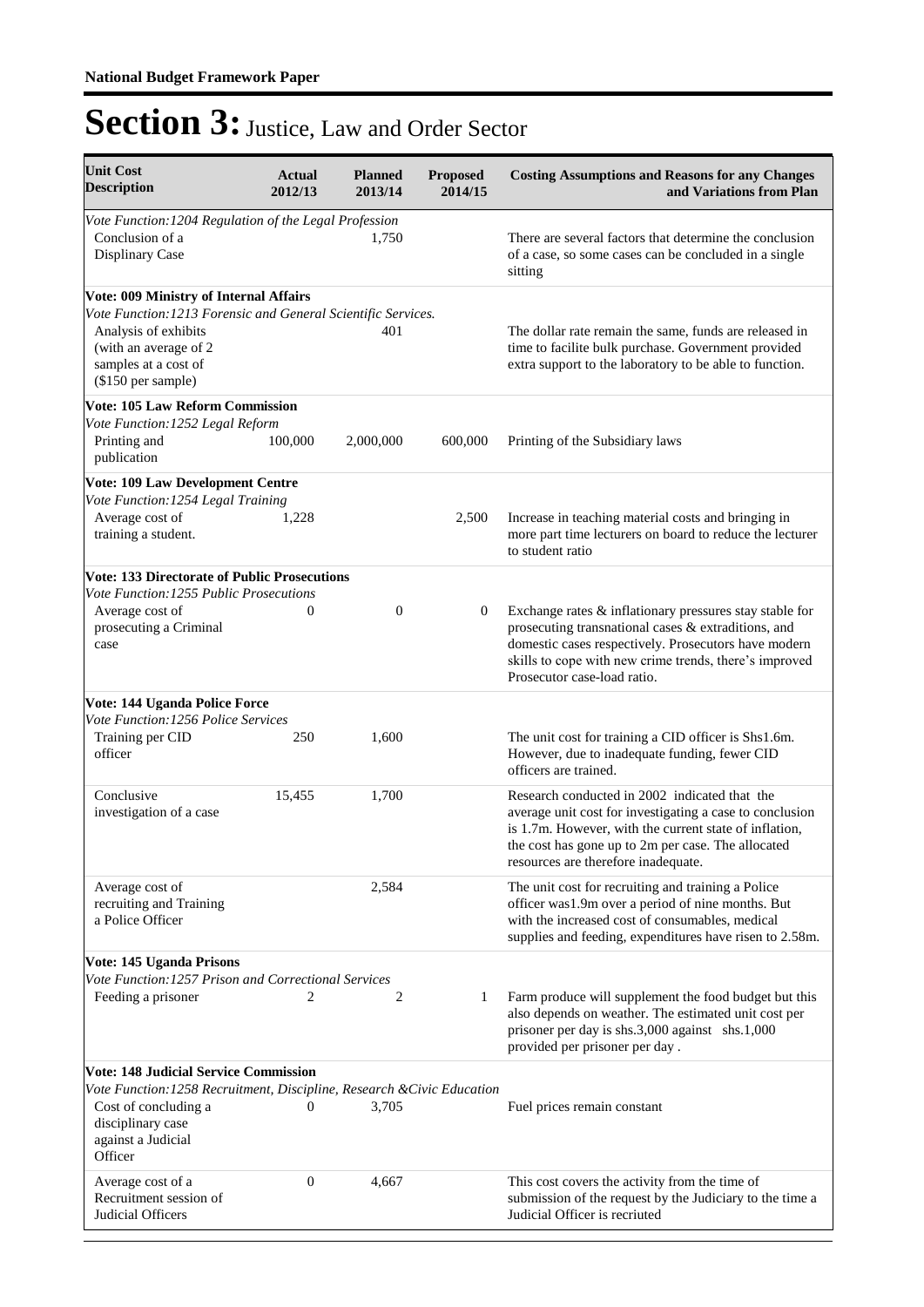**National Budget Framework Paper**

# Section 3: Justice, Law and Order Sector

| Unit Cost Description | Actual 2012/13 | Planned 2013/14 | Proposed 2014/15 | Costing Assumptions and Reasons for any Changes and Variations from Plan |
|---|---|---|---|---|
| *Vote Function:1204 Regulation of the Legal Profession* | | | | |
| Conclusion of a Displinary Case | | 1,750 | | There are several factors that determine the conclusion of a case, so some cases can be concluded in a single sitting |
| **Vote: 009 Ministry of Internal Affairs** | | | | |
| *Vote Function:1213 Forensic and General Scientific Services.* | | | | |
| Analysis of exhibits (with an average of 2 samples at a cost of ($150 per sample) | | 401 | | The dollar rate remain the same, funds are released in time to facilite bulk purchase. Government provided extra support to the laboratory to be able to function. |
| **Vote: 105 Law Reform Commission** | | | | |
| *Vote Function:1252 Legal Reform* | | | | |
| Printing and publication | 100,000 | 2,000,000 | 600,000 | Printing of the Subsidiary laws |
| **Vote: 109 Law Development Centre** | | | | |
| *Vote Function:1254 Legal Training* | | | | |
| Average cost of training a student. | 1,228 | | 2,500 | Increase in teaching material costs and bringing in more part time lecturers on board to reduce the lecturer to student ratio |
| **Vote: 133 Directorate of Public Prosecutions** | | | | |
| *Vote Function:1255 Public Prosecutions* | | | | |
| Average cost of prosecuting a Criminal case | 0 | 0 | 0 | Exchange rates & inflationary pressures stay stable for prosecuting transnational cases & extraditions, and domestic cases respectively. Prosecutors have modern skills to cope with new crime trends, there's improved Prosecutor case-load ratio. |
| **Vote: 144 Uganda Police Force** | | | | |
| *Vote Function:1256 Police Services* | | | | |
| Training per CID officer | 250 | 1,600 | | The unit cost for training a CID officer is Shs1.6m. However, due to inadequate funding, fewer CID officers are trained. |
| Conclusive investigation of a case | 15,455 | 1,700 | | Research conducted in 2002 indicated that the average unit cost for investigating a case to conclusion is 1.7m. However, with the current state of inflation, the cost has gone up to 2m per case. The allocated resources are therefore inadequate. |
| Average cost of recruiting and Training a Police Officer | | 2,584 | | The unit cost for recruiting and training a Police officer was1.9m over a period of nine months. But with the increased cost of consumables, medical supplies and feeding, expenditures have risen to 2.58m. |
| **Vote: 145 Uganda Prisons** | | | | |
| *Vote Function:1257 Prison and Correctional Services* | | | | |
| Feeding a prisoner | 2 | 2 | 1 | Farm produce will supplement the food budget but this also depends on weather. The estimated unit cost per prisoner per day is shs.3,000 against shs.1,000 provided per prisoner per day . |
| **Vote: 148 Judicial Service Commission** | | | | |
| *Vote Function:1258 Recruitment, Discipline, Research &Civic Education* | | | | |
| Cost of concluding a disciplinary case against a Judicial Officer | 0 | 3,705 | | Fuel prices remain constant |
| Average cost of a Recruitment session of Judicial Officers | 0 | 4,667 | | This cost covers the activity from the time of submission of the request by the Judiciary to the time a Judicial Officer is recriuted |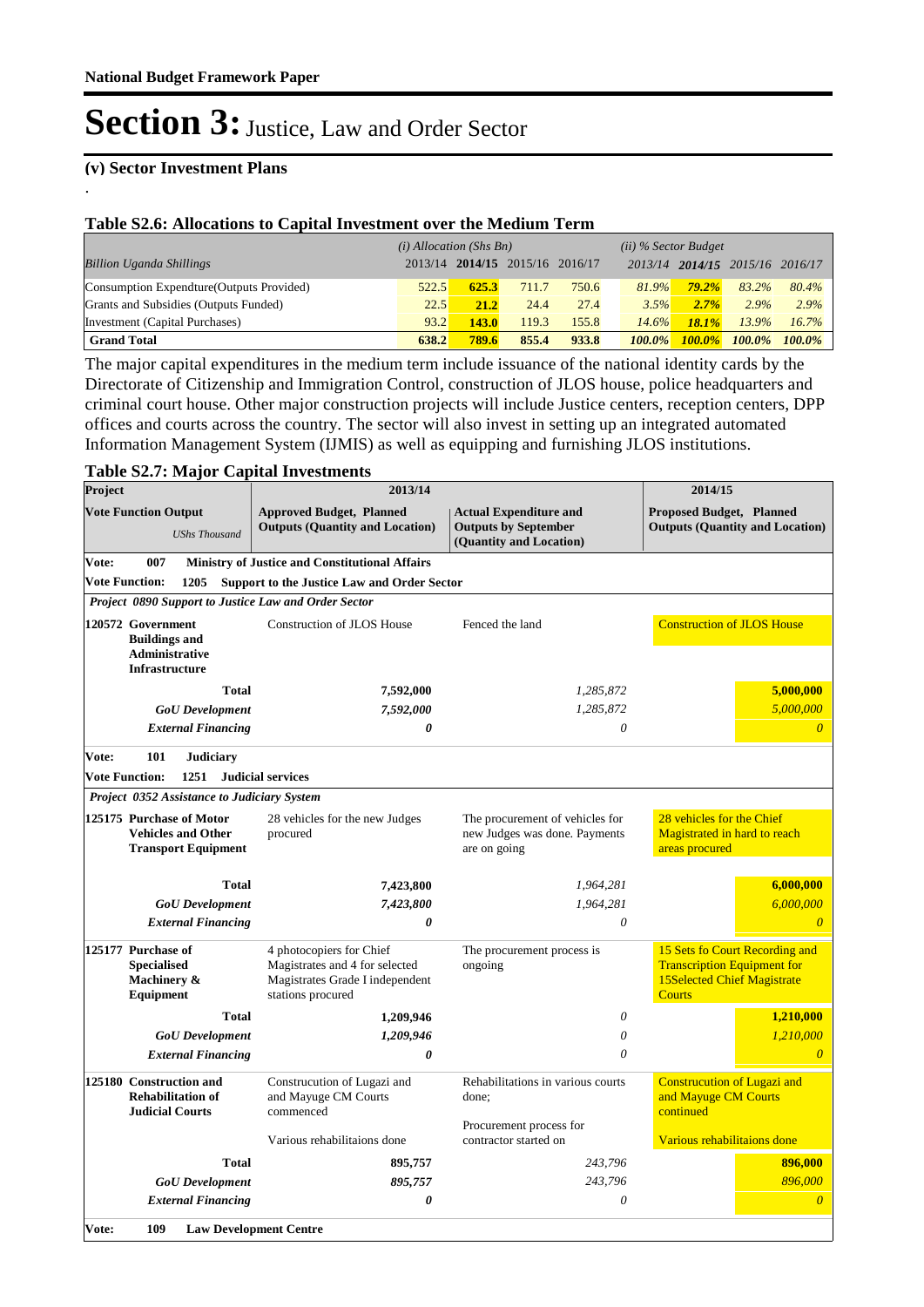# Section 3: Justice, Law and Order Sector

### (v) Sector Investment Plans

.

### Table S2.6: Allocations to Capital Investment over the Medium Term

| Billion Uganda Shillings | (i) Allocation (Shs Bn) 2013/14 | 2014/15 | 2015/16 | 2016/17 | (ii) % Sector Budget 2013/14 | 2014/15 | 2015/16 | 2016/17 |
|---|---|---|---|---|---|---|---|---|
| Consumption Expendture(Outputs Provided) | 522.5 | **625.3** | 711.7 | 750.6 | *81.9%* | ***79.2%*** | *83.2%* | *80.4%* |
| Grants and Subsidies (Outputs Funded) | 22.5 | **21.2** | 24.4 | 27.4 | *3.5%* | ***2.7%*** | *2.9%* | *2.9%* |
| Investment (Capital Purchases) | 93.2 | **143.0** | 119.3 | 155.8 | *14.6%* | ***18.1%*** | *13.9%* | *16.7%* |
| **Grand Total** | **638.2** | **789.6** | **855.4** | **933.8** | ***100.0%*** | ***100.0%*** | ***100.0%*** | ***100.0%*** |

The major capital expenditures in the medium term include issuance of the national identity cards by the Directorate of Citizenship and Immigration Control, construction of JLOS house, police headquarters and criminal court house. Other major construction projects will include Justice centers, reception centers, DPP offices and courts across the country. The sector will also invest in setting up an integrated automated Information Management System (IJMIS) as well as equipping and furnishing JLOS institutions.

### Table S2.7: Major Capital Investments

| Project | 2013/14 | | 2014/15 |
|---|---|---|---|
| **Vote Function Output** *UShs Thousand* | **Approved Budget, Planned Outputs (Quantity and Location)** | **Actual Expenditure and Outputs by September (Quantity and Location)** | **Proposed Budget, Planned Outputs (Quantity and Location)** |
| **Vote: 007 Ministry of Justice and Constitutional Affairs** | | | |
| **Vote Function: 1205 Support to the Justice Law and Order Sector** | | | |
| ***Project 0890 Support to Justice Law and Order Sector*** | | | |
| **120572 Government Buildings and Administrative Infrastructure** | Construction of JLOS House | Fenced the land | Construction of JLOS House |
| **Total** | **7,592,000** | *1,285,872* | **5,000,000** |
| ***GoU Development*** | *7,592,000* | *1,285,872* | *5,000,000* |
| ***External Financing*** | ***0*** | *0* | *0* |
| **Vote: 101 Judiciary** | | | |
| **Vote Function: 1251 Judicial services** | | | |
| ***Project 0352 Assistance to Judiciary System*** | | | |
| **125175 Purchase of Motor Vehicles and Other Transport Equipment** | 28 vehicles for the new Judges procured | The procurement of vehicles for new Judges was done. Payments are on going | 28 vehicles for the Chief Magistrated in hard to reach areas procured |
| **Total** | **7,423,800** | *1,964,281* | **6,000,000** |
| ***GoU Development*** | *7,423,800* | *1,964,281* | *6,000,000* |
| ***External Financing*** | ***0*** | *0* | *0* |
| **125177 Purchase of Specialised Machinery & Equipment** | 4 photocopiers for Chief Magistrates and 4 for selected Magistrates Grade I independent stations procured | The procurement process is ongoing | 15 Sets fo Court Recording and Transcription Equipment for 15Selected Chief Magistrate Courts |
| **Total** | **1,209,946** | *0* | **1,210,000** |
| ***GoU Development*** | *1,209,946* | *0* | *1,210,000* |
| ***External Financing*** | ***0*** | *0* | *0* |
| **125180 Construction and Rehabilitation of Judicial Courts** | Construcution of Lugazi and and Mayuge CM Courts commenced<br><br>Various rehabilitaions done | Rehabilitations in various courts done;<br><br>Procurement process for contractor started on | Construcution of Lugazi and and Mayuge CM Courts continued<br><br>Various rehabilitaions done |
| **Total** | **895,757** | *243,796* | **896,000** |
| ***GoU Development*** | *895,757* | *243,796* | *896,000* |
| ***External Financing*** | ***0*** | *0* | *0* |
| **Vote: 109 Law Development Centre** | | | |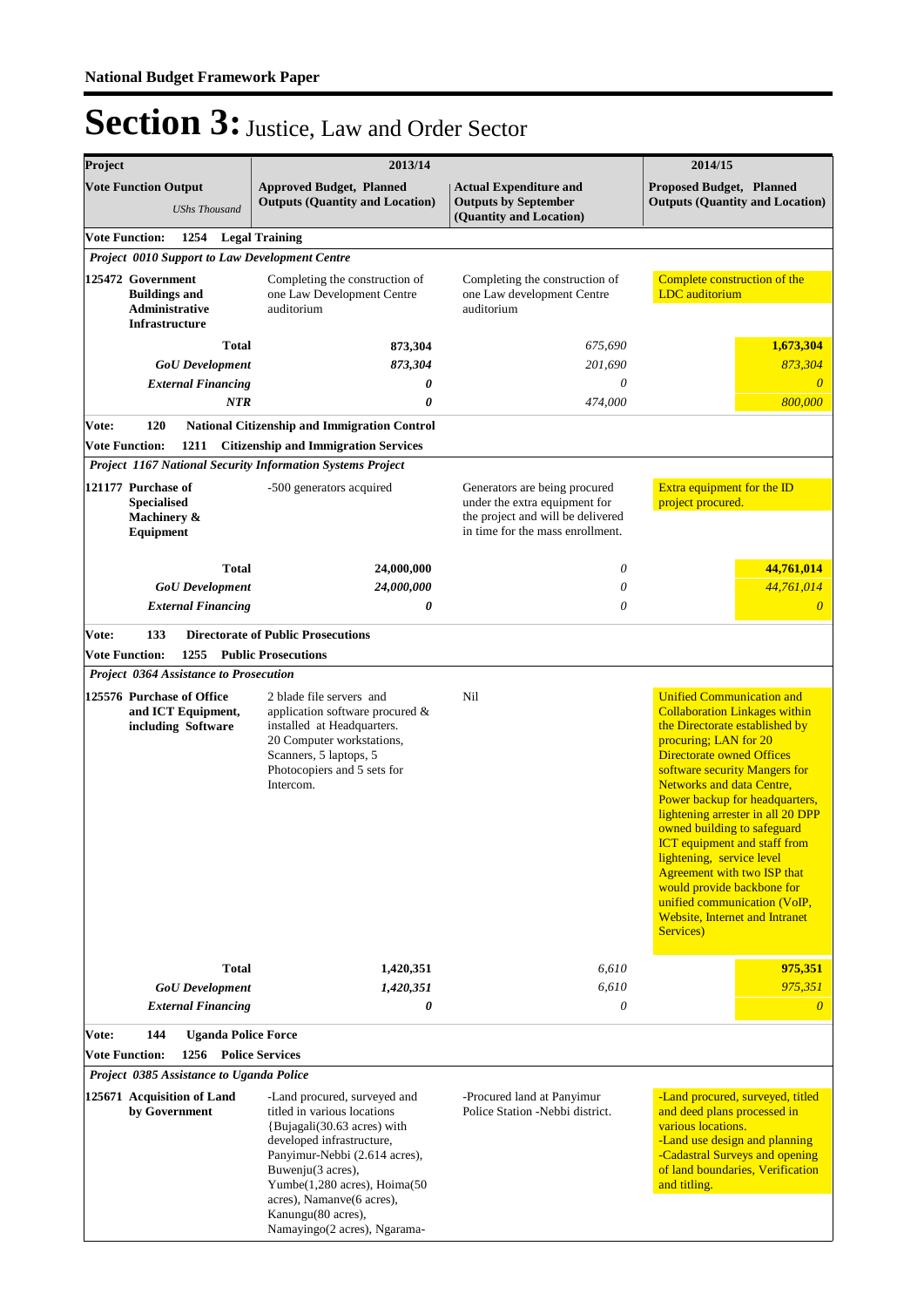# Section 3: Justice, Law and Order Sector

| Project | 2013/14 | | 2014/15 | |
|---|---|---|---|---|
| Vote Function Output *UShs Thousand* | Approved Budget, Planned Outputs (Quantity and Location) | Actual Expenditure and Outputs by September (Quantity and Location) | Proposed Budget, Planned Outputs (Quantity and Location) | |
| **Vote Function: 1254 Legal Training** | | | | |
| ***Project 0010 Support to Law Development Centre*** | | | | |
| **125472 Government Buildings and Administrative Infrastructure** | Completing the construction of one Law Development Centre auditorium | Completing the construction of one Law development Centre auditorium | Complete construction of the LDC auditorium | |
| **Total** | **873,304** | *675,690* | | **1,673,304** |
| ***GoU Development*** | ***873,304*** | *201,690* | | *873,304* |
| ***External Financing*** | ***0*** | *0* | | *0* |
| ***NTR*** | ***0*** | *474,000* | | *800,000* |
| **Vote: 120 National Citizenship and Immigration Control** | | | | |
| **Vote Function: 1211 Citizenship and Immigration Services** | | | | |
| ***Project 1167 National Security Information Systems Project*** | | | | |
| **121177 Purchase of Specialised Machinery & Equipment** | -500 generators acquired | Generators are being procured under the extra equipment for the project and will be delivered in time for the mass enrollment. | Extra equipment for the ID project procured. | |
| **Total** | **24,000,000** | *0* | | **44,761,014** |
| ***GoU Development*** | ***24,000,000*** | *0* | | *44,761,014* |
| ***External Financing*** | ***0*** | *0* | | *0* |
| **Vote: 133 Directorate of Public Prosecutions** | | | | |
| **Vote Function: 1255 Public Prosecutions** | | | | |
| ***Project 0364 Assistance to Prosecution*** | | | | |
| **125576 Purchase of Office and ICT Equipment, including Software** | 2 blade file servers and application software procured & installed at Headquarters. 20 Computer workstations, Scanners, 5 laptops, 5 Photocopiers and 5 sets for Intercom. | Nil | Unified Communication and Collaboration Linkages within the Directorate established by procuring; LAN for 20 Directorate owned Offices software security Mangers for Networks and data Centre, Power backup for headquarters, lightening arrester in all 20 DPP owned building to safeguard ICT equipment and staff from lightening, service level Agreement with two ISP that would provide backbone for unified communication (VoIP, Website, Internet and Intranet Services) | |
| **Total** | **1,420,351** | *6,610* | | **975,351** |
| ***GoU Development*** | ***1,420,351*** | *6,610* | | *975,351* |
| ***External Financing*** | ***0*** | *0* | | *0* |
| **Vote: 144 Uganda Police Force** | | | | |
| **Vote Function: 1256 Police Services** | | | | |
| ***Project 0385 Assistance to Uganda Police*** | | | | |
| **125671 Acquisition of Land by Government** | -Land procured, surveyed and titled in various locations {Bujagali(30.63 acres) with developed infrastructure, Panyimur-Nebbi (2.614 acres), Buwenju(3 acres), Yumbe(1,280 acres), Hoima(50 acres), Namanve(6 acres), Kanungu(80 acres), Namayingo(2 acres), Ngarama- | -Procured land at Panyimur Police Station -Nebbi district. | -Land procured, surveyed, titled and deed plans processed in various locations.<br>-Land use design and planning<br>-Cadastral Surveys and opening of land boundaries, Verification and titling. | |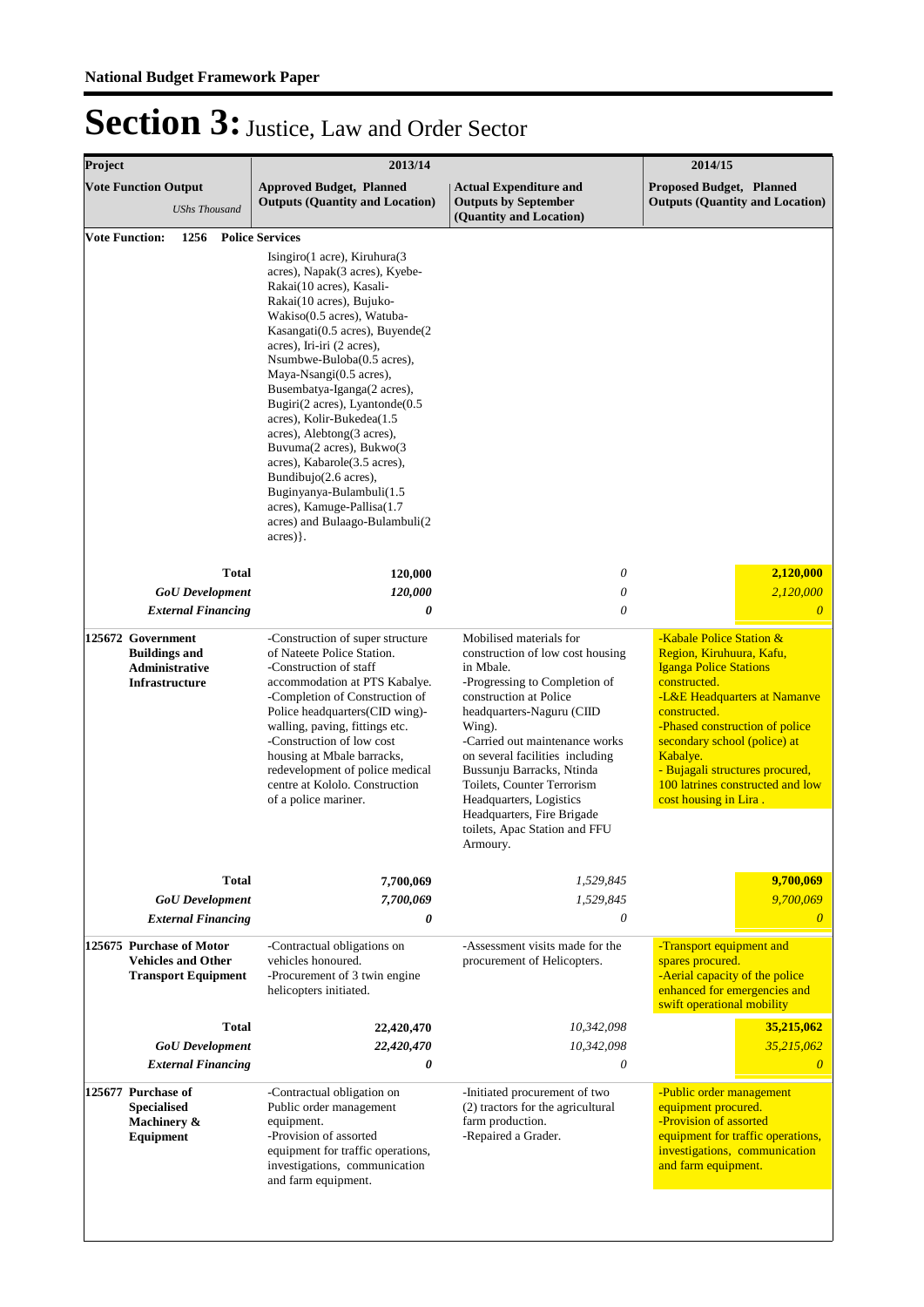# Section 3: Justice, Law and Order Sector

| Project | 2013/14 | | 2014/15 |
|---|---|---|---|
| **Vote Function Output** *UShs Thousand* | **Approved Budget, Planned Outputs (Quantity and Location)** | **Actual Expenditure and Outputs by September (Quantity and Location)** | **Proposed Budget, Planned Outputs (Quantity and Location)** |
| **Vote Function: 1256 Police Services** | | | |
| | Isingiro(1 acre), Kiruhura(3 acres), Napak(3 acres), Kyebe-Rakai(10 acres), Kasali-Rakai(10 acres), Bujuko-Wakiso(0.5 acres), Watuba-Kasangati(0.5 acres), Buyende(2 acres), Iri-iri (2 acres), Nsumbwe-Buloba(0.5 acres), Maya-Nsangi(0.5 acres), Busembatya-Iganga(2 acres), Bugiri(2 acres), Lyantonde(0.5 acres), Kolir-Bukedea(1.5 acres), Alebtong(3 acres), Buvuma(2 acres), Bukwo(3 acres), Kabarole(3.5 acres), Bundibujo(2.6 acres), Buginyanya-Bulambuli(1.5 acres), Kamuge-Pallisa(1.7 acres) and Bulaago-Bulambuli(2 acres)}. | | |
| **Total** | **120,000** | *0* | **2,120,000** |
| ***GoU Development*** | ***120,000*** | *0* | *2,120,000* |
| ***External Financing*** | ***0*** | *0* | *0* |
| **125672 Government Buildings and Administrative Infrastructure** | -Construction of super structure of Nateete Police Station.<br>-Construction of staff accommodation at PTS Kabalye.<br>-Completion of Construction of Police headquarters(CID wing)- walling, paving, fittings etc.<br>-Construction of low cost housing at Mbale barracks, redevelopment of police medical centre at Kololo. Construction of a police mariner. | Mobilised materials for construction of low cost housing in Mbale.<br>-Progressing to Completion of construction at Police headquarters-Naguru (CIID Wing).<br>-Carried out maintenance works on several facilities including Bussunju Barracks, Ntinda Toilets, Counter Terrorism Headquarters, Logistics Headquarters, Fire Brigade toilets, Apac Station and FFU Armoury. | -Kabale Police Station & Region, Kiruhuura, Kafu, Iganga Police Stations constructed.<br>-L&E Headquarters at Namanve constructed.<br>-Phased construction of police secondary school (police) at Kabalye.<br>- Bujagali structures procured, 100 latrines constructed and low cost housing in Lira . |
| **Total** | **7,700,069** | *1,529,845* | **9,700,069** |
| ***GoU Development*** | ***7,700,069*** | *1,529,845* | *9,700,069* |
| ***External Financing*** | ***0*** | *0* | *0* |
| **125675 Purchase of Motor Vehicles and Other Transport Equipment** | -Contractual obligations on vehicles honoured.<br>-Procurement of 3 twin engine helicopters initiated. | -Assessment visits made for the procurement of Helicopters. | -Transport equipment and spares procured.<br>-Aerial capacity of the police enhanced for emergencies and swift operational mobility |
| **Total** | **22,420,470** | *10,342,098* | **35,215,062** |
| ***GoU Development*** | ***22,420,470*** | *10,342,098* | *35,215,062* |
| ***External Financing*** | ***0*** | *0* | *0* |
| **125677 Purchase of Specialised Machinery & Equipment** | -Contractual obligation on Public order management equipment.<br>-Provision of assorted equipment for traffic operations, investigations, communication and farm equipment. | -Initiated procurement of two (2) tractors for the agricultural farm production.<br>-Repaired a Grader. | -Public order management equipment procured.<br>-Provision of assorted equipment for traffic operations, investigations, communication and farm equipment. |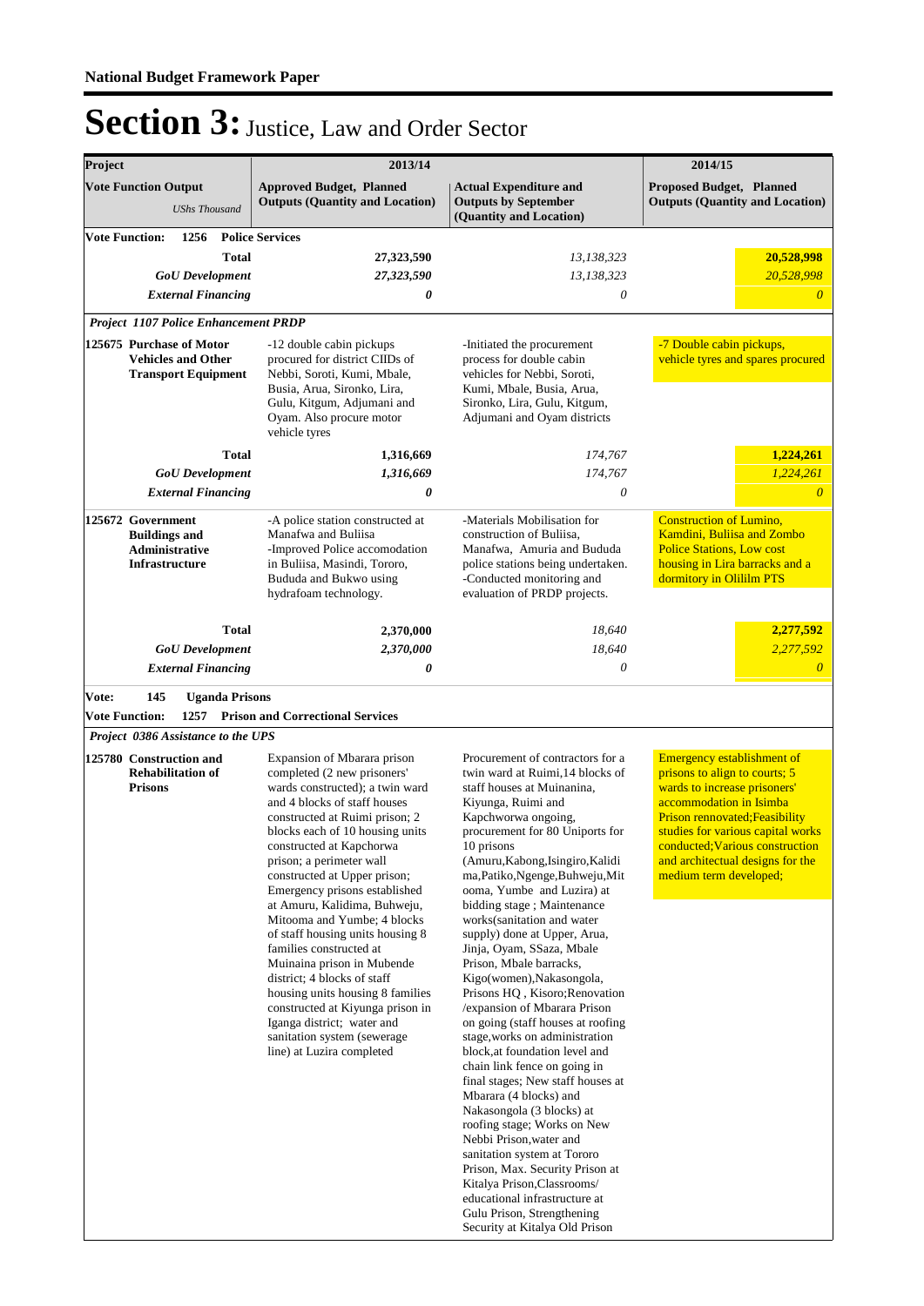# Section 3: Justice, Law and Order Sector

| Project | 2013/14 | | 2014/15 |
|---|---|---|---|
| **Vote Function Output** *UShs Thousand* | **Approved Budget, Planned Outputs (Quantity and Location)** | **Actual Expenditure and Outputs by September (Quantity and Location)** | **Proposed Budget, Planned Outputs (Quantity and Location)** |
| **Vote Function: 1256 Police Services** | | | |
| **Total** | **27,323,590** | *13,138,323* | **20,528,998** |
| ***GoU Development*** | ***27,323,590*** | *13,138,323* | *20,528,998* |
| ***External Financing*** | ***0*** | *0* | *0* |
| ***Project 1107 Police Enhancement PRDP*** | | | |
| **125675 Purchase of Motor Vehicles and Other Transport Equipment** | -12 double cabin pickups procured for district CIIDs of Nebbi, Soroti, Kumi, Mbale, Busia, Arua, Sironko, Lira, Gulu, Kitgum, Adjumani and Oyam. Also procure motor vehicle tyres | -Initiated the procurement process for double cabin vehicles for Nebbi, Soroti, Kumi, Mbale, Busia, Arua, Sironko, Lira, Gulu, Kitgum, Adjumani and Oyam districts | -7 Double cabin pickups, vehicle tyres and spares procured |
| **Total** | **1,316,669** | *174,767* | **1,224,261** |
| ***GoU Development*** | ***1,316,669*** | *174,767* | *1,224,261* |
| ***External Financing*** | ***0*** | *0* | *0* |
| **125672 Government Buildings and Administrative Infrastructure** | -A police station constructed at Manafwa and Buliisa<br>-Improved Police accomodation in Buliisa, Masindi, Tororo, Bududa and Bukwo using hydrafoam technology. | -Materials Mobilisation for construction of Buliisa, Manafwa, Amuria and Bududa police stations being undertaken.<br>-Conducted monitoring and evaluation of PRDP projects. | Construction of Lumino, Kamdini, Buliisa and Zombo Police Stations, Low cost housing in Lira barracks and a dormitory in Olililm PTS |
| **Total** | **2,370,000** | *18,640* | **2,277,592** |
| ***GoU Development*** | ***2,370,000*** | *18,640* | *2,277,592* |
| ***External Financing*** | ***0*** | *0* | *0* |
| **Vote: 145 Uganda Prisons** | | | |
| **Vote Function: 1257 Prison and Correctional Services** | | | |
| ***Project 0386 Assistance to the UPS*** | | | |
| **125780 Construction and Rehabilitation of Prisons** | Expansion of Mbarara prison completed (2 new prisoners' wards constructed); a twin ward and 4 blocks of staff houses constructed at Ruimi prison; 2 blocks each of 10 housing units constructed at Kapchorwa prison; a perimeter wall constructed at Upper prison; Emergency prisons established at Amuru, Kalidima, Buhweju, Mitooma and Yumbe; 4 blocks of staff housing units housing 8 families constructed at Muinaina prison in Mubende district; 4 blocks of staff housing units housing 8 families constructed at Kiyunga prison in Iganga district; water and sanitation system (sewerage line) at Luzira completed | Procurement of contractors for a twin ward at Ruimi,14 blocks of staff houses at Muinanina, Kiyunga, Ruimi and Kapchworwa ongoing, procurement for 80 Uniports for 10 prisons (Amuru,Kabong,Isingiro,Kalidima,Patiko,Ngenge,Buhweju,Mitooma, Yumbe and Luzira) at bidding stage ; Maintenance works(sanitation and water supply) done at Upper, Arua, Jinja, Oyam, SSaza, Mbale Prison, Mbale barracks, Kigo(women),Nakasongola, Prisons HQ , Kisoro;Renovation /expansion of Mbarara Prison on going (staff houses at roofing stage,works on administration block,at foundation level and chain link fence on going in final stages; New staff houses at Mbarara (4 blocks) and Nakasongola (3 blocks) at roofing stage; Works on New Nebbi Prison,water and sanitation system at Tororo Prison, Max. Security Prison at Kitalya Prison,Classrooms/ educational infrastructure at Gulu Prison, Strengthening Security at Kitalya Old Prison | Emergency establishment of prisons to align to courts; 5 wards to increase prisoners' accommodation in Isimba Prison rennovated;Feasibility studies for various capital works conducted;Various construction and architectual designs for the medium term developed; |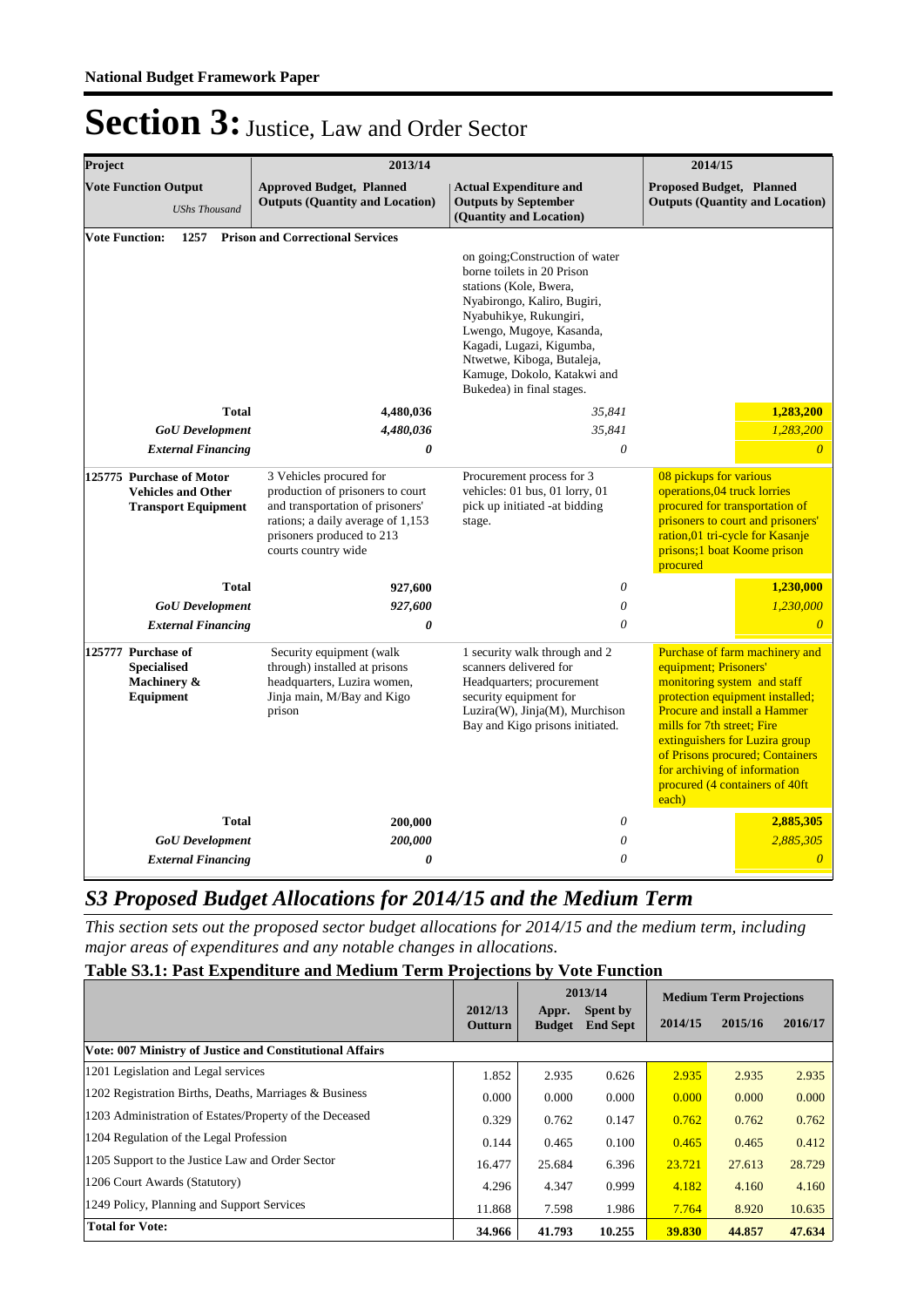# Section 3: Justice, Law and Order Sector

| Project | 2013/14 | | 2014/15 |
|---|---|---|---|
| **Vote Function Output** *UShs Thousand* | **Approved Budget, Planned Outputs (Quantity and Location)** | **Actual Expenditure and Outputs by September (Quantity and Location)** | **Proposed Budget, Planned Outputs (Quantity and Location)** |
| **Vote Function: 1257 Prison and Correctional Services** | | | |
| | | on going;Construction of water borne toilets in 20 Prison stations (Kole, Bwera, Nyabirongo, Kaliro, Bugiri, Nyabuhikye, Rukungiri, Lwengo, Mugoye, Kasanda, Kagadi, Lugazi, Kigumba, Ntwetwe, Kiboga, Butaleja, Kamuge, Dokolo, Katakwi and Bukedea) in final stages. | |
| **Total** | **4,480,036** | *35,841* | **1,283,200** |
| ***GoU Development*** | ***4,480,036*** | *35,841* | *1,283,200* |
| ***External Financing*** | ***0*** | *0* | *0* |
| **125775 Purchase of Motor Vehicles and Other Transport Equipment** | 3 Vehicles procured for production of prisoners to court and transportation of prisoners' rations; a daily average of 1,153 prisoners produced to 213 courts country wide | Procurement process for 3 vehicles: 01 bus, 01 lorry, 01 pick up initiated -at bidding stage. | 08 pickups for various operations,04 truck lorries procured for transportation of prisoners to court and prisoners' ration,01 tri-cycle for Kasanje prisons;1 boat Koome prison procured |
| **Total** | **927,600** | *0* | **1,230,000** |
| ***GoU Development*** | ***927,600*** | *0* | *1,230,000* |
| ***External Financing*** | ***0*** | *0* | *0* |
| **125777 Purchase of Specialised Machinery & Equipment** | Security equipment (walk through) installed at prisons headquarters, Luzira women, Jinja main, M/Bay and Kigo prison | 1 security walk through and 2 scanners delivered for Headquarters; procurement security equipment for Luzira(W), Jinja(M), Murchison Bay and Kigo prisons initiated. | Purchase of farm machinery and equipment; Prisoners' monitoring system and staff protection equipment installed; Procure and install a Hammer mills for 7th street; Fire extinguishers for Luzira group of Prisons procured; Containers for archiving of information procured (4 containers of 40ft each) |
| **Total** | **200,000** | *0* | **2,885,305** |
| ***GoU Development*** | ***200,000*** | *0* | *2,885,305* |
| ***External Financing*** | ***0*** | *0* | *0* |

## *S3 Proposed Budget Allocations for 2014/15 and the Medium Term*

*This section sets out the proposed sector budget allocations for 2014/15 and the medium term, including major areas of expenditures and any notable changes in allocations.*

### Table S3.1: Past Expenditure and Medium Term Projections by Vote Function

| | 2012/13 Outturn | 2013/14 Appr. Budget | 2013/14 Spent by End Sept | Medium Term Projections 2014/15 | 2015/16 | 2016/17 |
|---|---|---|---|---|---|---|
| **Vote: 007 Ministry of Justice and Constitutional Affairs** | | | | | | |
| 1201 Legislation and Legal services | 1.852 | 2.935 | 0.626 | 2.935 | 2.935 | 2.935 |
| 1202 Registration Births, Deaths, Marriages & Business | 0.000 | 0.000 | 0.000 | 0.000 | 0.000 | 0.000 |
| 1203 Administration of Estates/Property of the Deceased | 0.329 | 0.762 | 0.147 | 0.762 | 0.762 | 0.762 |
| 1204 Regulation of the Legal Profession | 0.144 | 0.465 | 0.100 | 0.465 | 0.465 | 0.412 |
| 1205 Support to the Justice Law and Order Sector | 16.477 | 25.684 | 6.396 | 23.721 | 27.613 | 28.729 |
| 1206 Court Awards (Statutory) | 4.296 | 4.347 | 0.999 | 4.182 | 4.160 | 4.160 |
| 1249 Policy, Planning and Support Services | 11.868 | 7.598 | 1.986 | 7.764 | 8.920 | 10.635 |
| **Total for Vote:** | **34.966** | **41.793** | **10.255** | **39.830** | **44.857** | **47.634** |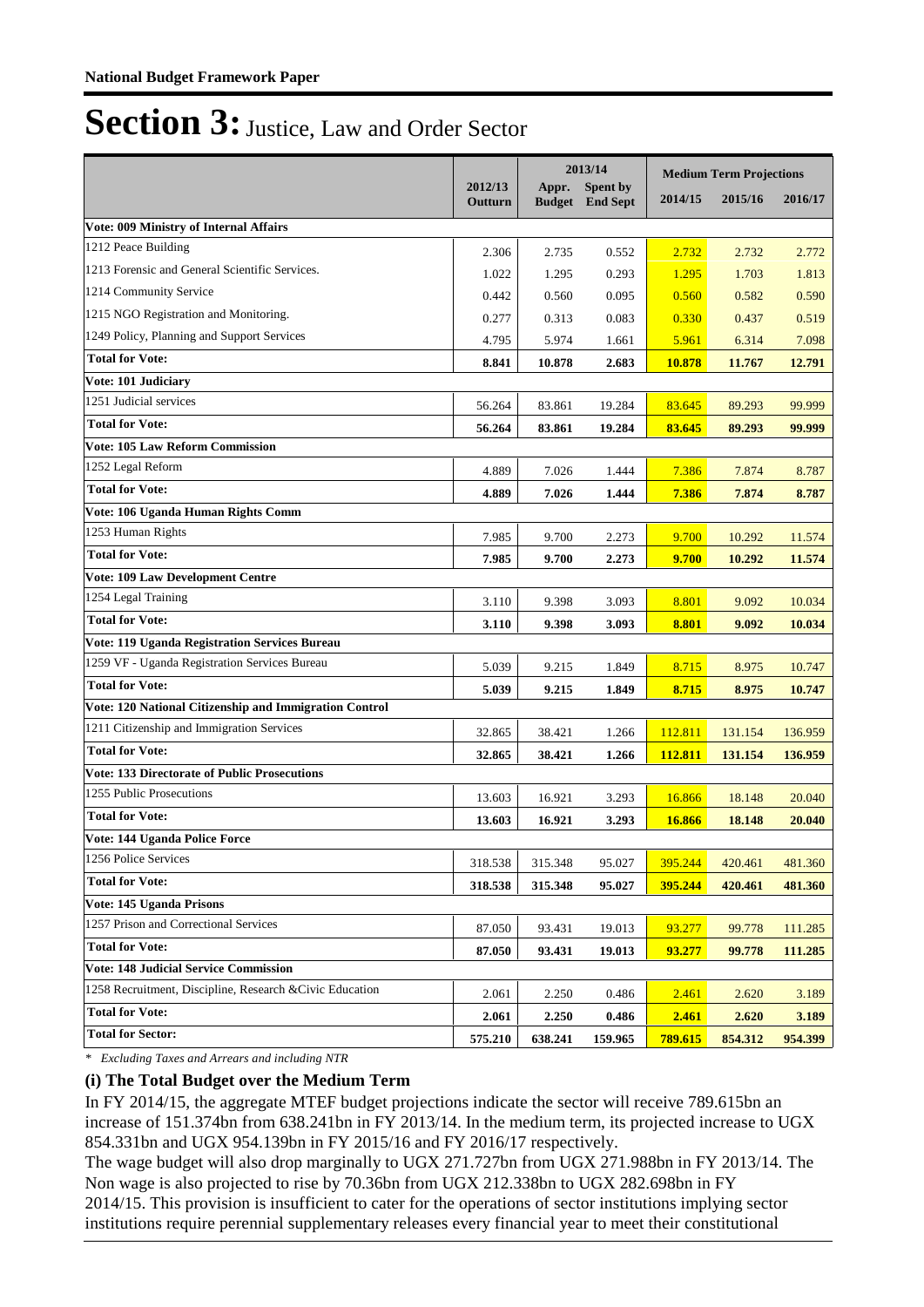# Section 3: Justice, Law and Order Sector

| | 2012/13 Outturn | 2013/14 Appr. Budget | 2013/14 Spent by End Sept | Medium Term Projections 2014/15 | Medium Term Projections 2015/16 | Medium Term Projections 2016/17 |
|---|---|---|---|---|---|---|
| **Vote: 009 Ministry of Internal Affairs** | | | | | | |
| 1212 Peace Building | 2.306 | 2.735 | 0.552 | 2.732 | 2.732 | 2.772 |
| 1213 Forensic and General Scientific Services. | 1.022 | 1.295 | 0.293 | 1.295 | 1.703 | 1.813 |
| 1214 Community Service | 0.442 | 0.560 | 0.095 | 0.560 | 0.582 | 0.590 |
| 1215 NGO Registration and Monitoring. | 0.277 | 0.313 | 0.083 | 0.330 | 0.437 | 0.519 |
| 1249 Policy, Planning and Support Services | 4.795 | 5.974 | 1.661 | 5.961 | 6.314 | 7.098 |
| **Total for Vote:** | **8.841** | **10.878** | **2.683** | **10.878** | **11.767** | **12.791** |
| **Vote: 101 Judiciary** | | | | | | |
| 1251 Judicial services | 56.264 | 83.861 | 19.284 | 83.645 | 89.293 | 99.999 |
| **Total for Vote:** | **56.264** | **83.861** | **19.284** | **83.645** | **89.293** | **99.999** |
| **Vote: 105 Law Reform Commission** | | | | | | |
| 1252 Legal Reform | 4.889 | 7.026 | 1.444 | 7.386 | 7.874 | 8.787 |
| **Total for Vote:** | **4.889** | **7.026** | **1.444** | **7.386** | **7.874** | **8.787** |
| **Vote: 106 Uganda Human Rights Comm** | | | | | | |
| 1253 Human Rights | 7.985 | 9.700 | 2.273 | 9.700 | 10.292 | 11.574 |
| **Total for Vote:** | **7.985** | **9.700** | **2.273** | **9.700** | **10.292** | **11.574** |
| **Vote: 109 Law Development Centre** | | | | | | |
| 1254 Legal Training | 3.110 | 9.398 | 3.093 | 8.801 | 9.092 | 10.034 |
| **Total for Vote:** | **3.110** | **9.398** | **3.093** | **8.801** | **9.092** | **10.034** |
| **Vote: 119 Uganda Registration Services Bureau** | | | | | | |
| 1259 VF - Uganda Registration Services Bureau | 5.039 | 9.215 | 1.849 | 8.715 | 8.975 | 10.747 |
| **Total for Vote:** | **5.039** | **9.215** | **1.849** | **8.715** | **8.975** | **10.747** |
| **Vote: 120 National Citizenship and Immigration Control** | | | | | | |
| 1211 Citizenship and Immigration Services | 32.865 | 38.421 | 1.266 | 112.811 | 131.154 | 136.959 |
| **Total for Vote:** | **32.865** | **38.421** | **1.266** | **112.811** | **131.154** | **136.959** |
| **Vote: 133 Directorate of Public Prosecutions** | | | | | | |
| 1255 Public Prosecutions | 13.603 | 16.921 | 3.293 | 16.866 | 18.148 | 20.040 |
| **Total for Vote:** | **13.603** | **16.921** | **3.293** | **16.866** | **18.148** | **20.040** |
| **Vote: 144 Uganda Police Force** | | | | | | |
| 1256 Police Services | 318.538 | 315.348 | 95.027 | 395.244 | 420.461 | 481.360 |
| **Total for Vote:** | **318.538** | **315.348** | **95.027** | **395.244** | **420.461** | **481.360** |
| **Vote: 145 Uganda Prisons** | | | | | | |
| 1257 Prison and Correctional Services | 87.050 | 93.431 | 19.013 | 93.277 | 99.778 | 111.285 |
| **Total for Vote:** | **87.050** | **93.431** | **19.013** | **93.277** | **99.778** | **111.285** |
| **Vote: 148 Judicial Service Commission** | | | | | | |
| 1258 Recruitment, Discipline, Research &Civic Education | 2.061 | 2.250 | 0.486 | 2.461 | 2.620 | 3.189 |
| **Total for Vote:** | **2.061** | **2.250** | **0.486** | **2.461** | **2.620** | **3.189** |
| **Total for Sector:** | **575.210** | **638.241** | **159.965** | **789.615** | **854.312** | **954.399** |

*\* Excluding Taxes and Arrears and including NTR*

### (i) The Total Budget over the Medium Term

In FY 2014/15, the aggregate MTEF budget projections indicate the sector will receive 789.615bn an increase of 151.374bn from 638.241bn in FY 2013/14. In the medium term, its projected increase to UGX 854.331bn and UGX 954.139bn in FY 2015/16 and FY 2016/17 respectively.

The wage budget will also drop marginally to UGX 271.727bn from UGX 271.988bn in FY 2013/14. The Non wage is also projected to rise by 70.36bn from UGX 212.338bn to UGX 282.698bn in FY 2014/15. This provision is insufficient to cater for the operations of sector institutions implying sector institutions require perennial supplementary releases every financial year to meet their constitutional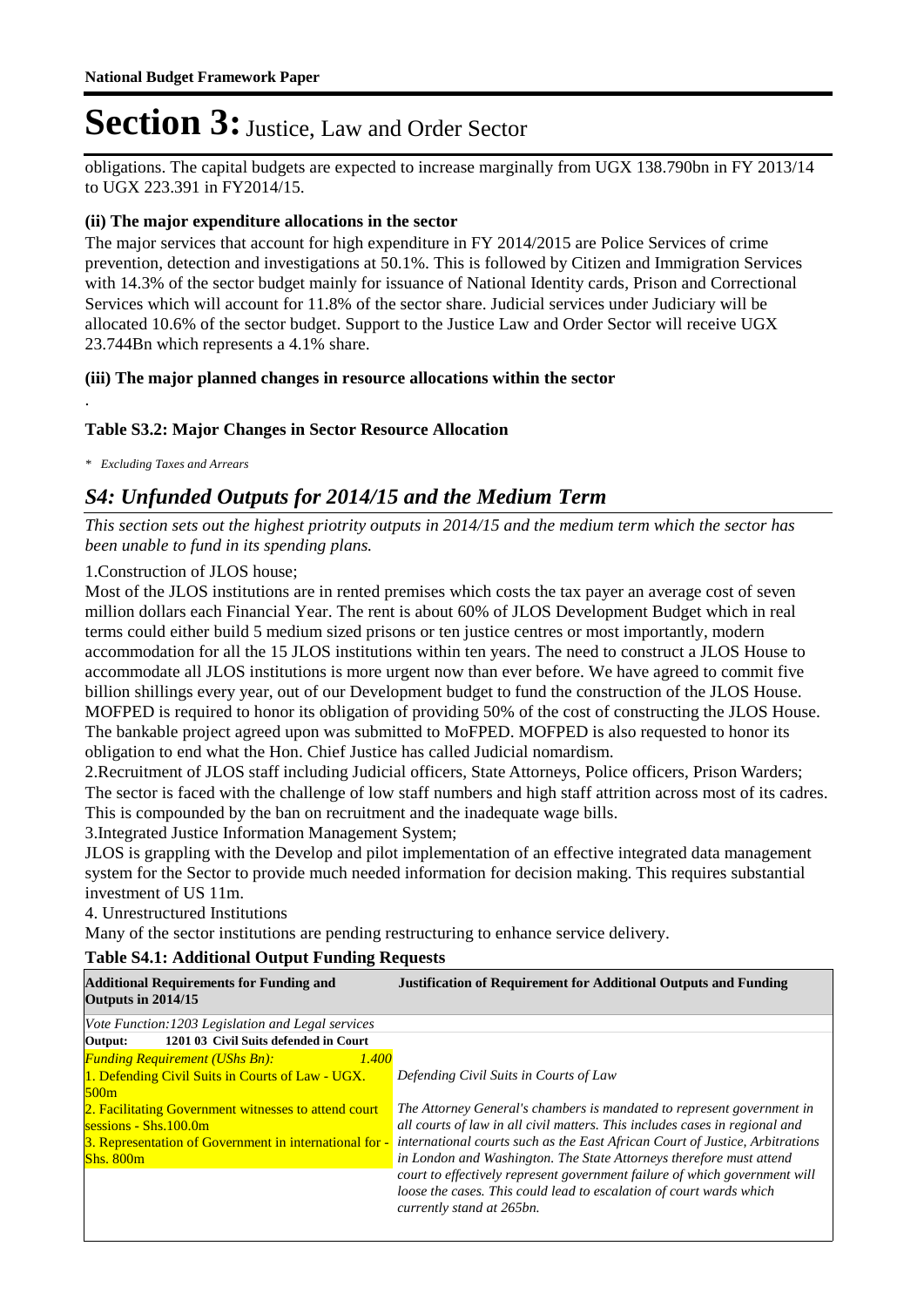# Section 3: Justice, Law and Order Sector

obligations. The capital budgets are expected to increase marginally from UGX 138.790bn in FY 2013/14 to UGX 223.391 in FY2014/15.

**(ii) The major expenditure allocations in the sector**

The major services that account for high expenditure in FY 2014/2015 are Police Services of crime prevention, detection and investigations at 50.1%. This is followed by Citizen and Immigration Services with 14.3% of the sector budget mainly for issuance of National Identity cards, Prison and Correctional Services which will account for 11.8% of the sector share. Judicial services under Judiciary will be allocated 10.6% of the sector budget. Support to the Justice Law and Order Sector will receive UGX 23.744Bn which represents a 4.1% share.

**(iii) The major planned changes in resource allocations within the sector**

.

**Table S3.2: Major Changes in Sector Resource Allocation**

*\* Excluding Taxes and Arrears*

## *S4: Unfunded Outputs for 2014/15 and the Medium Term*

*This section sets out the highest priotrity outputs in 2014/15 and the medium term which the sector has been unable to fund in its spending plans.*

1.Construction of JLOS house;

Most of the JLOS institutions are in rented premises which costs the tax payer an average cost of seven million dollars each Financial Year. The rent is about 60% of JLOS Development Budget which in real terms could either build 5 medium sized prisons or ten justice centres or most importantly, modern accommodation for all the 15 JLOS institutions within ten years. The need to construct a JLOS House to accommodate all JLOS institutions is more urgent now than ever before. We have agreed to commit five billion shillings every year, out of our Development budget to fund the construction of the JLOS House. MOFPED is required to honor its obligation of providing 50% of the cost of constructing the JLOS House. The bankable project agreed upon was submitted to MoFPED. MOFPED is also requested to honor its obligation to end what the Hon. Chief Justice has called Judicial nomardism.

2.Recruitment of JLOS staff including Judicial officers, State Attorneys, Police officers, Prison Warders;
The sector is faced with the challenge of low staff numbers and high staff attrition across most of its cadres. This is compounded by the ban on recruitment and the inadequate wage bills.

3.Integrated Justice Information Management System;

JLOS is grappling with the Develop and pilot implementation of an effective integrated data management system for the Sector to provide much needed information for decision making. This requires substantial investment of US 11m.

4. Unrestructured Institutions

Many of the sector institutions are pending restructuring to enhance service delivery.

**Table S4.1: Additional Output Funding Requests**

| **Additional Requirements for Funding and Outputs in 2014/15** | **Justification of Requirement for Additional Outputs and Funding** |
|---|---|
| *Vote Function:1203 Legislation and Legal services* | |
| **Output: 1201 03 Civil Suits defended in Court** | |
| *Funding Requirement (UShs Bn): 1.400* | |
| 1. Defending Civil Suits in Courts of Law - UGX. 500m | *Defending Civil Suits in Courts of Law* |
| 2. Facilitating Government witnesses to attend court sessions - Shs.100.0m<br>3. Representation of Government in international for - Shs. 800m | *The Attorney General's chambers is mandated to represent government in all courts of law in all civil matters. This includes cases in regional and international courts such as the East African Court of Justice, Arbitrations in London and Washington. The State Attorneys therefore must attend court to effectively represent government failure of which government will loose the cases. This could lead to escalation of court wards which currently stand at 265bn.* |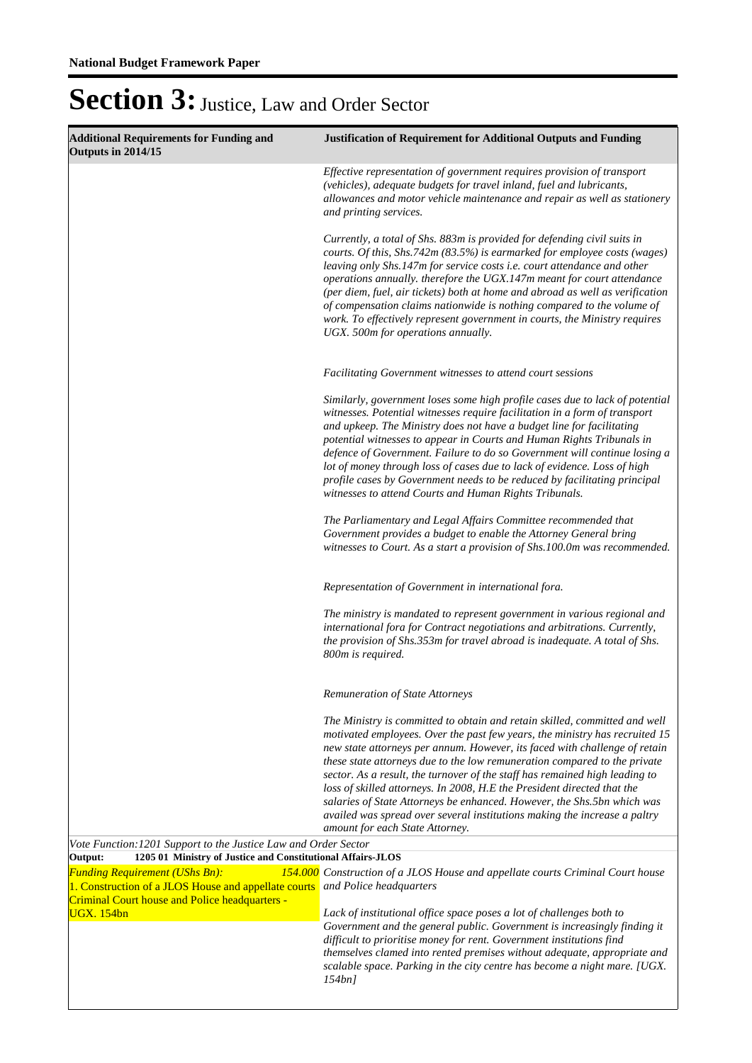**National Budget Framework Paper**

# Section 3: Justice, Law and Order Sector

| Additional Requirements for Funding and Outputs in 2014/15 | Justification of Requirement for Additional Outputs and Funding |
|---|---|
| | *Effective representation of government requires provision of transport (vehicles), adequate budgets for travel inland, fuel and lubricants, allowances and motor vehicle maintenance and repair as well as stationery and printing services.*<br><br>*Currently, a total of Shs. 883m is provided for defending civil suits in courts. Of this, Shs.742m (83.5%) is earmarked for employee costs (wages) leaving only Shs.147m for service costs i.e. court attendance and other operations annually. therefore the UGX.147m meant for court attendance (per diem, fuel, air tickets) both at home and abroad as well as verification of compensation claims nationwide is nothing compared to the volume of work. To effectively represent government in courts, the Ministry requires UGX. 500m for operations annually.*<br><br>*Facilitating Government witnesses to attend court sessions*<br><br>*Similarly, government loses some high profile cases due to lack of potential witnesses. Potential witnesses require facilitation in a form of transport and upkeep. The Ministry does not have a budget line for facilitating potential witnesses to appear in Courts and Human Rights Tribunals in defence of Government. Failure to do so Government will continue losing a lot of money through loss of cases due to lack of evidence. Loss of high profile cases by Government needs to be reduced by facilitating principal witnesses to attend Courts and Human Rights Tribunals.*<br><br>*The Parliamentary and Legal Affairs Committee recommended that Government provides a budget to enable the Attorney General bring witnesses to Court. As a start a provision of Shs.100.0m was recommended.*<br><br>*Representation of Government in international fora.*<br><br>*The ministry is mandated to represent government in various regional and international fora for Contract negotiations and arbitrations. Currently, the provision of Shs.353m for travel abroad is inadequate. A total of Shs. 800m is required.*<br><br>*Remuneration of State Attorneys*<br><br>*The Ministry is committed to obtain and retain skilled, committed and well motivated employees. Over the past few years, the ministry has recruited 15 new state attorneys per annum. However, its faced with challenge of retain these state attorneys due to the low remuneration compared to the private sector. As a result, the turnover of the staff has remained high leading to loss of skilled attorneys. In 2008, H.E the President directed that the salaries of State Attorneys be enhanced. However, the Shs.5bn which was availed was spread over several institutions making the increase a paltry amount for each State Attorney.* |

*Vote Function:1201 Support to the Justice Law and Order Sector*

**Output: 1205 01 Ministry of Justice and Constitutional Affairs-JLOS**

| | | |
|---|---|---|
| *Funding Requirement (UShs Bn):*<br>1. Construction of a JLOS House and appellate courts Criminal Court house and Police headquarters - UGX. 154bn | *154.000* | *Construction of a JLOS House and appellate courts Criminal Court house and Police headquarters*<br><br>*Lack of institutional office space poses a lot of challenges both to Government and the general public. Government is increasingly finding it difficult to prioritise money for rent. Government institutions find themselves clamed into rented premises without adequate, appropriate and scalable space. Parking in the city centre has become a night mare. [UGX. 154bn]* |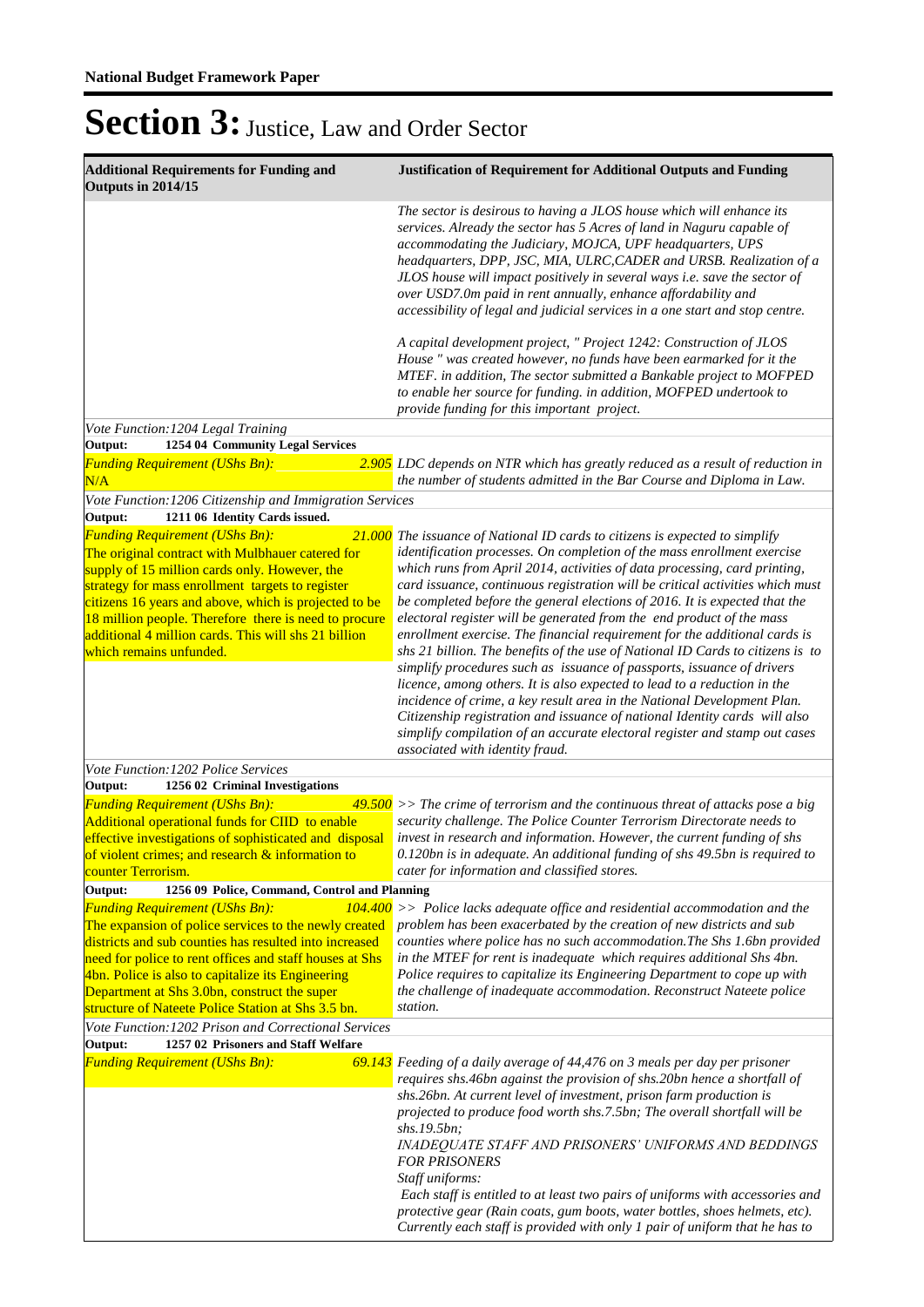**National Budget Framework Paper**

# Section 3: Justice, Law and Order Sector

| Additional Requirements for Funding and Outputs in 2014/15 | Justification of Requirement for Additional Outputs and Funding |
|---|---|
| | *The sector is desirous to having a JLOS house which will enhance its services. Already the sector has 5 Acres of land in Naguru capable of accommodating the Judiciary, MOJCA, UPF headquarters, UPS headquarters, DPP, JSC, MIA, ULRC,CADER and URSB. Realization of a JLOS house will impact positively in several ways i.e. save the sector of over USD7.0m paid in rent annually, enhance affordability and accessibility of legal and judicial services in a one start and stop centre.*<br><br>*A capital development project, " Project 1242: Construction of JLOS House " was created however, no funds have been earmarked for it the MTEF. in addition, The sector submitted a Bankable project to MOFPED to enable her source for funding. in addition, MOFPED undertook to provide funding for this important project.* |
| *Vote Function:1204 Legal Training* | |
| **Output: 1254 04 Community Legal Services** | |
| *Funding Requirement (UShs Bn):* *2.905*<br>N/A | *LDC depends on NTR which has greatly reduced as a result of reduction in the number of students admitted in the Bar Course and Diploma in Law.* |
| *Vote Function:1206 Citizenship and Immigration Services* | |
| **Output: 1211 06 Identity Cards issued.** | |
| *Funding Requirement (UShs Bn):* *21.000*<br>The original contract with Mulbhauer catered for supply of 15 million cards only. However, the strategy for mass enrollment targets to register citizens 16 years and above, which is projected to be 18 million people. Therefore there is need to procure additional 4 million cards. This will shs 21 billion which remains unfunded. | *The issuance of National ID cards to citizens is expected to simplify identification processes. On completion of the mass enrollment exercise which runs from April 2014, activities of data processing, card printing, card issuance, continuous registration will be critical activities which must be completed before the general elections of 2016. It is expected that the electoral register will be generated from the end product of the mass enrollment exercise. The financial requirement for the additional cards is shs 21 billion. The benefits of the use of National ID Cards to citizens is to simplify procedures such as issuance of passports, issuance of drivers licence, among others. It is also expected to lead to a reduction in the incidence of crime, a key result area in the National Development Plan. Citizenship registration and issuance of national Identity cards will also simplify compilation of an accurate electoral register and stamp out cases associated with identity fraud.* |
| *Vote Function:1202 Police Services* | |
| **Output: 1256 02 Criminal Investigations** | |
| *Funding Requirement (UShs Bn):* *49.500*<br>Additional operational funds for CIID to enable effective investigations of sophisticated and disposal of violent crimes; and research & information to counter Terrorism. | *>> The crime of terrorism and the continuous threat of attacks pose a big security challenge. The Police Counter Terrorism Directorate needs to invest in research and information. However, the current funding of shs 0.120bn is in adequate. An additional funding of shs 49.5bn is required to cater for information and classified stores.* |
| **Output: 1256 09 Police, Command, Control and Planning** | |
| *Funding Requirement (UShs Bn):* *104.400*<br>The expansion of police services to the newly created districts and sub counties has resulted into increased need for police to rent offices and staff houses at Shs 4bn. Police is also to capitalize its Engineering Department at Shs 3.0bn, construct the super structure of Nateete Police Station at Shs 3.5 bn. | *>> Police lacks adequate office and residential accommodation and the problem has been exacerbated by the creation of new districts and sub counties where police has no such accommodation.The Shs 1.6bn provided in the MTEF for rent is inadequate which requires additional Shs 4bn. Police requires to capitalize its Engineering Department to cope up with the challenge of inadequate accommodation. Reconstruct Nateete police station.* |
| *Vote Function:1202 Prison and Correctional Services* | |
| **Output: 1257 02 Prisoners and Staff Welfare** | |
| *Funding Requirement (UShs Bn):* *69.143* | *Feeding of a daily average of 44,476 on 3 meals per day per prisoner requires shs.46bn against the provision of shs.20bn hence a shortfall of shs.26bn. At current level of investment, prison farm production is projected to produce food worth shs.7.5bn; The overall shortfall will be shs.19.5bn;*<br>*INADEQUATE STAFF AND PRISONERS' UNIFORMS AND BEDDINGS FOR PRISONERS*<br>*Staff uniforms:*<br>*Each staff is entitled to at least two pairs of uniforms with accessories and protective gear (Rain coats, gum boots, water bottles, shoes helmets, etc). Currently each staff is provided with only 1 pair of uniform that he has to* |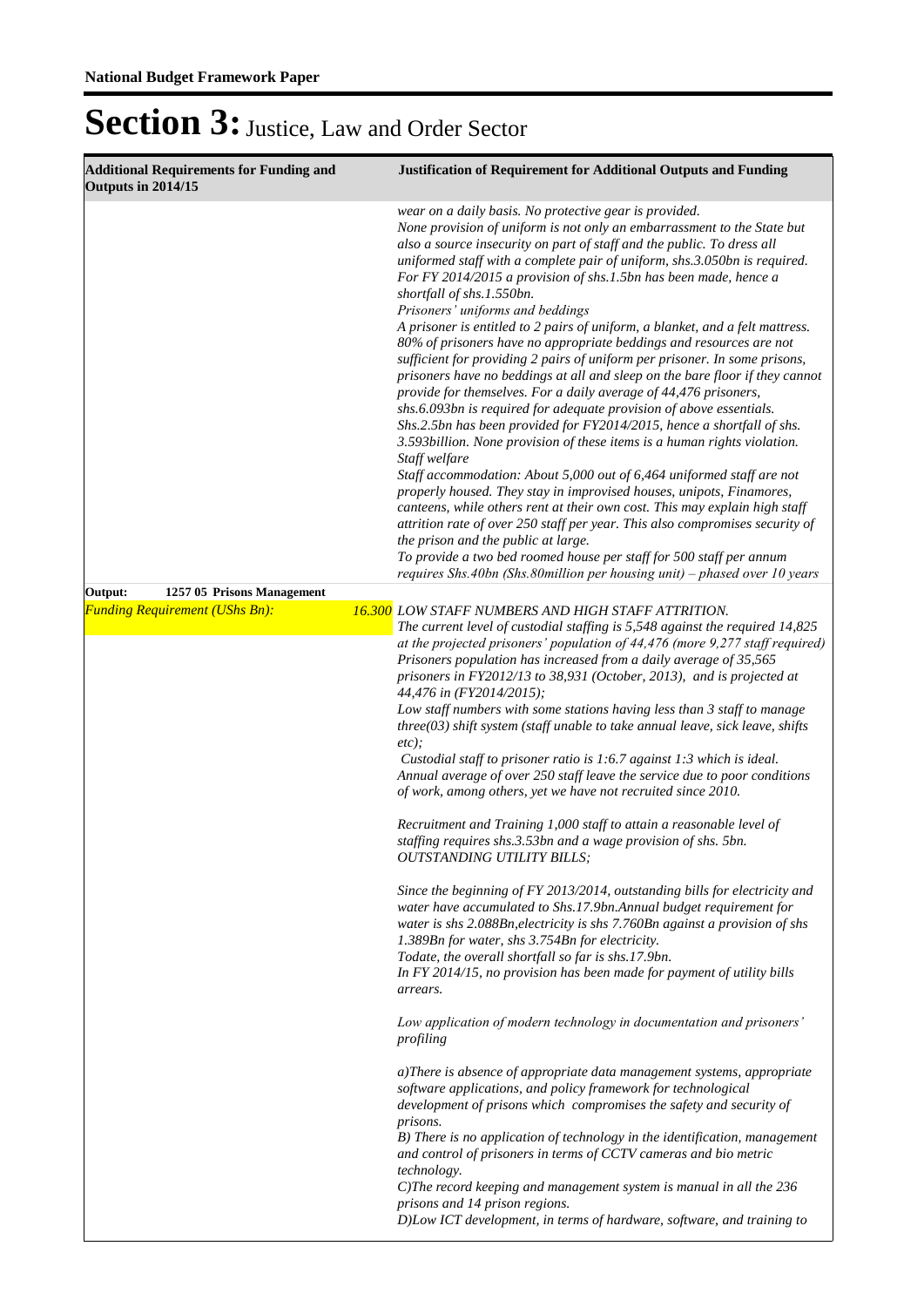# Section 3: Justice, Law and Order Sector

| Additional Requirements for Funding and Outputs in 2014/15 | Justification of Requirement for Additional Outputs and Funding |
|---|---|
| | *wear on a daily basis. No protective gear is provided.*<br>*None provision of uniform is not only an embarrassment to the State but also a source insecurity on part of staff and the public. To dress all uniformed staff with a complete pair of uniform, shs.3.050bn is required. For FY 2014/2015 a provision of shs.1.5bn has been made, hence a shortfall of shs.1.550bn.*<br>*Prisoners' uniforms and beddings*<br>*A prisoner is entitled to 2 pairs of uniform, a blanket, and a felt mattress. 80% of prisoners have no appropriate beddings and resources are not sufficient for providing 2 pairs of uniform per prisoner. In some prisons, prisoners have no beddings at all and sleep on the bare floor if they cannot provide for themselves. For a daily average of 44,476 prisoners, shs.6.093bn is required for adequate provision of above essentials. Shs.2.5bn has been provided for FY2014/2015, hence a shortfall of shs. 3.593billion. None provision of these items is a human rights violation.*<br>*Staff welfare*<br>*Staff accommodation: About 5,000 out of 6,464 uniformed staff are not properly housed. They stay in improvised houses, unipots, Finamores, canteens, while others rent at their own cost. This may explain high staff attrition rate of over 250 staff per year. This also compromises security of the prison and the public at large.*<br>*To provide a two bed roomed house per staff for 500 staff per annum requires Shs.40bn (Shs.80million per housing unit) – phased over 10 years* |
| **Output: 1257 05 Prisons Management** | |
| *Funding Requirement (UShs Bn):* *16.300* | *LOW STAFF NUMBERS AND HIGH STAFF ATTRITION.*<br>*The current level of custodial staffing is 5,548 against the required 14,825 at the projected prisoners' population of 44,476 (more 9,277 staff required)*<br>*Prisoners population has increased from a daily average of 35,565 prisoners in FY2012/13 to 38,931 (October, 2013), and is projected at 44,476 in (FY2014/2015);*<br>*Low staff numbers with some stations having less than 3 staff to manage three(03) shift system (staff unable to take annual leave, sick leave, shifts etc);*<br>*Custodial staff to prisoner ratio is 1:6.7 against 1:3 which is ideal. Annual average of over 250 staff leave the service due to poor conditions of work, among others, yet we have not recruited since 2010.*<br><br>*Recruitment and Training 1,000 staff to attain a reasonable level of staffing requires shs.3.53bn and a wage provision of shs. 5bn.*<br>*OUTSTANDING UTILITY BILLS;*<br><br>*Since the beginning of FY 2013/2014, outstanding bills for electricity and water have accumulated to Shs.17.9bn.Annual budget requirement for water is shs 2.088Bn,electricity is shs 7.760Bn against a provision of shs 1.389Bn for water, shs 3.754Bn for electricity.*<br>*Todate, the overall shortfall so far is shs.17.9bn.*<br>*In FY 2014/15, no provision has been made for payment of utility bills arrears.*<br><br>*Low application of modern technology in documentation and prisoners' profiling*<br><br>*a)There is absence of appropriate data management systems, appropriate software applications, and policy framework for technological development of prisons which compromises the safety and security of prisons.*<br>*B) There is no application of technology in the identification, management and control of prisoners in terms of CCTV cameras and bio metric technology.*<br>*C)The record keeping and management system is manual in all the 236 prisons and 14 prison regions.*<br>*D)Low ICT development, in terms of hardware, software, and training to* |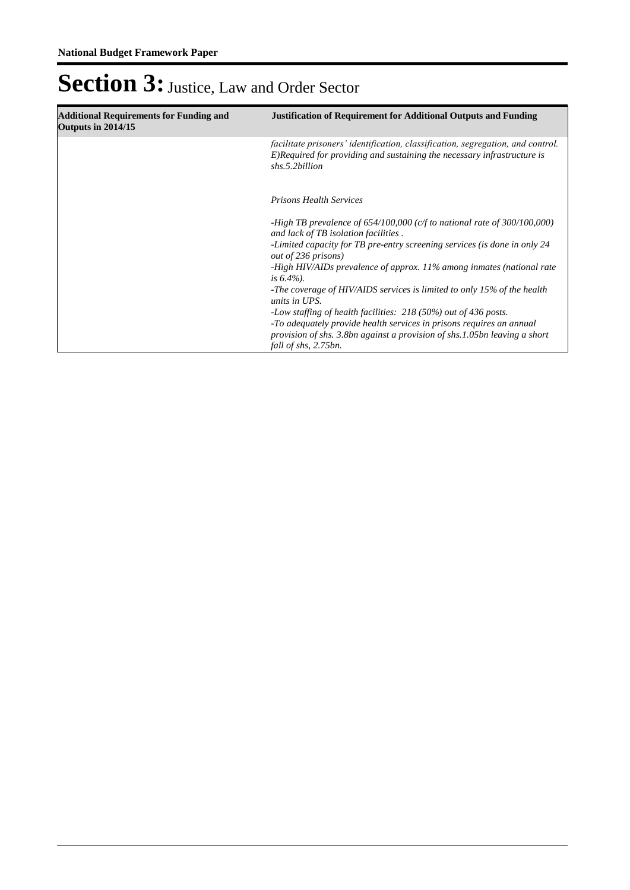# Section 3: Justice, Law and Order Sector

| Additional Requirements for Funding and Outputs in 2014/15 | Justice, Law and Order Sector Justification of Requirement for Additional Outputs and Funding |
|---|---|
| | *facilitate prisoners' identification, classification, segregation, and control. E)Required for providing and sustaining the necessary infrastructure is shs.5.2billion*<br><br>*Prisons Health Services*<br><br>*-High TB prevalence of 654/100,000 (c/f to national rate of 300/100,000) and lack of TB isolation facilities .*<br>*-Limited capacity for TB pre-entry screening services (is done in only 24 out of 236 prisons)*<br>*-High HIV/AIDs prevalence of approx. 11% among inmates (national rate is 6.4%).*<br>*-The coverage of HIV/AIDS services is limited to only 15% of the health units in UPS.*<br>*-Low staffing of health facilities: 218 (50%) out of 436 posts.*<br>*-To adequately provide health services in prisons requires an annual provision of shs. 3.8bn against a provision of shs.1.05bn leaving a short fall of shs, 2.75bn.* |